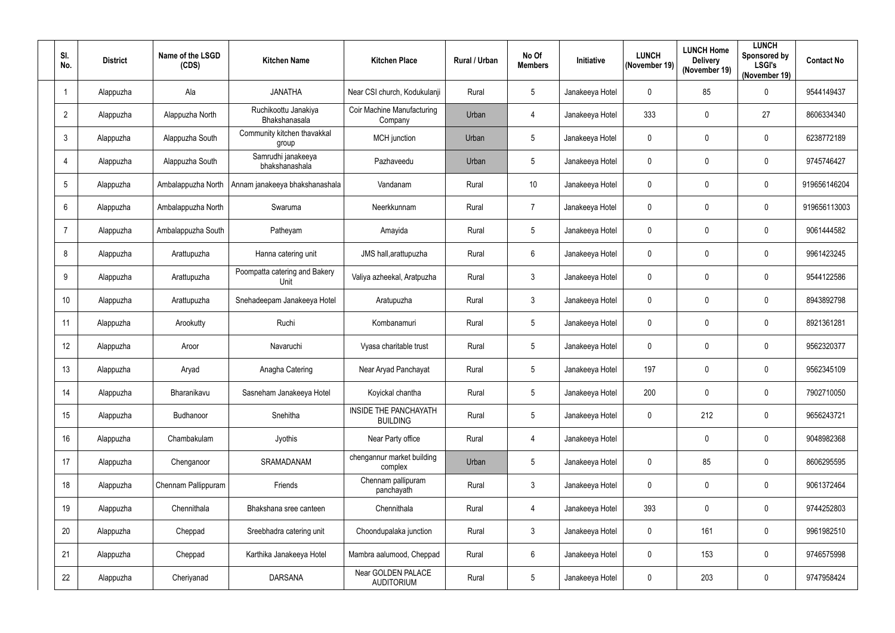| Sl. No. | District | Name of the LSGD (CDS) | Kitchen Name | Kitchen Place | Rural / Urban | No Of Members | Initiative | LUNCH (November 19) | LUNCH Home Delivery (November 19) | LUNCH Sponsored by LSGI's (November 19) | Contact No |
|---|---|---|---|---|---|---|---|---|---|---|---|
| 1 | Alappuzha | Ala | JANATHA | Near CSI church, Kodukulanji | Rural | 5 | Janakeeya Hotel | 0 | 85 | 0 | 9544149437 |
| 2 | Alappuzha | Alappuzha North | Ruchikoottu Janakiya Bhakshanasala | Coir Machine Manufacturing Company | Urban | 4 | Janakeeya Hotel | 333 | 0 | 27 | 8606334340 |
| 3 | Alappuzha | Alappuzha South | Community kitchen thavakkal group | MCH junction | Urban | 5 | Janakeeya Hotel | 0 | 0 | 0 | 6238772189 |
| 4 | Alappuzha | Alappuzha South | Samrudhi janakeeya bhakshanashala | Pazhaveedu | Urban | 5 | Janakeeya Hotel | 0 | 0 | 0 | 9745746427 |
| 5 | Alappuzha | Ambalappuzha North | Annam janakeeya bhakshanashala | Vandanam | Rural | 10 | Janakeeya Hotel | 0 | 0 | 0 | 919656146204 |
| 6 | Alappuzha | Ambalappuzha North | Swaruma | Neerkkunnam | Rural | 7 | Janakeeya Hotel | 0 | 0 | 0 | 919656113003 |
| 7 | Alappuzha | Ambalappuzha South | Patheyam | Amayida | Rural | 5 | Janakeeya Hotel | 0 | 0 | 0 | 9061444582 |
| 8 | Alappuzha | Arattupuzha | Hanna catering unit | JMS hall,arattupuzha | Rural | 6 | Janakeeya Hotel | 0 | 0 | 0 | 9961423245 |
| 9 | Alappuzha | Arattupuzha | Poompatta catering and Bakery Unit | Valiya azheekal, Aratpuzha | Rural | 3 | Janakeeya Hotel | 0 | 0 | 0 | 9544122586 |
| 10 | Alappuzha | Arattupuzha | Snehadeepam Janakeeya Hotel | Aratupuzha | Rural | 3 | Janakeeya Hotel | 0 | 0 | 0 | 8943892798 |
| 11 | Alappuzha | Arookutty | Ruchi | Kombanamuri | Rural | 5 | Janakeeya Hotel | 0 | 0 | 0 | 8921361281 |
| 12 | Alappuzha | Aroor | Navaruchi | Vyasa charitable trust | Rural | 5 | Janakeeya Hotel | 0 | 0 | 0 | 9562320377 |
| 13 | Alappuzha | Aryad | Anagha Catering | Near Aryad Panchayat | Rural | 5 | Janakeeya Hotel | 197 | 0 | 0 | 9562345109 |
| 14 | Alappuzha | Bharanikavu | Sasneham Janakeeya Hotel | Koyickal chantha | Rural | 5 | Janakeeya Hotel | 200 | 0 | 0 | 7902710050 |
| 15 | Alappuzha | Budhanoor | Snehitha | INSIDE THE PANCHAYATH BUILDING | Rural | 5 | Janakeeya Hotel | 0 | 212 | 0 | 9656243721 |
| 16 | Alappuzha | Chambakulam | Jyothis | Near Party office | Rural | 4 | Janakeeya Hotel | | 0 | 0 | 9048982368 |
| 17 | Alappuzha | Chenganoor | SRAMADANAM | chengannur market building complex | Urban | 5 | Janakeeya Hotel | 0 | 85 | 0 | 8606295595 |
| 18 | Alappuzha | Chennam Pallippuram | Friends | Chennam pallipuram panchayath | Rural | 3 | Janakeeya Hotel | 0 | 0 | 0 | 9061372464 |
| 19 | Alappuzha | Chennithala | Bhakshana sree canteen | Chennithala | Rural | 4 | Janakeeya Hotel | 393 | 0 | 0 | 9744252803 |
| 20 | Alappuzha | Cheppad | Sreebhadra catering unit | Choondupalaka junction | Rural | 3 | Janakeeya Hotel | 0 | 161 | 0 | 9961982510 |
| 21 | Alappuzha | Cheppad | Karthika Janakeeya Hotel | Mambra aalumood, Cheppad | Rural | 6 | Janakeeya Hotel | 0 | 153 | 0 | 9746575998 |
| 22 | Alappuzha | Cheriyanad | DARSANA | Near GOLDEN PALACE AUDITORIUM | Rural | 5 | Janakeeya Hotel | 0 | 203 | 0 | 9747958424 |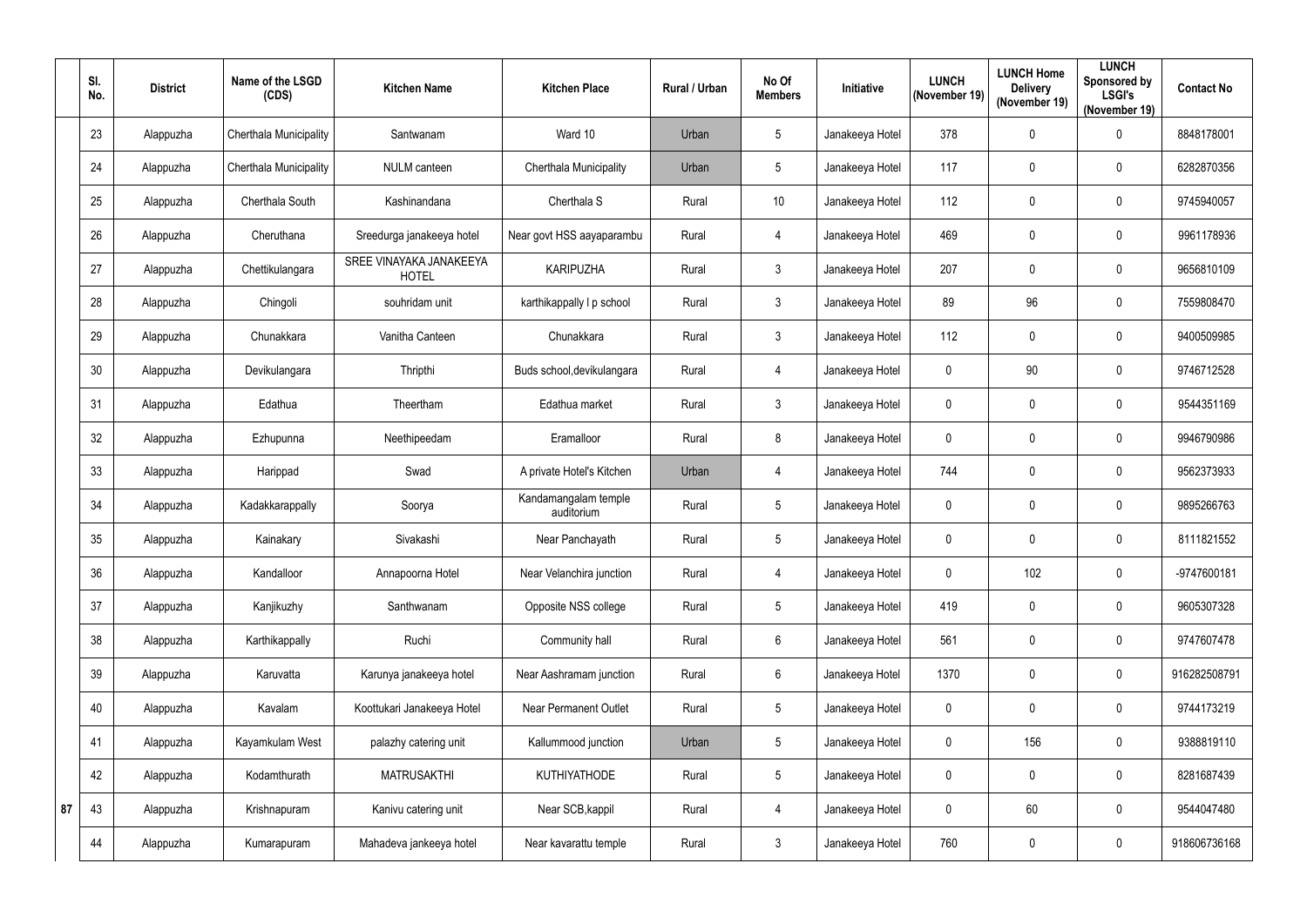| | Sl. No. | District | Name of the LSGD (CDS) | Kitchen Name | Kitchen Place | Rural / Urban | No Of Members | Initiative | LUNCH (November 19) | LUNCH Home Delivery (November 19) | LUNCH Sponsored by LSGI's (November 19) | Contact No |
|---|---|---|---|---|---|---|---|---|---|---|---|---|
| | 23 | Alappuzha | Cherthala Municipality | Santwanam | Ward 10 | Urban | 5 | Janakeeya Hotel | 378 | 0 | 0 | 8848178001 |
| | 24 | Alappuzha | Cherthala Municipality | NULM canteen | Cherthala Municipality | Urban | 5 | Janakeeya Hotel | 117 | 0 | 0 | 6282870356 |
| | 25 | Alappuzha | Cherthala South | Kashinandana | Cherthala S | Rural | 10 | Janakeeya Hotel | 112 | 0 | 0 | 9745940057 |
| | 26 | Alappuzha | Cheruthana | Sreedurga janakeeya hotel | Near govt HSS aayaparambu | Rural | 4 | Janakeeya Hotel | 469 | 0 | 0 | 9961178936 |
| | 27 | Alappuzha | Chettikulangara | SREE VINAYAKA JANAKEEYA HOTEL | KARIPUZHA | Rural | 3 | Janakeeya Hotel | 207 | 0 | 0 | 9656810109 |
| | 28 | Alappuzha | Chingoli | souhridam unit | karthikappally l p school | Rural | 3 | Janakeeya Hotel | 89 | 96 | 0 | 7559808470 |
| | 29 | Alappuzha | Chunakkara | Vanitha Canteen | Chunakkara | Rural | 3 | Janakeeya Hotel | 112 | 0 | 0 | 9400509985 |
| | 30 | Alappuzha | Devikulangara | Thripthi | Buds school,devikulangara | Rural | 4 | Janakeeya Hotel | 0 | 90 | 0 | 9746712528 |
| | 31 | Alappuzha | Edathua | Theertham | Edathua market | Rural | 3 | Janakeeya Hotel | 0 | 0 | 0 | 9544351169 |
| | 32 | Alappuzha | Ezhupunna | Neethipeedam | Eramalloor | Rural | 8 | Janakeeya Hotel | 0 | 0 | 0 | 9946790986 |
| | 33 | Alappuzha | Harippad | Swad | A private Hotel's Kitchen | Urban | 4 | Janakeeya Hotel | 744 | 0 | 0 | 9562373933 |
| | 34 | Alappuzha | Kadakkarappally | Soorya | Kandamangalam temple auditorium | Rural | 5 | Janakeeya Hotel | 0 | 0 | 0 | 9895266763 |
| | 35 | Alappuzha | Kainakary | Sivakashi | Near Panchayath | Rural | 5 | Janakeeya Hotel | 0 | 0 | 0 | 8111821552 |
| | 36 | Alappuzha | Kandalloor | Annapoorna Hotel | Near Velanchira junction | Rural | 4 | Janakeeya Hotel | 0 | 102 | 0 | -9747600181 |
| | 37 | Alappuzha | Kanjikuzhy | Santhwanam | Opposite NSS college | Rural | 5 | Janakeeya Hotel | 419 | 0 | 0 | 9605307328 |
| | 38 | Alappuzha | Karthikappally | Ruchi | Community hall | Rural | 6 | Janakeeya Hotel | 561 | 0 | 0 | 9747607478 |
| | 39 | Alappuzha | Karuvatta | Karunya janakeeya hotel | Near Aashramam junction | Rural | 6 | Janakeeya Hotel | 1370 | 0 | 0 | 916282508791 |
| | 40 | Alappuzha | Kavalam | Koottukari Janakeeya Hotel | Near Permanent Outlet | Rural | 5 | Janakeeya Hotel | 0 | 0 | 0 | 9744173219 |
| | 41 | Alappuzha | Kayamkulam West | palazhy catering unit | Kallummood junction | Urban | 5 | Janakeeya Hotel | 0 | 156 | 0 | 9388819110 |
| | 42 | Alappuzha | Kodamthurath | MATRUSAKTHI | KUTHIYATHODE | Rural | 5 | Janakeeya Hotel | 0 | 0 | 0 | 8281687439 |
| 87 | 43 | Alappuzha | Krishnapuram | Kanivu catering unit | Near SCB,kappil | Rural | 4 | Janakeeya Hotel | 0 | 60 | 0 | 9544047480 |
| | 44 | Alappuzha | Kumarapuram | Mahadeva jankeeya hotel | Near kavarattu temple | Rural | 3 | Janakeeya Hotel | 760 | 0 | 0 | 918606736168 |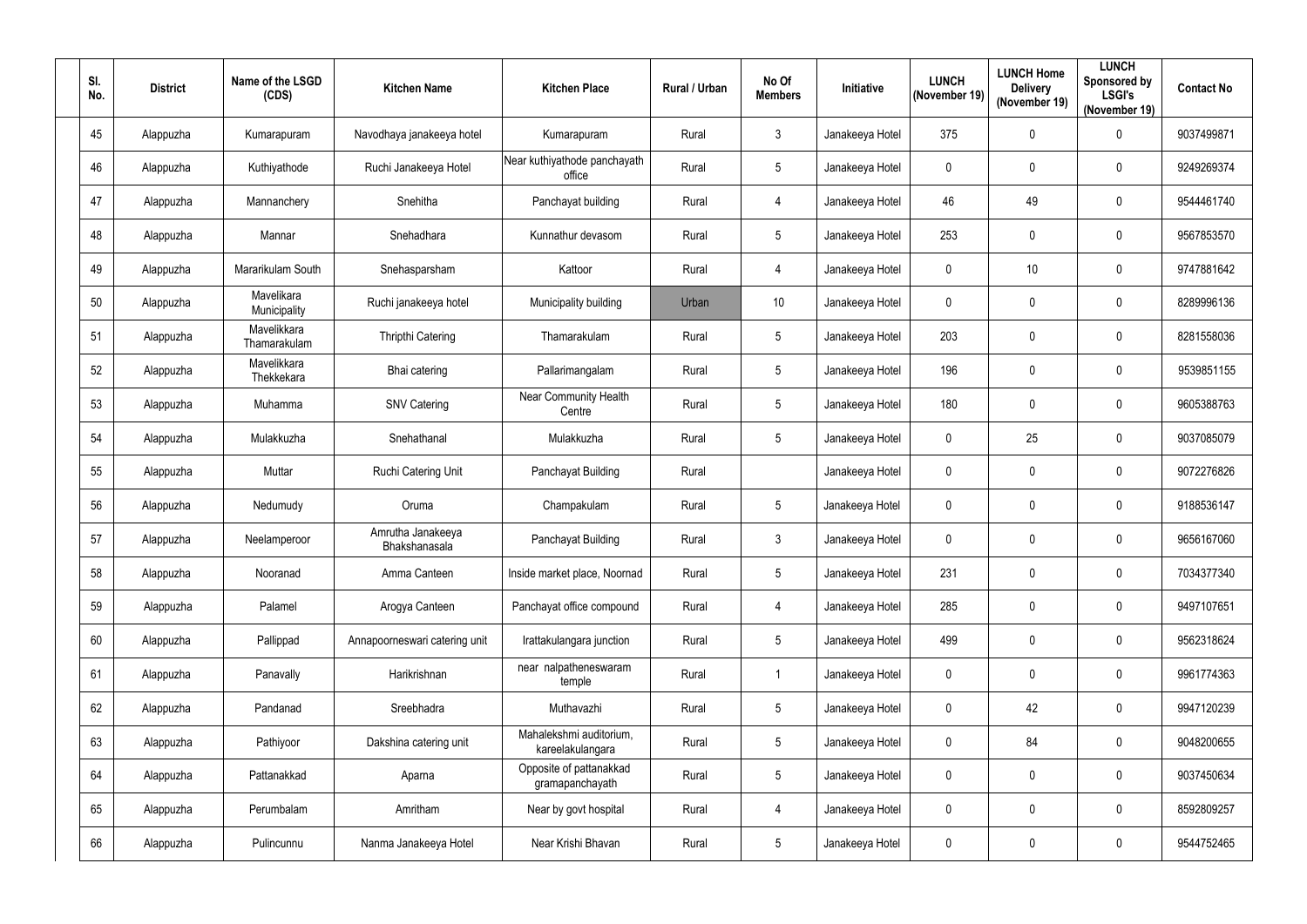| Sl. No. | District | Name of the LSGD (CDS) | Kitchen Name | Kitchen Place | Rural / Urban | No Of Members | Initiative | LUNCH (November 19) | LUNCH Home Delivery (November 19) | LUNCH Sponsored by LSGI's (November 19) | Contact No |
|---|---|---|---|---|---|---|---|---|---|---|---|
| 45 | Alappuzha | Kumarapuram | Navodhaya janakeeya hotel | Kumarapuram | Rural | 3 | Janakeeya Hotel | 375 | 0 | 0 | 9037499871 |
| 46 | Alappuzha | Kuthiyathode | Ruchi Janakeeya Hotel | Near kuthiyathode panchayath office | Rural | 5 | Janakeeya Hotel | 0 | 0 | 0 | 9249269374 |
| 47 | Alappuzha | Mannanchery | Snehitha | Panchayat building | Rural | 4 | Janakeeya Hotel | 46 | 49 | 0 | 9544461740 |
| 48 | Alappuzha | Mannar | Snehadhara | Kunnathur devasom | Rural | 5 | Janakeeya Hotel | 253 | 0 | 0 | 9567853570 |
| 49 | Alappuzha | Mararikulam South | Snehasparsham | Kattoor | Rural | 4 | Janakeeya Hotel | 0 | 10 | 0 | 9747881642 |
| 50 | Alappuzha | Mavelikara Municipality | Ruchi janakeeya hotel | Municipality building | Urban | 10 | Janakeeya Hotel | 0 | 0 | 0 | 8289996136 |
| 51 | Alappuzha | Mavelikkara Thamarakulam | Thripthi Catering | Thamarakulam | Rural | 5 | Janakeeya Hotel | 203 | 0 | 0 | 8281558036 |
| 52 | Alappuzha | Mavelikkara Thekkekara | Bhai catering | Pallarimangalam | Rural | 5 | Janakeeya Hotel | 196 | 0 | 0 | 9539851155 |
| 53 | Alappuzha | Muhamma | SNV Catering | Near Community Health Centre | Rural | 5 | Janakeeya Hotel | 180 | 0 | 0 | 9605388763 |
| 54 | Alappuzha | Mulakkuzha | Snehathanal | Mulakkuzha | Rural | 5 | Janakeeya Hotel | 0 | 25 | 0 | 9037085079 |
| 55 | Alappuzha | Muttar | Ruchi Catering Unit | Panchayat Building | Rural | | Janakeeya Hotel | 0 | 0 | 0 | 9072276826 |
| 56 | Alappuzha | Nedumudy | Oruma | Champakulam | Rural | 5 | Janakeeya Hotel | 0 | 0 | 0 | 9188536147 |
| 57 | Alappuzha | Neelamperoor | Amrutha Janakeeya Bhakshanasala | Panchayat Building | Rural | 3 | Janakeeya Hotel | 0 | 0 | 0 | 9656167060 |
| 58 | Alappuzha | Nooranad | Amma Canteen | Inside market place, Noornad | Rural | 5 | Janakeeya Hotel | 231 | 0 | 0 | 7034377340 |
| 59 | Alappuzha | Palamel | Arogya Canteen | Panchayat office compound | Rural | 4 | Janakeeya Hotel | 285 | 0 | 0 | 9497107651 |
| 60 | Alappuzha | Pallippad | Annapoorneswari catering unit | Irattakulangara junction | Rural | 5 | Janakeeya Hotel | 499 | 0 | 0 | 9562318624 |
| 61 | Alappuzha | Panavally | Harikrishnan | near nalpatheneswaram temple | Rural | 1 | Janakeeya Hotel | 0 | 0 | 0 | 9961774363 |
| 62 | Alappuzha | Pandanad | Sreebhadra | Muthavazhi | Rural | 5 | Janakeeya Hotel | 0 | 42 | 0 | 9947120239 |
| 63 | Alappuzha | Pathiyoor | Dakshina catering unit | Mahalekshmi auditorium, kareelakulangara | Rural | 5 | Janakeeya Hotel | 0 | 84 | 0 | 9048200655 |
| 64 | Alappuzha | Pattanakkad | Aparna | Opposite of pattanakkad gramapanchayath | Rural | 5 | Janakeeya Hotel | 0 | 0 | 0 | 9037450634 |
| 65 | Alappuzha | Perumbalam | Amritham | Near by govt hospital | Rural | 4 | Janakeeya Hotel | 0 | 0 | 0 | 8592809257 |
| 66 | Alappuzha | Pulincunnu | Nanma Janakeeya Hotel | Near Krishi Bhavan | Rural | 5 | Janakeeya Hotel | 0 | 0 | 0 | 9544752465 |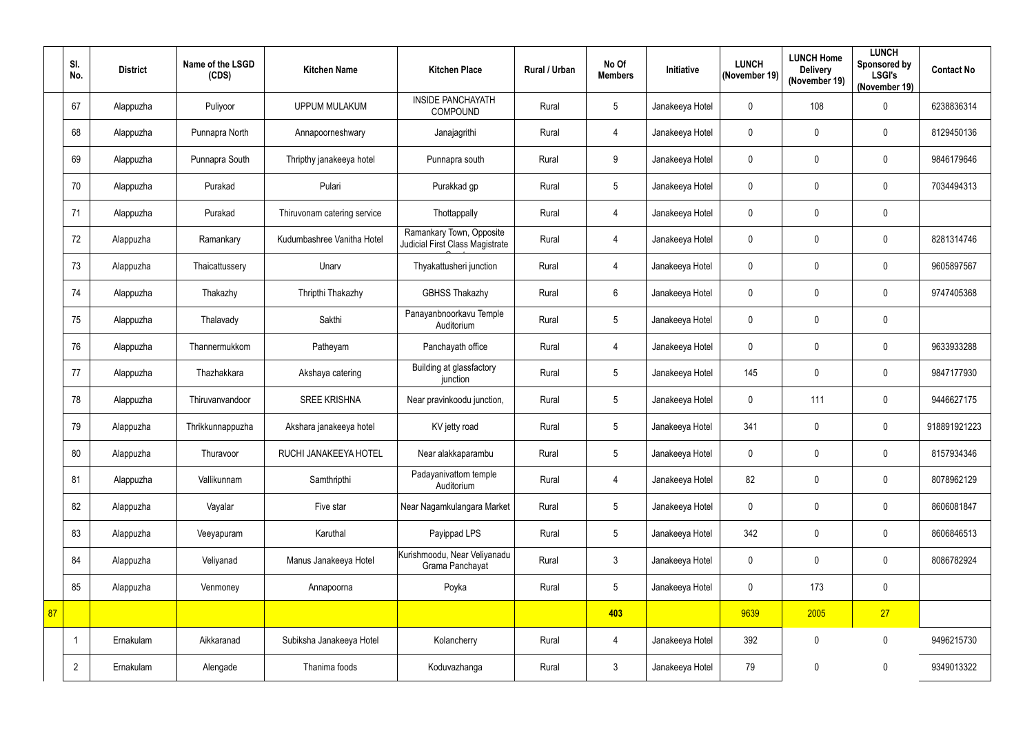| | Sl. No. | District | Name of the LSGD (CDS) | Kitchen Name | Kitchen Place | Rural / Urban | No Of Members | Initiative | LUNCH (November 19) | LUNCH Home Delivery (November 19) | LUNCH Sponsored by LSGI's (November 19) | Contact No |
|---|---|---|---|---|---|---|---|---|---|---|---|---|
| | 67 | Alappuzha | Puliyoor | UPPUM MULAKUM | INSIDE PANCHAYATH COMPOUND | Rural | 5 | Janakeeya Hotel | 0 | 108 | 0 | 6238836314 |
| | 68 | Alappuzha | Punnapra North | Annapoorneshwary | Janajagrithi | Rural | 4 | Janakeeya Hotel | 0 | 0 | 0 | 8129450136 |
| | 69 | Alappuzha | Punnapra South | Thripthy janakeeya hotel | Punnapra south | Rural | 9 | Janakeeya Hotel | 0 | 0 | 0 | 9846179646 |
| | 70 | Alappuzha | Purakad | Pulari | Purakkad gp | Rural | 5 | Janakeeya Hotel | 0 | 0 | 0 | 7034494313 |
| | 71 | Alappuzha | Purakad | Thiruvonam catering service | Thottappally | Rural | 4 | Janakeeya Hotel | 0 | 0 | 0 | |
| | 72 | Alappuzha | Ramankary | Kudumbashree Vanitha Hotel | Ramankary Town, Opposite Judicial First Class Magistrate Court | Rural | 4 | Janakeeya Hotel | 0 | 0 | 0 | 8281314746 |
| | 73 | Alappuzha | Thaicattussery | Unarv | Thyakattusheri junction | Rural | 4 | Janakeeya Hotel | 0 | 0 | 0 | 9605897567 |
| | 74 | Alappuzha | Thakazhy | Thripthi Thakazhy | GBHSS Thakazhy | Rural | 6 | Janakeeya Hotel | 0 | 0 | 0 | 9747405368 |
| | 75 | Alappuzha | Thalavady | Sakthi | Panayanbnoorkavu Temple Auditorium | Rural | 5 | Janakeeya Hotel | 0 | 0 | 0 | |
| | 76 | Alappuzha | Thannermukkom | Patheyam | Panchayath office | Rural | 4 | Janakeeya Hotel | 0 | 0 | 0 | 9633933288 |
| | 77 | Alappuzha | Thazhakkara | Akshaya catering | Building at glassfactory junction | Rural | 5 | Janakeeya Hotel | 145 | 0 | 0 | 9847177930 |
| | 78 | Alappuzha | Thiruvanvandoor | SREE KRISHNA | Near pravinkoodu junction, | Rural | 5 | Janakeeya Hotel | 0 | 111 | 0 | 9446627175 |
| | 79 | Alappuzha | Thrikkunnappuzha | Akshara janakeeya hotel | KV jetty road | Rural | 5 | Janakeeya Hotel | 341 | 0 | 0 | 918891921223 |
| | 80 | Alappuzha | Thuravoor | RUCHI JANAKEEYA HOTEL | Near alakkaparambu | Rural | 5 | Janakeeya Hotel | 0 | 0 | 0 | 8157934346 |
| | 81 | Alappuzha | Vallikunnam | Samthripthi | Padayanivattom temple Auditorium | Rural | 4 | Janakeeya Hotel | 82 | 0 | 0 | 8078962129 |
| | 82 | Alappuzha | Vayalar | Five star | Near Nagamkulangara Market | Rural | 5 | Janakeeya Hotel | 0 | 0 | 0 | 8606081847 |
| | 83 | Alappuzha | Veeyapuram | Karuthal | Payippad LPS | Rural | 5 | Janakeeya Hotel | 342 | 0 | 0 | 8606846513 |
| | 84 | Alappuzha | Veliyanad | Manus Janakeeya Hotel | Kurishmoodu, Near Veliyanadu Grama Panchayat | Rural | 3 | Janakeeya Hotel | 0 | 0 | 0 | 8086782924 |
| | 85 | Alappuzha | Venmoney | Annapoorna | Poyka | Rural | 5 | Janakeeya Hotel | 0 | 173 | 0 | |
| 87 | | | | | | | 403 | | 9639 | 2005 | 27 | |
| | 1 | Ernakulam | Aikkaranad | Subiksha Janakeeya Hotel | Kolancherry | Rural | 4 | Janakeeya Hotel | 392 | 0 | 0 | 9496215730 |
| | 2 | Ernakulam | Alengade | Thanima foods | Koduvazhanga | Rural | 3 | Janakeeya Hotel | 79 | 0 | 0 | 9349013322 |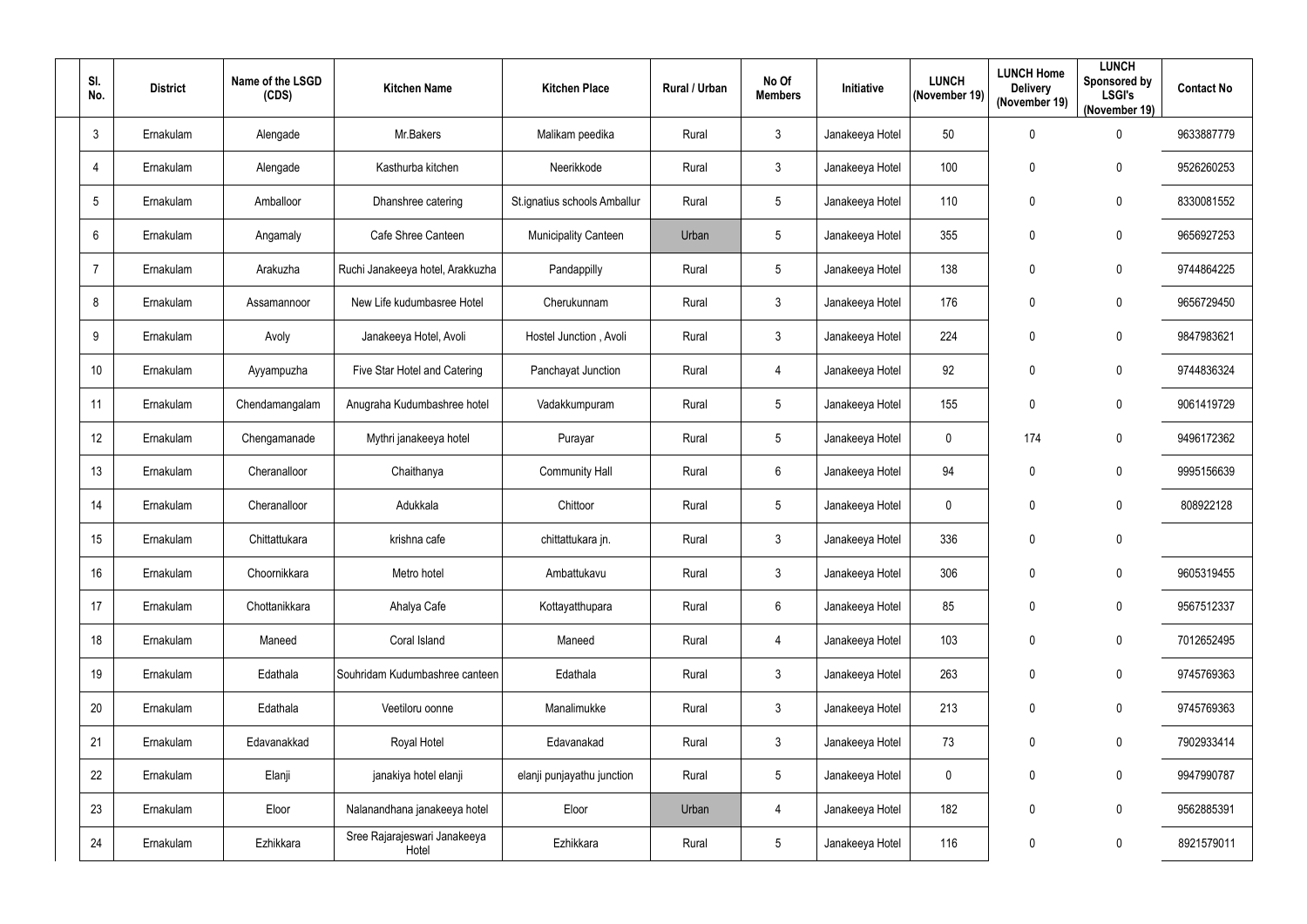| Sl. No. | District | Name of the LSGD (CDS) | Kitchen Name | Kitchen Place | Rural / Urban | No Of Members | Initiative | LUNCH (November 19) | LUNCH Home Delivery (November 19) | LUNCH Sponsored by LSGI's (November 19) | Contact No |
|---|---|---|---|---|---|---|---|---|---|---|---|
| 3 | Ernakulam | Alengade | Mr.Bakers | Malikam peedika | Rural | 3 | Janakeeya Hotel | 50 | 0 | 0 | 9633887779 |
| 4 | Ernakulam | Alengade | Kasthurba kitchen | Neerikkode | Rural | 3 | Janakeeya Hotel | 100 | 0 | 0 | 9526260253 |
| 5 | Ernakulam | Amballoor | Dhanshree catering | St.ignatius schools Amballur | Rural | 5 | Janakeeya Hotel | 110 | 0 | 0 | 8330081552 |
| 6 | Ernakulam | Angamaly | Cafe Shree Canteen | Municipality Canteen | Urban | 5 | Janakeeya Hotel | 355 | 0 | 0 | 9656927253 |
| 7 | Ernakulam | Arakuzha | Ruchi Janakeeya hotel, Arakkuzha | Pandappilly | Rural | 5 | Janakeeya Hotel | 138 | 0 | 0 | 9744864225 |
| 8 | Ernakulam | Assamannoor | New Life kudumbasree Hotel | Cherukunnam | Rural | 3 | Janakeeya Hotel | 176 | 0 | 0 | 9656729450 |
| 9 | Ernakulam | Avoly | Janakeeya Hotel, Avoli | Hostel Junction , Avoli | Rural | 3 | Janakeeya Hotel | 224 | 0 | 0 | 9847983621 |
| 10 | Ernakulam | Ayyampuzha | Five Star Hotel and Catering | Panchayat Junction | Rural | 4 | Janakeeya Hotel | 92 | 0 | 0 | 9744836324 |
| 11 | Ernakulam | Chendamangalam | Anugraha Kudumbashree hotel | Vadakkumpuram | Rural | 5 | Janakeeya Hotel | 155 | 0 | 0 | 9061419729 |
| 12 | Ernakulam | Chengamanade | Mythri janakeeya hotel | Purayar | Rural | 5 | Janakeeya Hotel | 0 | 174 | 0 | 9496172362 |
| 13 | Ernakulam | Cheranalloor | Chaithanya | Community Hall | Rural | 6 | Janakeeya Hotel | 94 | 0 | 0 | 9995156639 |
| 14 | Ernakulam | Cheranalloor | Adukkala | Chittoor | Rural | 5 | Janakeeya Hotel | 0 | 0 | 0 | 808922128 |
| 15 | Ernakulam | Chittattukara | krishna cafe | chittattukara jn. | Rural | 3 | Janakeeya Hotel | 336 | 0 | 0 | |
| 16 | Ernakulam | Choornikkara | Metro hotel | Ambattukavu | Rural | 3 | Janakeeya Hotel | 306 | 0 | 0 | 9605319455 |
| 17 | Ernakulam | Chottanikkara | Ahalya Cafe | Kottayatthupara | Rural | 6 | Janakeeya Hotel | 85 | 0 | 0 | 9567512337 |
| 18 | Ernakulam | Maneed | Coral Island | Maneed | Rural | 4 | Janakeeya Hotel | 103 | 0 | 0 | 7012652495 |
| 19 | Ernakulam | Edathala | Souhridam Kudumbashree canteen | Edathala | Rural | 3 | Janakeeya Hotel | 263 | 0 | 0 | 9745769363 |
| 20 | Ernakulam | Edathala | Veetiloru oonne | Manalimukke | Rural | 3 | Janakeeya Hotel | 213 | 0 | 0 | 9745769363 |
| 21 | Ernakulam | Edavanakkad | Royal Hotel | Edavanakad | Rural | 3 | Janakeeya Hotel | 73 | 0 | 0 | 7902933414 |
| 22 | Ernakulam | Elanji | janakiya hotel elanji | elanji punjayathu junction | Rural | 5 | Janakeeya Hotel | 0 | 0 | 0 | 9947990787 |
| 23 | Ernakulam | Eloor | Nalanandhana janakeeya hotel | Eloor | Urban | 4 | Janakeeya Hotel | 182 | 0 | 0 | 9562885391 |
| 24 | Ernakulam | Ezhikkara | Sree Rajarajeswari Janakeeya Hotel | Ezhikkara | Rural | 5 | Janakeeya Hotel | 116 | 0 | 0 | 8921579011 |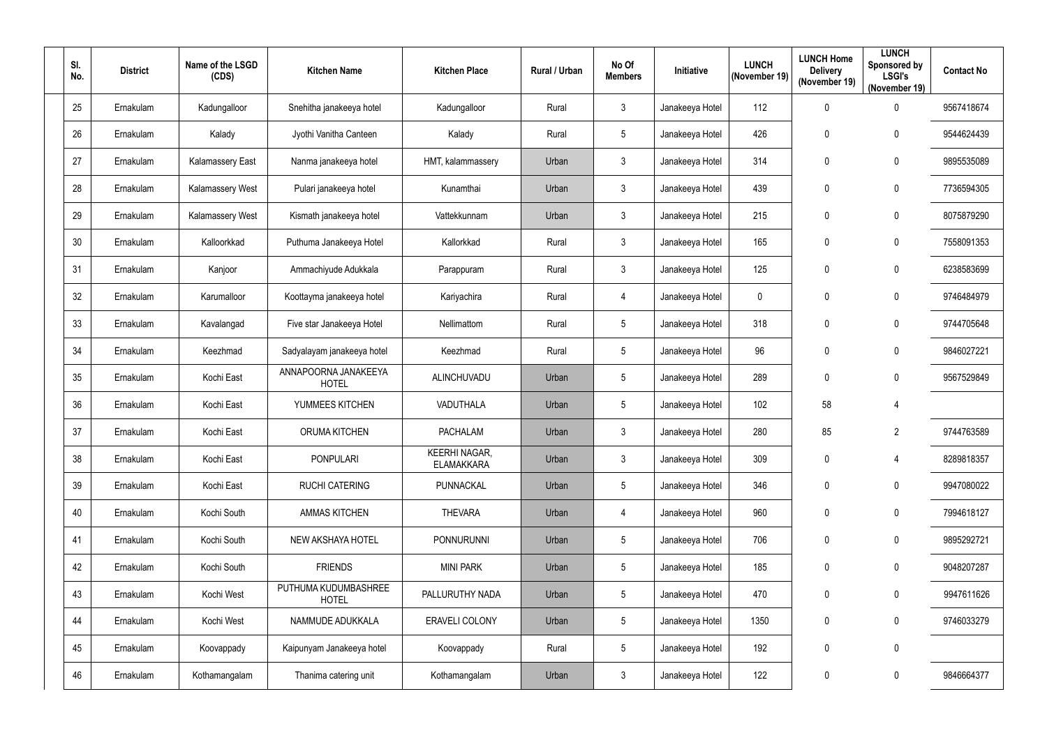| Sl. No. | District | Name of the LSGD (CDS) | Kitchen Name | Kitchen Place | Rural / Urban | No Of Members | Initiative | LUNCH (November 19) | LUNCH Home Delivery (November 19) | LUNCH Sponsored by LSGI's (November 19) | Contact No |
|---|---|---|---|---|---|---|---|---|---|---|---|
| 25 | Ernakulam | Kadungalloor | Snehitha janakeeya hotel | Kadungalloor | Rural | 3 | Janakeeya Hotel | 112 | 0 | 0 | 9567418674 |
| 26 | Ernakulam | Kalady | Jyothi Vanitha Canteen | Kalady | Rural | 5 | Janakeeya Hotel | 426 | 0 | 0 | 9544624439 |
| 27 | Ernakulam | Kalamassery East | Nanma janakeeya hotel | HMT, kalammassery | Urban | 3 | Janakeeya Hotel | 314 | 0 | 0 | 9895535089 |
| 28 | Ernakulam | Kalamassery West | Pulari janakeeya hotel | Kunamthai | Urban | 3 | Janakeeya Hotel | 439 | 0 | 0 | 7736594305 |
| 29 | Ernakulam | Kalamassery West | Kismath janakeeya hotel | Vattekkunnam | Urban | 3 | Janakeeya Hotel | 215 | 0 | 0 | 8075879290 |
| 30 | Ernakulam | Kalloorkkad | Puthuma Janakeeya Hotel | Kallorkkad | Rural | 3 | Janakeeya Hotel | 165 | 0 | 0 | 7558091353 |
| 31 | Ernakulam | Kanjoor | Ammachiyude Adukkala | Parappuram | Rural | 3 | Janakeeya Hotel | 125 | 0 | 0 | 6238583699 |
| 32 | Ernakulam | Karumalloor | Koottayma janakeeya hotel | Kariyachira | Rural | 4 | Janakeeya Hotel | 0 | 0 | 0 | 9746484979 |
| 33 | Ernakulam | Kavalangad | Five star Janakeeya Hotel | Nellimattom | Rural | 5 | Janakeeya Hotel | 318 | 0 | 0 | 9744705648 |
| 34 | Ernakulam | Keezhmad | Sadyalayam janakeeya hotel | Keezhmad | Rural | 5 | Janakeeya Hotel | 96 | 0 | 0 | 9846027221 |
| 35 | Ernakulam | Kochi East | ANNAPOORNA JANAKEEYA HOTEL | ALINCHUVADU | Urban | 5 | Janakeeya Hotel | 289 | 0 | 0 | 9567529849 |
| 36 | Ernakulam | Kochi East | YUMMEES KITCHEN | VADUTHALA | Urban | 5 | Janakeeya Hotel | 102 | 58 | 4 | |
| 37 | Ernakulam | Kochi East | ORUMA KITCHEN | PACHALAM | Urban | 3 | Janakeeya Hotel | 280 | 85 | 2 | 9744763589 |
| 38 | Ernakulam | Kochi East | PONPULARI | KEERHI NAGAR, ELAMAKKARA | Urban | 3 | Janakeeya Hotel | 309 | 0 | 4 | 8289818357 |
| 39 | Ernakulam | Kochi East | RUCHI CATERING | PUNNACKAL | Urban | 5 | Janakeeya Hotel | 346 | 0 | 0 | 9947080022 |
| 40 | Ernakulam | Kochi South | AMMAS KITCHEN | THEVARA | Urban | 4 | Janakeeya Hotel | 960 | 0 | 0 | 7994618127 |
| 41 | Ernakulam | Kochi South | NEW AKSHAYA HOTEL | PONNURUNNI | Urban | 5 | Janakeeya Hotel | 706 | 0 | 0 | 9895292721 |
| 42 | Ernakulam | Kochi South | FRIENDS | MINI PARK | Urban | 5 | Janakeeya Hotel | 185 | 0 | 0 | 9048207287 |
| 43 | Ernakulam | Kochi West | PUTHUMA KUDUMBASHREE HOTEL | PALLURUTHY NADA | Urban | 5 | Janakeeya Hotel | 470 | 0 | 0 | 9947611626 |
| 44 | Ernakulam | Kochi West | NAMMUDE ADUKKALA | ERAVELI COLONY | Urban | 5 | Janakeeya Hotel | 1350 | 0 | 0 | 9746033279 |
| 45 | Ernakulam | Koovappady | Kaipunyam Janakeeya hotel | Koovappady | Rural | 5 | Janakeeya Hotel | 192 | 0 | 0 | |
| 46 | Ernakulam | Kothamangalam | Thanima catering unit | Kothamangalam | Urban | 3 | Janakeeya Hotel | 122 | 0 | 0 | 9846664377 |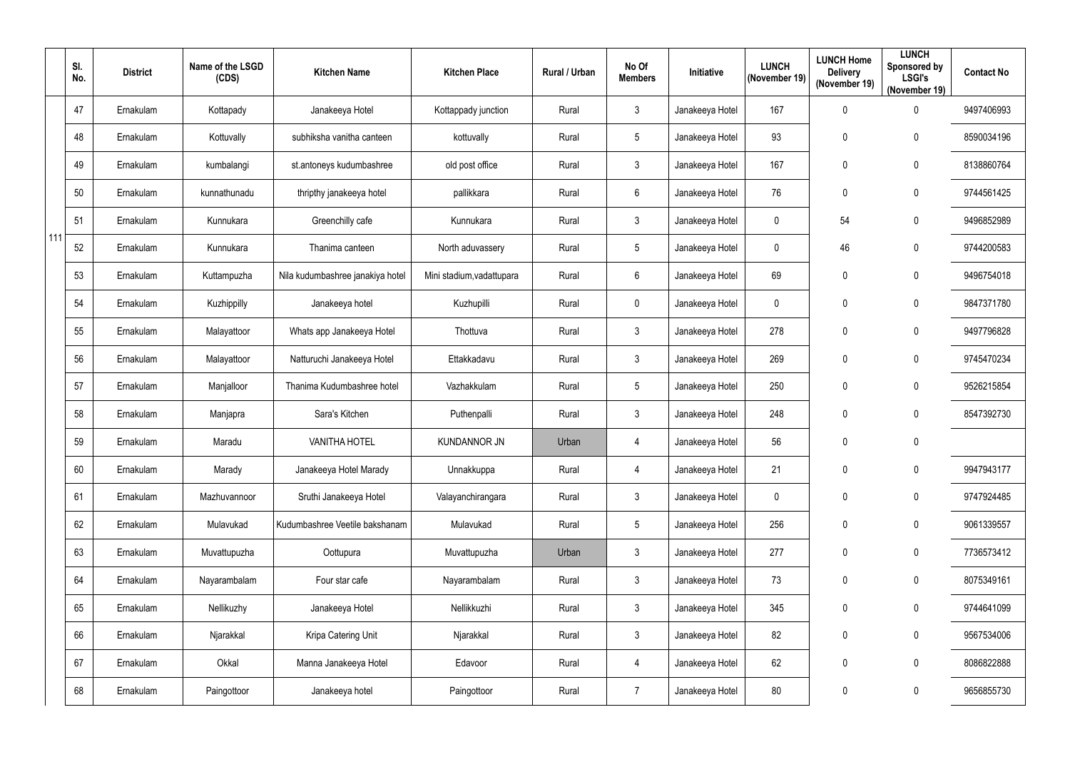| | Sl. No. | District | Name of the LSGD (CDS) | Kitchen Name | Kitchen Place | Rural / Urban | No Of Members | Initiative | LUNCH (November 19) | LUNCH Home Delivery (November 19) | LUNCH Sponsored by LSGI's (November 19) | Contact No |
|---|---|---|---|---|---|---|---|---|---|---|---|---|
| 111 | 47 | Ernakulam | Kottapady | Janakeeya Hotel | Kottappady junction | Rural | 3 | Janakeeya Hotel | 167 | 0 | 0 | 9497406993 |
| | 48 | Ernakulam | Kottuvally | subhiksha vanitha canteen | kottuvally | Rural | 5 | Janakeeya Hotel | 93 | 0 | 0 | 8590034196 |
| | 49 | Ernakulam | kumbalangi | st.antoneys kudumbashree | old post office | Rural | 3 | Janakeeya Hotel | 167 | 0 | 0 | 8138860764 |
| | 50 | Ernakulam | kunnathunadu | thripthy janakeeya hotel | pallikkara | Rural | 6 | Janakeeya Hotel | 76 | 0 | 0 | 9744561425 |
| | 51 | Ernakulam | Kunnukara | Greenchilly cafe | Kunnukara | Rural | 3 | Janakeeya Hotel | 0 | 54 | 0 | 9496852989 |
| | 52 | Ernakulam | Kunnukara | Thanima canteen | North aduvassery | Rural | 5 | Janakeeya Hotel | 0 | 46 | 0 | 9744200583 |
| | 53 | Ernakulam | Kuttampuzha | Nila kudumbashree janakiya hotel | Mini stadium,vadattupara | Rural | 6 | Janakeeya Hotel | 69 | 0 | 0 | 9496754018 |
| | 54 | Ernakulam | Kuzhippilly | Janakeeya hotel | Kuzhupilli | Rural | 0 | Janakeeya Hotel | 0 | 0 | 0 | 9847371780 |
| | 55 | Ernakulam | Malayattoor | Whats app Janakeeya Hotel | Thottuva | Rural | 3 | Janakeeya Hotel | 278 | 0 | 0 | 9497796828 |
| | 56 | Ernakulam | Malayattoor | Natturuchi Janakeeya Hotel | Ettakkadavu | Rural | 3 | Janakeeya Hotel | 269 | 0 | 0 | 9745470234 |
| | 57 | Ernakulam | Manjalloor | Thanima Kudumbashree hotel | Vazhakkulam | Rural | 5 | Janakeeya Hotel | 250 | 0 | 0 | 9526215854 |
| | 58 | Ernakulam | Manjapra | Sara's Kitchen | Puthenpalli | Rural | 3 | Janakeeya Hotel | 248 | 0 | 0 | 8547392730 |
| | 59 | Ernakulam | Maradu | VANITHA HOTEL | KUNDANNOR JN | Urban | 4 | Janakeeya Hotel | 56 | 0 | 0 | |
| | 60 | Ernakulam | Marady | Janakeeya Hotel Marady | Unnakkuppa | Rural | 4 | Janakeeya Hotel | 21 | 0 | 0 | 9947943177 |
| | 61 | Ernakulam | Mazhuvannoor | Sruthi Janakeeya Hotel | Valayanchirangara | Rural | 3 | Janakeeya Hotel | 0 | 0 | 0 | 9747924485 |
| | 62 | Ernakulam | Mulavukad | Kudumbashree Veetile bakshanam | Mulavukad | Rural | 5 | Janakeeya Hotel | 256 | 0 | 0 | 9061339557 |
| | 63 | Ernakulam | Muvattupuzha | Oottupura | Muvattupuzha | Urban | 3 | Janakeeya Hotel | 277 | 0 | 0 | 7736573412 |
| | 64 | Ernakulam | Nayarambalam | Four star cafe | Nayarambalam | Rural | 3 | Janakeeya Hotel | 73 | 0 | 0 | 8075349161 |
| | 65 | Ernakulam | Nellikuzhy | Janakeeya Hotel | Nellikkuzhi | Rural | 3 | Janakeeya Hotel | 345 | 0 | 0 | 9744641099 |
| | 66 | Ernakulam | Njarakkal | Kripa Catering Unit | Njarakkal | Rural | 3 | Janakeeya Hotel | 82 | 0 | 0 | 9567534006 |
| | 67 | Ernakulam | Okkal | Manna Janakeeya Hotel | Edavoor | Rural | 4 | Janakeeya Hotel | 62 | 0 | 0 | 8086822888 |
| | 68 | Ernakulam | Paingottoor | Janakeeya hotel | Paingottoor | Rural | 7 | Janakeeya Hotel | 80 | 0 | 0 | 9656855730 |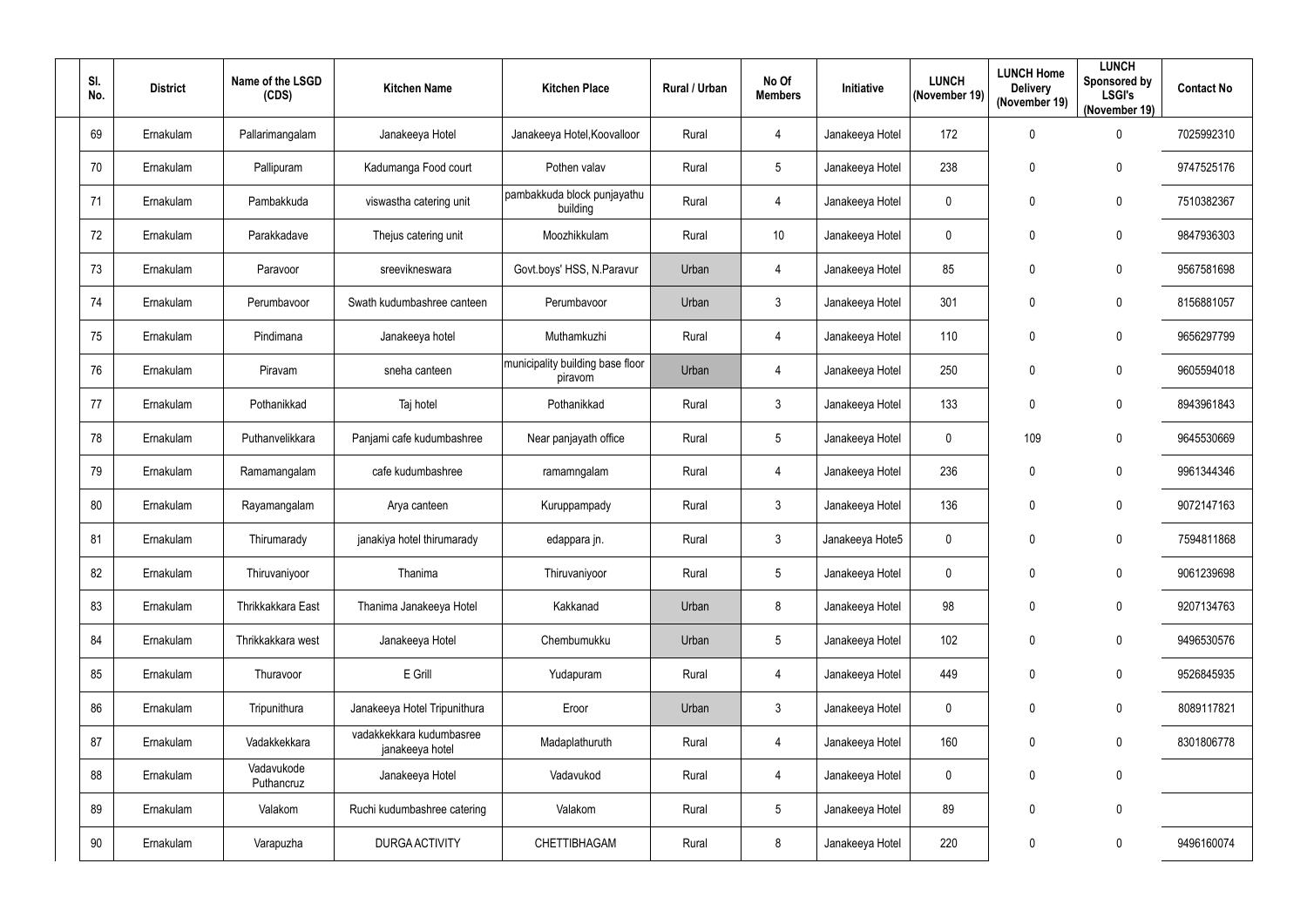| Sl. No. | District | Name of the LSGD (CDS) | Kitchen Name | Kitchen Place | Rural / Urban | No Of Members | Initiative | LUNCH (November 19) | LUNCH Home Delivery (November 19) | LUNCH Sponsored by LSGI's (November 19) | Contact No |
|---|---|---|---|---|---|---|---|---|---|---|---|
| 69 | Ernakulam | Pallarimangalam | Janakeeya Hotel | Janakeeya Hotel,Koovalloor | Rural | 4 | Janakeeya Hotel | 172 | 0 | 0 | 7025992310 |
| 70 | Ernakulam | Pallipuram | Kadumanga Food court | Pothen valav | Rural | 5 | Janakeeya Hotel | 238 | 0 | 0 | 9747525176 |
| 71 | Ernakulam | Pambakkuda | viswastha catering unit | pambakkuda block punjayathu building | Rural | 4 | Janakeeya Hotel | 0 | 0 | 0 | 7510382367 |
| 72 | Ernakulam | Parakkadave | Thejus catering unit | Moozhikkulam | Rural | 10 | Janakeeya Hotel | 0 | 0 | 0 | 9847936303 |
| 73 | Ernakulam | Paravoor | sreevikneswara | Govt.boys' HSS, N.Paravur | Urban | 4 | Janakeeya Hotel | 85 | 0 | 0 | 9567581698 |
| 74 | Ernakulam | Perumbavoor | Swath kudumbashree canteen | Perumbavoor | Urban | 3 | Janakeeya Hotel | 301 | 0 | 0 | 8156881057 |
| 75 | Ernakulam | Pindimana | Janakeeya hotel | Muthamkuzhi | Rural | 4 | Janakeeya Hotel | 110 | 0 | 0 | 9656297799 |
| 76 | Ernakulam | Piravam | sneha canteen | municipality building base floor piravom | Urban | 4 | Janakeeya Hotel | 250 | 0 | 0 | 9605594018 |
| 77 | Ernakulam | Pothanikkad | Taj hotel | Pothanikkad | Rural | 3 | Janakeeya Hotel | 133 | 0 | 0 | 8943961843 |
| 78 | Ernakulam | Puthanvelikkara | Panjami cafe kudumbashree | Near panjayath office | Rural | 5 | Janakeeya Hotel | 0 | 109 | 0 | 9645530669 |
| 79 | Ernakulam | Ramamangalam | cafe kudumbashree | ramamngalam | Rural | 4 | Janakeeya Hotel | 236 | 0 | 0 | 9961344346 |
| 80 | Ernakulam | Rayamangalam | Arya canteen | Kuruppampady | Rural | 3 | Janakeeya Hotel | 136 | 0 | 0 | 9072147163 |
| 81 | Ernakulam | Thirumarady | janakiya hotel thirumarady | edappara jn. | Rural | 3 | Janakeeya Hote5 | 0 | 0 | 0 | 7594811868 |
| 82 | Ernakulam | Thiruvaniyoor | Thanima | Thiruvaniyoor | Rural | 5 | Janakeeya Hotel | 0 | 0 | 0 | 9061239698 |
| 83 | Ernakulam | Thrikkakkara East | Thanima Janakeeya Hotel | Kakkanad | Urban | 8 | Janakeeya Hotel | 98 | 0 | 0 | 9207134763 |
| 84 | Ernakulam | Thrikkakkara west | Janakeeya Hotel | Chembumukku | Urban | 5 | Janakeeya Hotel | 102 | 0 | 0 | 9496530576 |
| 85 | Ernakulam | Thuravoor | E Grill | Yudapuram | Rural | 4 | Janakeeya Hotel | 449 | 0 | 0 | 9526845935 |
| 86 | Ernakulam | Tripunithura | Janakeeya Hotel Tripunithura | Eroor | Urban | 3 | Janakeeya Hotel | 0 | 0 | 0 | 8089117821 |
| 87 | Ernakulam | Vadakkekkara | vadakkekkara kudumbasree janakeeya hotel | Madaplathuruth | Rural | 4 | Janakeeya Hotel | 160 | 0 | 0 | 8301806778 |
| 88 | Ernakulam | Vadavukode Puthancruz | Janakeeya Hotel | Vadavukod | Rural | 4 | Janakeeya Hotel | 0 | 0 | 0 | |
| 89 | Ernakulam | Valakom | Ruchi kudumbashree catering | Valakom | Rural | 5 | Janakeeya Hotel | 89 | 0 | 0 | |
| 90 | Ernakulam | Varapuzha | DURGA ACTIVITY | CHETTIBHAGAM | Rural | 8 | Janakeeya Hotel | 220 | 0 | 0 | 9496160074 |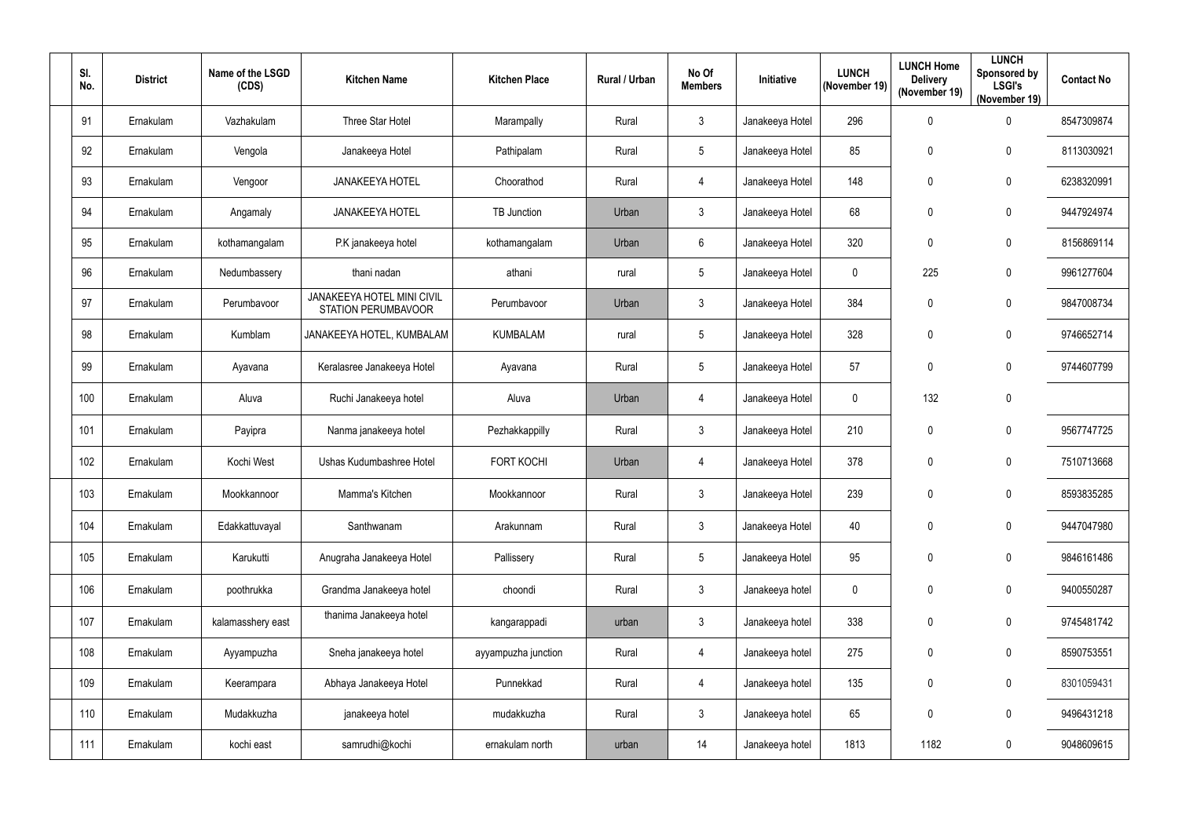| Sl. No. | District | Name of the LSGD (CDS) | Kitchen Name | Kitchen Place | Rural / Urban | No Of Members | Initiative | LUNCH (November 19) | LUNCH Home Delivery (November 19) | LUNCH Sponsored by LSGI's (November 19) | Contact No |
|---|---|---|---|---|---|---|---|---|---|---|---|
| 91 | Ernakulam | Vazhakulam | Three Star Hotel | Marampally | Rural | 3 | Janakeeya Hotel | 296 | 0 | 0 | 8547309874 |
| 92 | Ernakulam | Vengola | Janakeeya Hotel | Pathipalam | Rural | 5 | Janakeeya Hotel | 85 | 0 | 0 | 8113030921 |
| 93 | Ernakulam | Vengoor | JANAKEEYA HOTEL | Choorathod | Rural | 4 | Janakeeya Hotel | 148 | 0 | 0 | 6238320991 |
| 94 | Ernakulam | Angamaly | JANAKEEYA HOTEL | TB Junction | Urban | 3 | Janakeeya Hotel | 68 | 0 | 0 | 9447924974 |
| 95 | Ernakulam | kothamangalam | P.K janakeeya hotel | kothamangalam | Urban | 6 | Janakeeya Hotel | 320 | 0 | 0 | 8156869114 |
| 96 | Ernakulam | Nedumbassery | thani nadan | athani | rural | 5 | Janakeeya Hotel | 0 | 225 | 0 | 9961277604 |
| 97 | Ernakulam | Perumbavoor | JANAKEEYA HOTEL MINI CIVIL STATION PERUMBAVOOR | Perumbavoor | Urban | 3 | Janakeeya Hotel | 384 | 0 | 0 | 9847008734 |
| 98 | Ernakulam | Kumblam | JANAKEEYA HOTEL, KUMBALAM | KUMBALAM | rural | 5 | Janakeeya Hotel | 328 | 0 | 0 | 9746652714 |
| 99 | Ernakulam | Ayavana | Keralasree Janakeeya Hotel | Ayavana | Rural | 5 | Janakeeya Hotel | 57 | 0 | 0 | 9744607799 |
| 100 | Ernakulam | Aluva | Ruchi Janakeeya hotel | Aluva | Urban | 4 | Janakeeya Hotel | 0 | 132 | 0 | |
| 101 | Ernakulam | Payipra | Nanma janakeeya hotel | Pezhakkappilly | Rural | 3 | Janakeeya Hotel | 210 | 0 | 0 | 9567747725 |
| 102 | Ernakulam | Kochi West | Ushas Kudumbashree Hotel | FORT KOCHI | Urban | 4 | Janakeeya Hotel | 378 | 0 | 0 | 7510713668 |
| 103 | Ernakulam | Mookkannoor | Mamma's Kitchen | Mookkannoor | Rural | 3 | Janakeeya Hotel | 239 | 0 | 0 | 8593835285 |
| 104 | Ernakulam | Edakkattuvayal | Santhwanam | Arakunnam | Rural | 3 | Janakeeya Hotel | 40 | 0 | 0 | 9447047980 |
| 105 | Ernakulam | Karukutti | Anugraha Janakeeya Hotel | Pallissery | Rural | 5 | Janakeeya Hotel | 95 | 0 | 0 | 9846161486 |
| 106 | Ernakulam | poothrukka | Grandma Janakeeya hotel | choondi | Rural | 3 | Janakeeya hotel | 0 | 0 | 0 | 9400550287 |
| 107 | Ernakulam | kalamasshery east | thanima Janakeeya hotel | kangarappadi | urban | 3 | Janakeeya hotel | 338 | 0 | 0 | 9745481742 |
| 108 | Ernakulam | Ayyampuzha | Sneha janakeeya hotel | ayyampuzha junction | Rural | 4 | Janakeeya hotel | 275 | 0 | 0 | 8590753551 |
| 109 | Ernakulam | Keerampara | Abhaya Janakeeya Hotel | Punnekkad | Rural | 4 | Janakeeya hotel | 135 | 0 | 0 | 8301059431 |
| 110 | Ernakulam | Mudakkuzha | janakeeya hotel | mudakkuzha | Rural | 3 | Janakeeya hotel | 65 | 0 | 0 | 9496431218 |
| 111 | Ernakulam | kochi east | samrudhi@kochi | ernakulam north | urban | 14 | Janakeeya hotel | 1813 | 1182 | 0 | 9048609615 |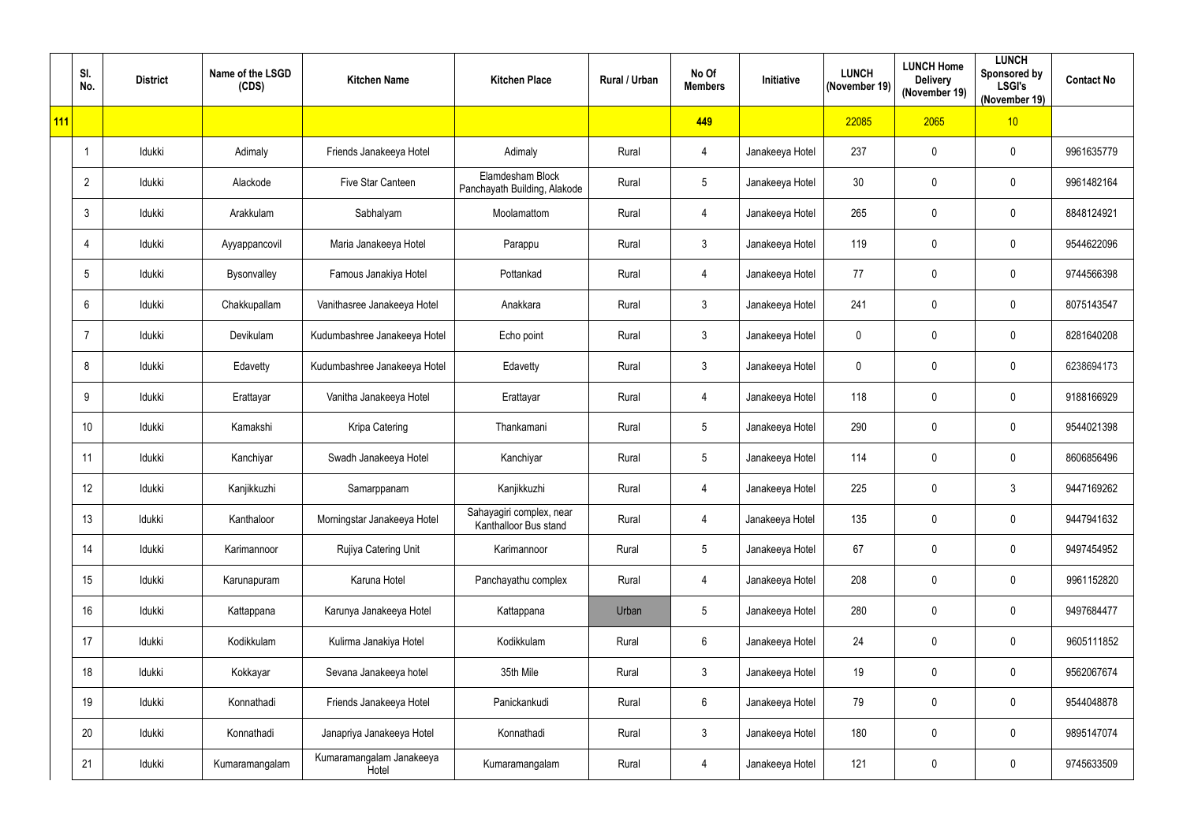| Sl. No. | District | Name of the LSGD (CDS) | Kitchen Name | Kitchen Place | Rural / Urban | No Of Members | Initiative | LUNCH (November 19) | LUNCH Home Delivery (November 19) | LUNCH Sponsored by LSGI's (November 19) | Contact No |
|---|---|---|---|---|---|---|---|---|---|---|---|
| 111 | | | | | | 449 | | 22085 | 2065 | 10 | |
| 1 | Idukki | Adimaly | Friends Janakeeya Hotel | Adimaly | Rural | 4 | Janakeeya Hotel | 237 | 0 | 0 | 9961635779 |
| 2 | Idukki | Alackode | Five Star Canteen | Elamdesham Block Panchayath Building, Alakode | Rural | 5 | Janakeeya Hotel | 30 | 0 | 0 | 9961482164 |
| 3 | Idukki | Arakkulam | Sabhalyam | Moolamattom | Rural | 4 | Janakeeya Hotel | 265 | 0 | 0 | 8848124921 |
| 4 | Idukki | Ayyappancovil | Maria Janakeeya Hotel | Parappu | Rural | 3 | Janakeeya Hotel | 119 | 0 | 0 | 9544622096 |
| 5 | Idukki | Bysonvalley | Famous Janakiya Hotel | Pottankad | Rural | 4 | Janakeeya Hotel | 77 | 0 | 0 | 9744566398 |
| 6 | Idukki | Chakkupallam | Vanithasree Janakeeya Hotel | Anakkara | Rural | 3 | Janakeeya Hotel | 241 | 0 | 0 | 8075143547 |
| 7 | Idukki | Devikulam | Kudumbashree Janakeeya Hotel | Echo point | Rural | 3 | Janakeeya Hotel | 0 | 0 | 0 | 8281640208 |
| 8 | Idukki | Edavetty | Kudumbashree Janakeeya Hotel | Edavetty | Rural | 3 | Janakeeya Hotel | 0 | 0 | 0 | 6238694173 |
| 9 | Idukki | Erattayar | Vanitha Janakeeya Hotel | Erattayar | Rural | 4 | Janakeeya Hotel | 118 | 0 | 0 | 9188166929 |
| 10 | Idukki | Kamakshi | Kripa Catering | Thankamani | Rural | 5 | Janakeeya Hotel | 290 | 0 | 0 | 9544021398 |
| 11 | Idukki | Kanchiyar | Swadh Janakeeya Hotel | Kanchiyar | Rural | 5 | Janakeeya Hotel | 114 | 0 | 0 | 8606856496 |
| 12 | Idukki | Kanjikkuzhi | Samarppanam | Kanjikkuzhi | Rural | 4 | Janakeeya Hotel | 225 | 0 | 3 | 9447169262 |
| 13 | Idukki | Kanthaloor | Morningstar Janakeeya Hotel | Sahayagiri complex, near Kanthalloor Bus stand | Rural | 4 | Janakeeya Hotel | 135 | 0 | 0 | 9447941632 |
| 14 | Idukki | Karimannoor | Rujiya Catering Unit | Karimannoor | Rural | 5 | Janakeeya Hotel | 67 | 0 | 0 | 9497454952 |
| 15 | Idukki | Karunapuram | Karuna Hotel | Panchayathu complex | Rural | 4 | Janakeeya Hotel | 208 | 0 | 0 | 9961152820 |
| 16 | Idukki | Kattappana | Karunya Janakeeya Hotel | Kattappana | Urban | 5 | Janakeeya Hotel | 280 | 0 | 0 | 9497684477 |
| 17 | Idukki | Kodikkulam | Kulirma Janakiya Hotel | Kodikkulam | Rural | 6 | Janakeeya Hotel | 24 | 0 | 0 | 9605111852 |
| 18 | Idukki | Kokkayar | Sevana Janakeeya hotel | 35th Mile | Rural | 3 | Janakeeya Hotel | 19 | 0 | 0 | 9562067674 |
| 19 | Idukki | Konnathadi | Friends Janakeeya Hotel | Panickankudi | Rural | 6 | Janakeeya Hotel | 79 | 0 | 0 | 9544048878 |
| 20 | Idukki | Konnathadi | Janapriya Janakeeya Hotel | Konnathadi | Rural | 3 | Janakeeya Hotel | 180 | 0 | 0 | 9895147074 |
| 21 | Idukki | Kumaramangalam | Kumaramangalam Janakeeya Hotel | Kumaramangalam | Rural | 4 | Janakeeya Hotel | 121 | 0 | 0 | 9745633509 |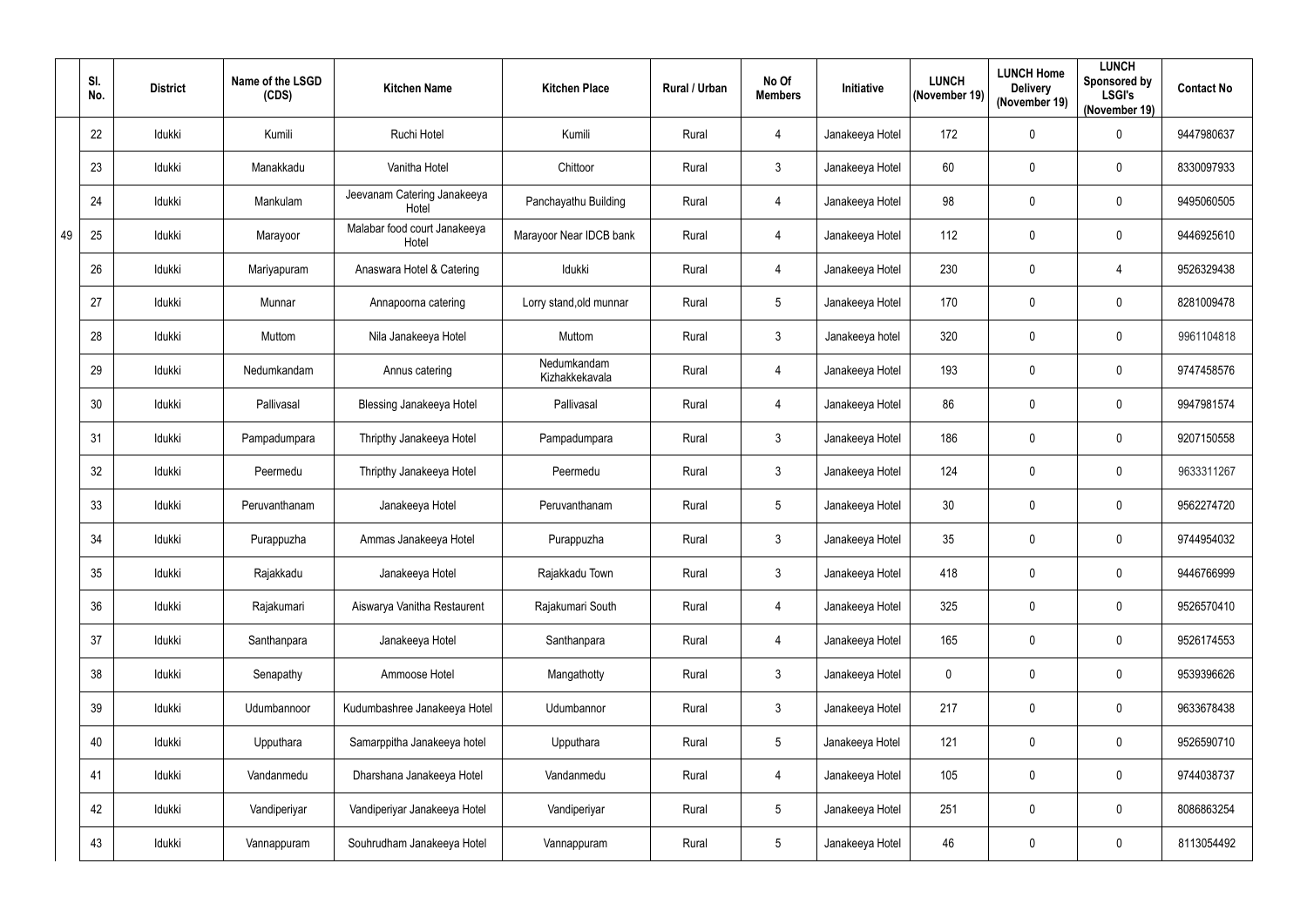|  | Sl. No. | District | Name of the LSGD (CDS) | Kitchen Name | Kitchen Place | Rural / Urban | No Of Members | Initiative | LUNCH (November 19) | LUNCH Home Delivery (November 19) | LUNCH Sponsored by LSGI's (November 19) | Contact No |
|---|---|---|---|---|---|---|---|---|---|---|---|---|
| 49 | 22 | Idukki | Kumili | Ruchi Hotel | Kumili | Rural | 4 | Janakeeya Hotel | 172 | 0 | 0 | 9447980637 |
|  | 23 | Idukki | Manakkadu | Vanitha Hotel | Chittoor | Rural | 3 | Janakeeya Hotel | 60 | 0 | 0 | 8330097933 |
|  | 24 | Idukki | Mankulam | Jeevanam Catering Janakeeya Hotel | Panchayathu Building | Rural | 4 | Janakeeya Hotel | 98 | 0 | 0 | 9495060505 |
|  | 25 | Idukki | Marayoor | Malabar food court Janakeeya Hotel | Marayoor Near IDCB bank | Rural | 4 | Janakeeya Hotel | 112 | 0 | 0 | 9446925610 |
|  | 26 | Idukki | Mariyapuram | Anaswara Hotel & Catering | Idukki | Rural | 4 | Janakeeya Hotel | 230 | 0 | 4 | 9526329438 |
|  | 27 | Idukki | Munnar | Annapoorna catering | Lorry stand,old munnar | Rural | 5 | Janakeeya Hotel | 170 | 0 | 0 | 8281009478 |
|  | 28 | Idukki | Muttom | Nila Janakeeya Hotel | Muttom | Rural | 3 | Janakeeya hotel | 320 | 0 | 0 | 9961104818 |
|  | 29 | Idukki | Nedumkandam | Annus catering | Nedumkandam Kizhakkekavala | Rural | 4 | Janakeeya Hotel | 193 | 0 | 0 | 9747458576 |
|  | 30 | Idukki | Pallivasal | Blessing Janakeeya Hotel | Pallivasal | Rural | 4 | Janakeeya Hotel | 86 | 0 | 0 | 9947981574 |
|  | 31 | Idukki | Pampadumpara | Thripthy Janakeeya Hotel | Pampadumpara | Rural | 3 | Janakeeya Hotel | 186 | 0 | 0 | 9207150558 |
|  | 32 | Idukki | Peermedu | Thripthy Janakeeya Hotel | Peermedu | Rural | 3 | Janakeeya Hotel | 124 | 0 | 0 | 9633311267 |
|  | 33 | Idukki | Peruvanthanam | Janakeeya Hotel | Peruvanthanam | Rural | 5 | Janakeeya Hotel | 30 | 0 | 0 | 9562274720 |
|  | 34 | Idukki | Purappuzha | Ammas Janakeeya Hotel | Purappuzha | Rural | 3 | Janakeeya Hotel | 35 | 0 | 0 | 9744954032 |
|  | 35 | Idukki | Rajakkadu | Janakeeya Hotel | Rajakkadu Town | Rural | 3 | Janakeeya Hotel | 418 | 0 | 0 | 9446766999 |
|  | 36 | Idukki | Rajakumari | Aiswarya Vanitha Restaurent | Rajakumari South | Rural | 4 | Janakeeya Hotel | 325 | 0 | 0 | 9526570410 |
|  | 37 | Idukki | Santhanpara | Janakeeya Hotel | Santhanpara | Rural | 4 | Janakeeya Hotel | 165 | 0 | 0 | 9526174553 |
|  | 38 | Idukki | Senapathy | Ammoose Hotel | Mangathotty | Rural | 3 | Janakeeya Hotel | 0 | 0 | 0 | 9539396626 |
|  | 39 | Idukki | Udumbannoor | Kudumbashree Janakeeya Hotel | Udumbannor | Rural | 3 | Janakeeya Hotel | 217 | 0 | 0 | 9633678438 |
|  | 40 | Idukki | Upputhara | Samarppitha Janakeeya hotel | Upputhara | Rural | 5 | Janakeeya Hotel | 121 | 0 | 0 | 9526590710 |
|  | 41 | Idukki | Vandanmedu | Dharshana Janakeeya Hotel | Vandanmedu | Rural | 4 | Janakeeya Hotel | 105 | 0 | 0 | 9744038737 |
|  | 42 | Idukki | Vandiperiyar | Vandiperiyar Janakeeya Hotel | Vandiperiyar | Rural | 5 | Janakeeya Hotel | 251 | 0 | 0 | 8086863254 |
|  | 43 | Idukki | Vannappuram | Souhrudham Janakeeya Hotel | Vannappuram | Rural | 5 | Janakeeya Hotel | 46 | 0 | 0 | 8113054492 |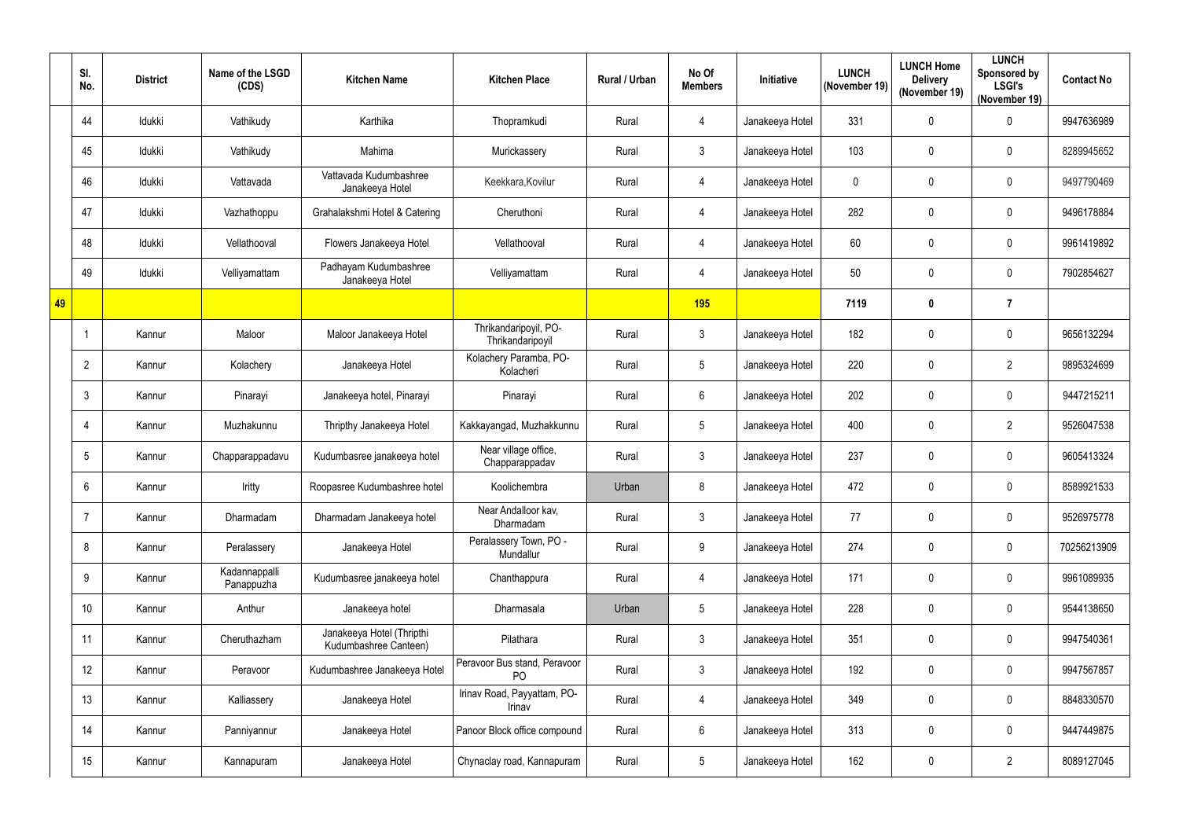| | Sl. No. | District | Name of the LSGD (CDS) | Kitchen Name | Kitchen Place | Rural / Urban | No Of Members | Initiative | LUNCH (November 19) | LUNCH Home Delivery (November 19) | LUNCH Sponsored by LSGI's (November 19) | Contact No |
|---|---|---|---|---|---|---|---|---|---|---|---|---|
| | 44 | Idukki | Vathikudy | Karthika | Thopramkudi | Rural | 4 | Janakeeya Hotel | 331 | 0 | 0 | 9947636989 |
| | 45 | Idukki | Vathikudy | Mahima | Murickassery | Rural | 3 | Janakeeya Hotel | 103 | 0 | 0 | 8289945652 |
| | 46 | Idukki | Vattavada | Vattavada Kudumbashree Janakeeya Hotel | Keekkara,Kovilur | Rural | 4 | Janakeeya Hotel | 0 | 0 | 0 | 9497790469 |
| | 47 | Idukki | Vazhathoppu | Grahalakshmi Hotel & Catering | Cheruthoni | Rural | 4 | Janakeeya Hotel | 282 | 0 | 0 | 9496178884 |
| | 48 | Idukki | Vellathooval | Flowers Janakeeya Hotel | Vellathooval | Rural | 4 | Janakeeya Hotel | 60 | 0 | 0 | 9961419892 |
| | 49 | Idukki | Velliyamattam | Padhayam Kudumbashree Janakeeya Hotel | Velliyamattam | Rural | 4 | Janakeeya Hotel | 50 | 0 | 0 | 7902854627 |
| 49 | | | | | | | 195 | | 7119 | 0 | 7 | |
| | 1 | Kannur | Maloor | Maloor Janakeeya Hotel | Thrikandaripoyil, PO-Thrikandaripoyil | Rural | 3 | Janakeeya Hotel | 182 | 0 | 0 | 9656132294 |
| | 2 | Kannur | Kolachery | Janakeeya Hotel | Kolachery Paramba, PO-Kolacheri | Rural | 5 | Janakeeya Hotel | 220 | 0 | 2 | 9895324699 |
| | 3 | Kannur | Pinarayi | Janakeeya hotel, Pinarayi | Pinarayi | Rural | 6 | Janakeeya Hotel | 202 | 0 | 0 | 9447215211 |
| | 4 | Kannur | Muzhakunnu | Thripthy Janakeeya Hotel | Kakkayangad, Muzhakkunnu | Rural | 5 | Janakeeya Hotel | 400 | 0 | 2 | 9526047538 |
| | 5 | Kannur | Chapparappadavu | Kudumbasree janakeeya hotel | Near village office, Chapparappadav | Rural | 3 | Janakeeya Hotel | 237 | 0 | 0 | 9605413324 |
| | 6 | Kannur | Iritty | Roopasree Kudumbashree hotel | Koolichembra | Urban | 8 | Janakeeya Hotel | 472 | 0 | 0 | 8589921533 |
| | 7 | Kannur | Dharmadam | Dharmadam Janakeeya hotel | Near Andalloor kav, Dharmadam | Rural | 3 | Janakeeya Hotel | 77 | 0 | 0 | 9526975778 |
| | 8 | Kannur | Peralassery | Janakeeya Hotel | Peralassery Town, PO - Mundallur | Rural | 9 | Janakeeya Hotel | 274 | 0 | 0 | 70256213909 |
| | 9 | Kannur | Kadannappalli Panappuzha | Kudumbasree janakeeya hotel | Chanthappura | Rural | 4 | Janakeeya Hotel | 171 | 0 | 0 | 9961089935 |
| | 10 | Kannur | Anthur | Janakeeya hotel | Dharmasala | Urban | 5 | Janakeeya Hotel | 228 | 0 | 0 | 9544138650 |
| | 11 | Kannur | Cheruthazham | Janakeeya Hotel (Thripthi Kudumbashree Canteen) | Pilathara | Rural | 3 | Janakeeya Hotel | 351 | 0 | 0 | 9947540361 |
| | 12 | Kannur | Peravoor | Kudumbashree Janakeeya Hotel | Peravoor Bus stand, Peravoor PO | Rural | 3 | Janakeeya Hotel | 192 | 0 | 0 | 9947567857 |
| | 13 | Kannur | Kalliassery | Janakeeya Hotel | Irinav Road, Payyattam, PO-Irinav | Rural | 4 | Janakeeya Hotel | 349 | 0 | 0 | 8848330570 |
| | 14 | Kannur | Panniyannur | Janakeeya Hotel | Panoor Block office compound | Rural | 6 | Janakeeya Hotel | 313 | 0 | 0 | 9447449875 |
| | 15 | Kannur | Kannapuram | Janakeeya Hotel | Chynaclay road, Kannapuram | Rural | 5 | Janakeeya Hotel | 162 | 0 | 2 | 8089127045 |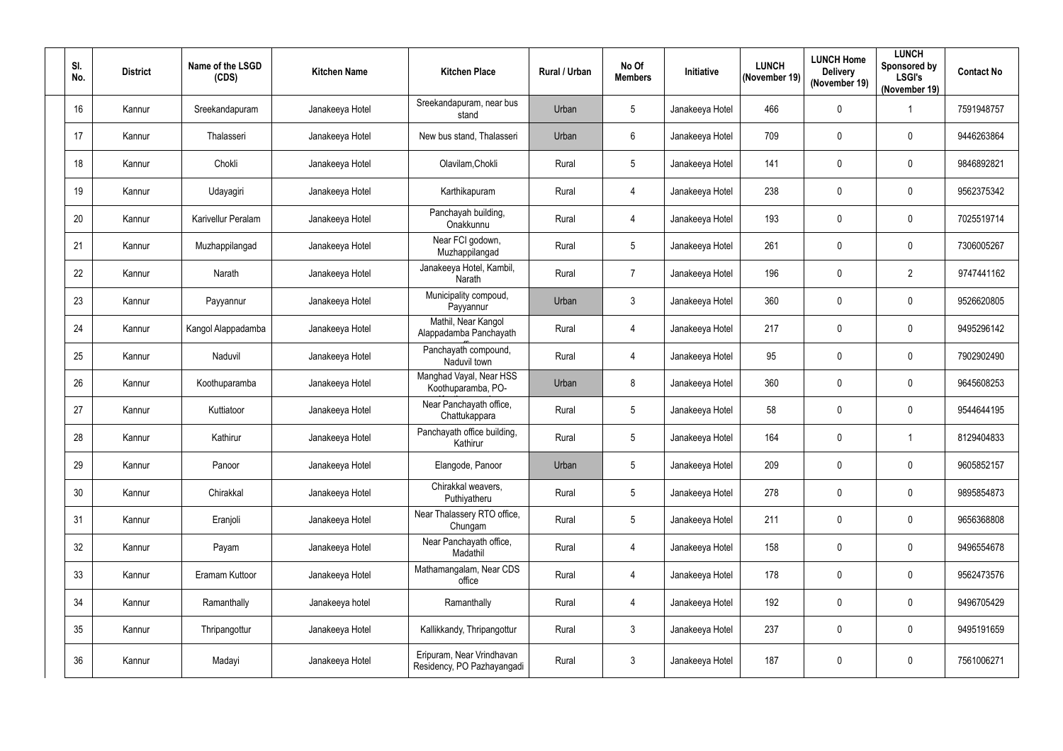| Sl. No. | District | Name of the LSGD (CDS) | Kitchen Name | Kitchen Place | Rural / Urban | No Of Members | Initiative | LUNCH (November 19) | LUNCH Home Delivery (November 19) | LUNCH Sponsored by LSGI's (November 19) | Contact No |
|---|---|---|---|---|---|---|---|---|---|---|---|
| 16 | Kannur | Sreekandapuram | Janakeeya Hotel | Sreekandapuram, near bus stand | Urban | 5 | Janakeeya Hotel | 466 | 0 | 1 | 7591948757 |
| 17 | Kannur | Thalasseri | Janakeeya Hotel | New bus stand, Thalasseri | Urban | 6 | Janakeeya Hotel | 709 | 0 | 0 | 9446263864 |
| 18 | Kannur | Chokli | Janakeeya Hotel | Olavilam,Chokli | Rural | 5 | Janakeeya Hotel | 141 | 0 | 0 | 9846892821 |
| 19 | Kannur | Udayagiri | Janakeeya Hotel | Karthikapuram | Rural | 4 | Janakeeya Hotel | 238 | 0 | 0 | 9562375342 |
| 20 | Kannur | Karivellur Peralam | Janakeeya Hotel | Panchayah building, Onakkunnu | Rural | 4 | Janakeeya Hotel | 193 | 0 | 0 | 7025519714 |
| 21 | Kannur | Muzhappilangad | Janakeeya Hotel | Near FCI godown, Muzhappilangad | Rural | 5 | Janakeeya Hotel | 261 | 0 | 0 | 7306005267 |
| 22 | Kannur | Narath | Janakeeya Hotel | Janakeeya Hotel, Kambil, Narath | Rural | 7 | Janakeeya Hotel | 196 | 0 | 2 | 9747441162 |
| 23 | Kannur | Payyannur | Janakeeya Hotel | Municipality compoud, Payyannur | Urban | 3 | Janakeeya Hotel | 360 | 0 | 0 | 9526620805 |
| 24 | Kannur | Kangol Alappadamba | Janakeeya Hotel | Mathil, Near Kangol Alappadamba Panchayath | Rural | 4 | Janakeeya Hotel | 217 | 0 | 0 | 9495296142 |
| 25 | Kannur | Naduvil | Janakeeya Hotel | Panchayath compound, Naduvil town | Rural | 4 | Janakeeya Hotel | 95 | 0 | 0 | 7902902490 |
| 26 | Kannur | Koothuparamba | Janakeeya Hotel | Manghad Vayal, Near HSS Koothuparamba, PO- | Urban | 8 | Janakeeya Hotel | 360 | 0 | 0 | 9645608253 |
| 27 | Kannur | Kuttiatoor | Janakeeya Hotel | Near Panchayath office, Chattukappara | Rural | 5 | Janakeeya Hotel | 58 | 0 | 0 | 9544644195 |
| 28 | Kannur | Kathirur | Janakeeya Hotel | Panchayath office building, Kathirur | Rural | 5 | Janakeeya Hotel | 164 | 0 | 1 | 8129404833 |
| 29 | Kannur | Panoor | Janakeeya Hotel | Elangode, Panoor | Urban | 5 | Janakeeya Hotel | 209 | 0 | 0 | 9605852157 |
| 30 | Kannur | Chirakkal | Janakeeya Hotel | Chirakkal weavers, Puthiyatheru | Rural | 5 | Janakeeya Hotel | 278 | 0 | 0 | 9895854873 |
| 31 | Kannur | Eranjoli | Janakeeya Hotel | Near Thalassery RTO office, Chungam | Rural | 5 | Janakeeya Hotel | 211 | 0 | 0 | 9656368808 |
| 32 | Kannur | Payam | Janakeeya Hotel | Near Panchayath office, Madathil | Rural | 4 | Janakeeya Hotel | 158 | 0 | 0 | 9496554678 |
| 33 | Kannur | Eramam Kuttoor | Janakeeya Hotel | Mathamangalam, Near CDS office | Rural | 4 | Janakeeya Hotel | 178 | 0 | 0 | 9562473576 |
| 34 | Kannur | Ramanthally | Janakeeya hotel | Ramanthally | Rural | 4 | Janakeeya Hotel | 192 | 0 | 0 | 9496705429 |
| 35 | Kannur | Thripangottur | Janakeeya Hotel | Kallikkandy, Thripangottur | Rural | 3 | Janakeeya Hotel | 237 | 0 | 0 | 9495191659 |
| 36 | Kannur | Madayi | Janakeeya Hotel | Eripuram, Near Vrindhavan Residency, PO Pazhayangadi | Rural | 3 | Janakeeya Hotel | 187 | 0 | 0 | 7561006271 |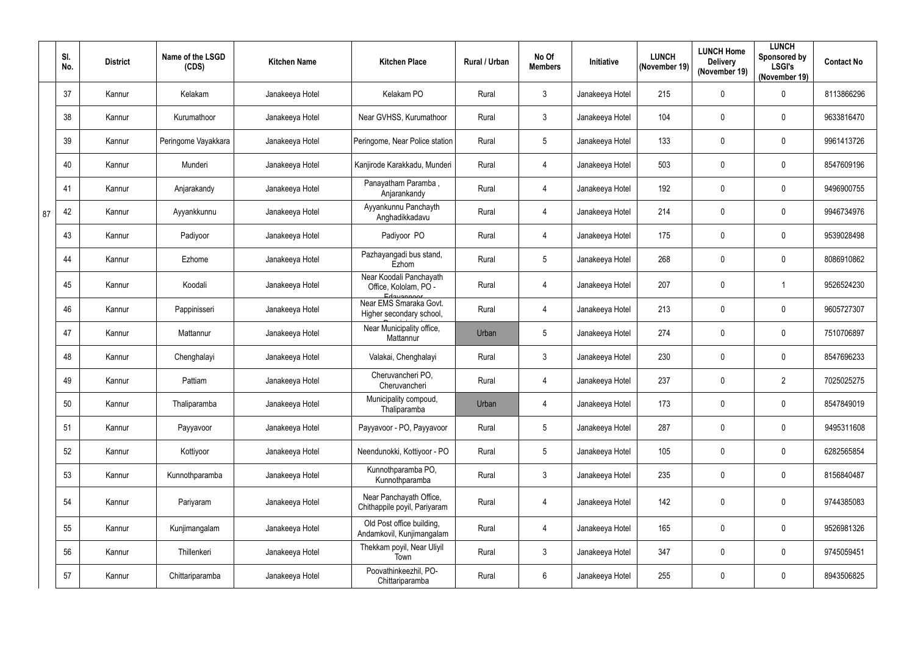| | Sl. No. | District | Name of the LSGD (CDS) | Kitchen Name | Kitchen Place | Rural / Urban | No Of Members | Initiative | LUNCH (November 19) | LUNCH Home Delivery (November 19) | LUNCH Sponsored by LSGI's (November 19) | Contact No |
|---|---|---|---|---|---|---|---|---|---|---|---|---|
| 87 | 37 | Kannur | Kelakam | Janakeeya Hotel | Kelakam PO | Rural | 3 | Janakeeya Hotel | 215 | 0 | 0 | 8113866296 |
| | 38 | Kannur | Kurumathoor | Janakeeya Hotel | Near GVHSS, Kurumathoor | Rural | 3 | Janakeeya Hotel | 104 | 0 | 0 | 9633816470 |
| | 39 | Kannur | Peringome Vayakkara | Janakeeya Hotel | Peringome, Near Police station | Rural | 5 | Janakeeya Hotel | 133 | 0 | 0 | 9961413726 |
| | 40 | Kannur | Munderi | Janakeeya Hotel | Kanjirode Karakkadu, Munderi | Rural | 4 | Janakeeya Hotel | 503 | 0 | 0 | 8547609196 |
| | 41 | Kannur | Anjarakandy | Janakeeya Hotel | Panayatham Paramba , Anjarankandy | Rural | 4 | Janakeeya Hotel | 192 | 0 | 0 | 9496900755 |
| | 42 | Kannur | Ayyankkunnu | Janakeeya Hotel | Ayyankunnu Panchayth Anghadikkadavu | Rural | 4 | Janakeeya Hotel | 214 | 0 | 0 | 9946734976 |
| | 43 | Kannur | Padiyoor | Janakeeya Hotel | Padiyoor PO | Rural | 4 | Janakeeya Hotel | 175 | 0 | 0 | 9539028498 |
| | 44 | Kannur | Ezhome | Janakeeya Hotel | Pazhayangadi bus stand, Ezhom | Rural | 5 | Janakeeya Hotel | 268 | 0 | 0 | 8086910862 |
| | 45 | Kannur | Koodali | Janakeeya Hotel | Near Koodali Panchayath Office, Kololam, PO - Edayannoor | Rural | 4 | Janakeeya Hotel | 207 | 0 | 1 | 9526524230 |
| | 46 | Kannur | Pappinisseri | Janakeeya Hotel | Near EMS Smaraka Govt. Higher secondary school, | Rural | 4 | Janakeeya Hotel | 213 | 0 | 0 | 9605727307 |
| | 47 | Kannur | Mattannur | Janakeeya Hotel | Near Municipality office, Mattannur | Urban | 5 | Janakeeya Hotel | 274 | 0 | 0 | 7510706897 |
| | 48 | Kannur | Chenghalayi | Janakeeya Hotel | Valakai, Chenghalayi | Rural | 3 | Janakeeya Hotel | 230 | 0 | 0 | 8547696233 |
| | 49 | Kannur | Pattiam | Janakeeya Hotel | Cheruvancheri PO, Cheruvancheri | Rural | 4 | Janakeeya Hotel | 237 | 0 | 2 | 7025025275 |
| | 50 | Kannur | Thaliparamba | Janakeeya Hotel | Municipality compoud, Thaliparamba | Urban | 4 | Janakeeya Hotel | 173 | 0 | 0 | 8547849019 |
| | 51 | Kannur | Payyavoor | Janakeeya Hotel | Payyavoor - PO, Payyavoor | Rural | 5 | Janakeeya Hotel | 287 | 0 | 0 | 9495311608 |
| | 52 | Kannur | Kottiyoor | Janakeeya Hotel | Neendunokki, Kottiyoor - PO | Rural | 5 | Janakeeya Hotel | 105 | 0 | 0 | 6282565854 |
| | 53 | Kannur | Kunnothparamba | Janakeeya Hotel | Kunnothparamba PO, Kunnothparamba | Rural | 3 | Janakeeya Hotel | 235 | 0 | 0 | 8156840487 |
| | 54 | Kannur | Pariyaram | Janakeeya Hotel | Near Panchayath Office, Chithappile poyil, Pariyaram | Rural | 4 | Janakeeya Hotel | 142 | 0 | 0 | 9744385083 |
| | 55 | Kannur | Kunjimangalam | Janakeeya Hotel | Old Post office building, Andamkovil, Kunjimangalam | Rural | 4 | Janakeeya Hotel | 165 | 0 | 0 | 9526981326 |
| | 56 | Kannur | Thillenkeri | Janakeeya Hotel | Thekkam poyil, Near Uliyil Town | Rural | 3 | Janakeeya Hotel | 347 | 0 | 0 | 9745059451 |
| | 57 | Kannur | Chittariparamba | Janakeeya Hotel | Poovathinkeezhil, PO-Chittariparamba | Rural | 6 | Janakeeya Hotel | 255 | 0 | 0 | 8943506825 |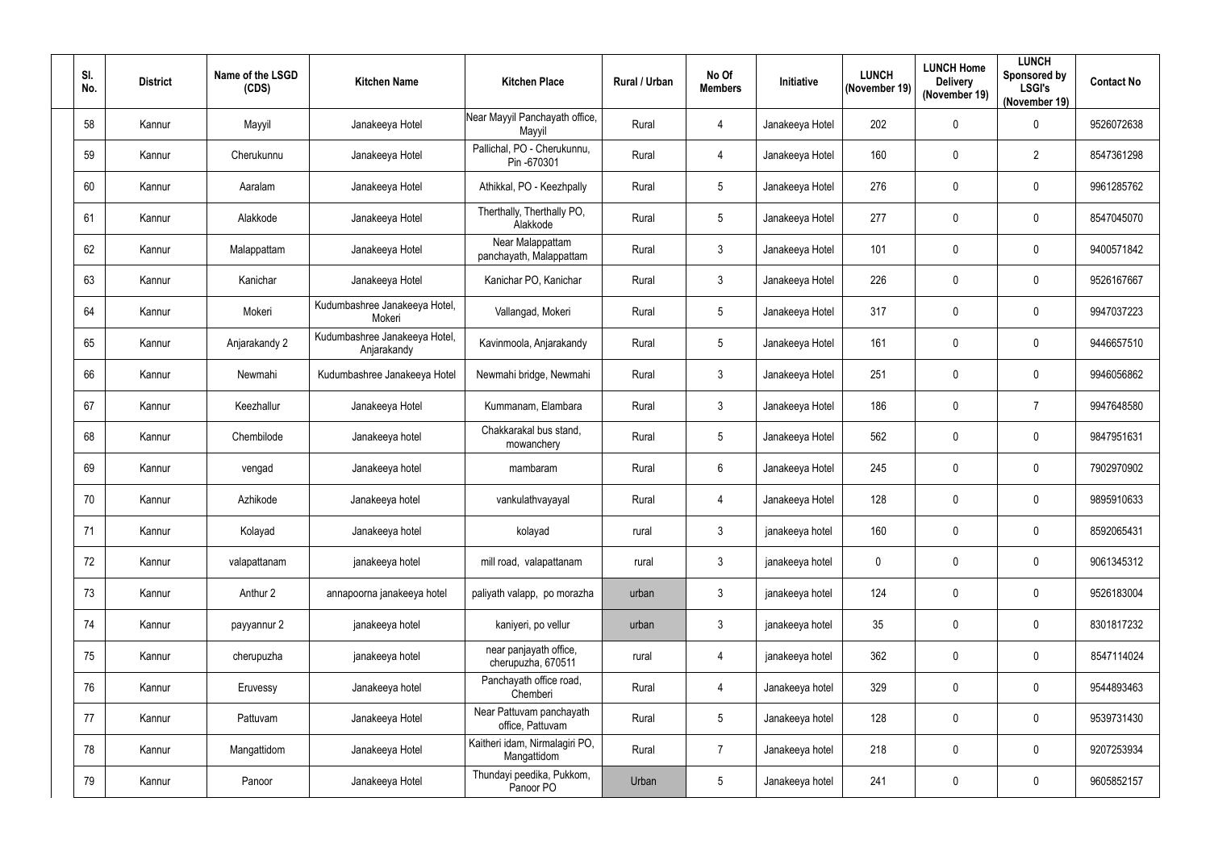| Sl. No. | District | Name of the LSGD (CDS) | Kitchen Name | Kitchen Place | Rural / Urban | No Of Members | Initiative | LUNCH (November 19) | LUNCH Home Delivery (November 19) | LUNCH Sponsored by LSGI's (November 19) | Contact No |
|---|---|---|---|---|---|---|---|---|---|---|---|
| 58 | Kannur | Mayyil | Janakeeya Hotel | Near Mayyil Panchayath office, Mayyil | Rural | 4 | Janakeeya Hotel | 202 | 0 | 0 | 9526072638 |
| 59 | Kannur | Cherukunnu | Janakeeya Hotel | Pallichal, PO - Cherukunnu, Pin -670301 | Rural | 4 | Janakeeya Hotel | 160 | 0 | 2 | 8547361298 |
| 60 | Kannur | Aaralam | Janakeeya Hotel | Athikkal, PO - Keezhpally | Rural | 5 | Janakeeya Hotel | 276 | 0 | 0 | 9961285762 |
| 61 | Kannur | Alakkode | Janakeeya Hotel | Therthally, Therthally PO, Alakkode | Rural | 5 | Janakeeya Hotel | 277 | 0 | 0 | 8547045070 |
| 62 | Kannur | Malappattam | Janakeeya Hotel | Near Malappattam panchayath, Malappattam | Rural | 3 | Janakeeya Hotel | 101 | 0 | 0 | 9400571842 |
| 63 | Kannur | Kanichar | Janakeeya Hotel | Kanichar PO, Kanichar | Rural | 3 | Janakeeya Hotel | 226 | 0 | 0 | 9526167667 |
| 64 | Kannur | Mokeri | Kudumbashree Janakeeya Hotel, Mokeri | Vallangad, Mokeri | Rural | 5 | Janakeeya Hotel | 317 | 0 | 0 | 9947037223 |
| 65 | Kannur | Anjarakandy 2 | Kudumbashree Janakeeya Hotel, Anjarakandy | Kavinmoola, Anjarakandy | Rural | 5 | Janakeeya Hotel | 161 | 0 | 0 | 9446657510 |
| 66 | Kannur | Newmahi | Kudumbashree Janakeeya Hotel | Newmahi bridge, Newmahi | Rural | 3 | Janakeeya Hotel | 251 | 0 | 0 | 9946056862 |
| 67 | Kannur | Keezhallur | Janakeeya Hotel | Kummanam, Elambara | Rural | 3 | Janakeeya Hotel | 186 | 0 | 7 | 9947648580 |
| 68 | Kannur | Chembilode | Janakeeya hotel | Chakkarakal bus stand, mowanchery | Rural | 5 | Janakeeya Hotel | 562 | 0 | 0 | 9847951631 |
| 69 | Kannur | vengad | Janakeeya hotel | mambaram | Rural | 6 | Janakeeya Hotel | 245 | 0 | 0 | 7902970902 |
| 70 | Kannur | Azhikode | Janakeeya hotel | vankulathvayayal | Rural | 4 | Janakeeya Hotel | 128 | 0 | 0 | 9895910633 |
| 71 | Kannur | Kolayad | Janakeeya hotel | kolayad | rural | 3 | janakeeya hotel | 160 | 0 | 0 | 8592065431 |
| 72 | Kannur | valapattanam | janakeeya hotel | mill road, valapattanam | rural | 3 | janakeeya hotel | 0 | 0 | 0 | 9061345312 |
| 73 | Kannur | Anthur 2 | annapoorna janakeeya hotel | paliyath valapp, po morazha | urban | 3 | janakeeya hotel | 124 | 0 | 0 | 9526183004 |
| 74 | Kannur | payyannur 2 | janakeeya hotel | kaniyeri, po vellur | urban | 3 | janakeeya hotel | 35 | 0 | 0 | 8301817232 |
| 75 | Kannur | cherupuzha | janakeeya hotel | near panjayath office, cherupuzha, 670511 | rural | 4 | janakeeya hotel | 362 | 0 | 0 | 8547114024 |
| 76 | Kannur | Eruvessy | Janakeeya hotel | Panchayath office road, Chemberi | Rural | 4 | Janakeeya hotel | 329 | 0 | 0 | 9544893463 |
| 77 | Kannur | Pattuvam | Janakeeya Hotel | Near Pattuvam panchayath office, Pattuvam | Rural | 5 | Janakeeya hotel | 128 | 0 | 0 | 9539731430 |
| 78 | Kannur | Mangattidom | Janakeeya Hotel | Kaitheri idam, Nirmalagiri PO, Mangattidom | Rural | 7 | Janakeeya hotel | 218 | 0 | 0 | 9207253934 |
| 79 | Kannur | Panoor | Janakeeya Hotel | Thundayi peedika, Pukkom, Panoor PO | Urban | 5 | Janakeeya hotel | 241 | 0 | 0 | 9605852157 |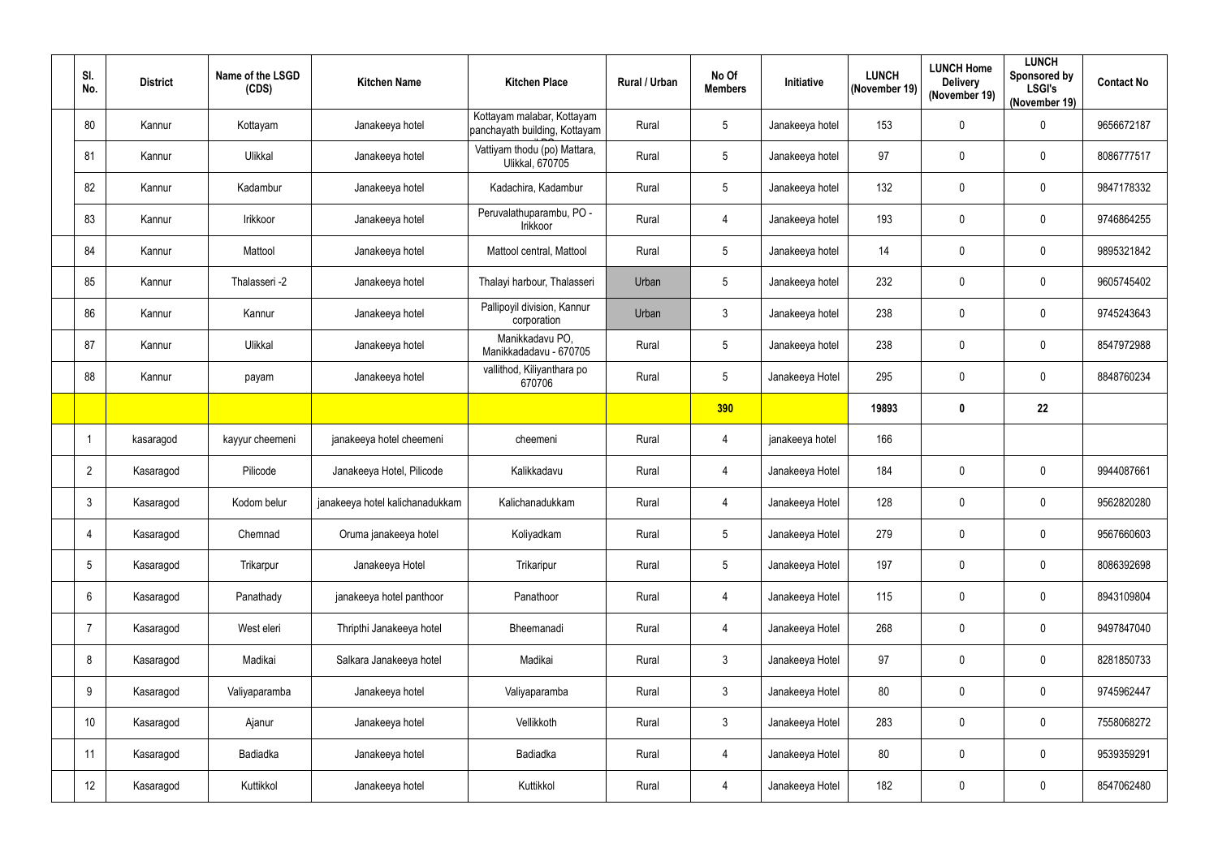| Sl. No. | District | Name of the LSGD (CDS) | Kitchen Name | Kitchen Place | Rural / Urban | No Of Members | Initiative | LUNCH (November 19) | LUNCH Home Delivery (November 19) | LUNCH Sponsored by LSGI's (November 19) | Contact No |
|---|---|---|---|---|---|---|---|---|---|---|---|
| 80 | Kannur | Kottayam | Janakeeya hotel | Kottayam malabar, Kottayam panchayath building, Kottayam | Rural | 5 | Janakeeya hotel | 153 | 0 | 0 | 9656672187 |
| 81 | Kannur | Ulikkal | Janakeeya hotel | Vattiyam thodu (po) Mattara, Ulikkal, 670705 | Rural | 5 | Janakeeya hotel | 97 | 0 | 0 | 8086777517 |
| 82 | Kannur | Kadambur | Janakeeya hotel | Kadachira, Kadambur | Rural | 5 | Janakeeya hotel | 132 | 0 | 0 | 9847178332 |
| 83 | Kannur | Irikkoor | Janakeeya hotel | Peruvalathuparambu, PO - Irikkoor | Rural | 4 | Janakeeya hotel | 193 | 0 | 0 | 9746864255 |
| 84 | Kannur | Mattool | Janakeeya hotel | Mattool central, Mattool | Rural | 5 | Janakeeya hotel | 14 | 0 | 0 | 9895321842 |
| 85 | Kannur | Thalasseri -2 | Janakeeya hotel | Thalayi harbour, Thalasseri | Urban | 5 | Janakeeya hotel | 232 | 0 | 0 | 9605745402 |
| 86 | Kannur | Kannur | Janakeeya hotel | Pallipoyil division, Kannur corporation | Urban | 3 | Janakeeya hotel | 238 | 0 | 0 | 9745243643 |
| 87 | Kannur | Ulikkal | Janakeeya hotel | Manikkadavu PO, Manikkadadavu - 670705 | Rural | 5 | Janakeeya hotel | 238 | 0 | 0 | 8547972988 |
| 88 | Kannur | payam | Janakeeya hotel | vallithod, Kiliyanthara po 670706 | Rural | 5 | Janakeeya Hotel | 295 | 0 | 0 | 8848760234 |
| | | | | | | **390** | | **19893** | **0** | **22** | |
| 1 | kasaragod | kayyur cheemeni | janakeeya hotel cheemeni | cheemeni | Rural | 4 | janakeeya hotel | 166 | | | |
| 2 | Kasaragod | Pilicode | Janakeeya Hotel, Pilicode | Kalikkadavu | Rural | 4 | Janakeeya Hotel | 184 | 0 | 0 | 9944087661 |
| 3 | Kasaragod | Kodom belur | janakeeya hotel kalichanadukkam | Kalichanadukkam | Rural | 4 | Janakeeya Hotel | 128 | 0 | 0 | 9562820280 |
| 4 | Kasaragod | Chemnad | Oruma janakeeya hotel | Koliyadkam | Rural | 5 | Janakeeya Hotel | 279 | 0 | 0 | 9567660603 |
| 5 | Kasaragod | Trikarpur | Janakeeya Hotel | Trikaripur | Rural | 5 | Janakeeya Hotel | 197 | 0 | 0 | 8086392698 |
| 6 | Kasaragod | Panathady | janakeeya hotel panthoor | Panathoor | Rural | 4 | Janakeeya Hotel | 115 | 0 | 0 | 8943109804 |
| 7 | Kasaragod | West eleri | Thripthi Janakeeya hotel | Bheemanadi | Rural | 4 | Janakeeya Hotel | 268 | 0 | 0 | 9497847040 |
| 8 | Kasaragod | Madikai | Salkara Janakeeya hotel | Madikai | Rural | 3 | Janakeeya Hotel | 97 | 0 | 0 | 8281850733 |
| 9 | Kasaragod | Valiyaparamba | Janakeeya hotel | Valiyaparamba | Rural | 3 | Janakeeya Hotel | 80 | 0 | 0 | 9745962447 |
| 10 | Kasaragod | Ajanur | Janakeeya hotel | Vellikkoth | Rural | 3 | Janakeeya Hotel | 283 | 0 | 0 | 7558068272 |
| 11 | Kasaragod | Badiadka | Janakeeya hotel | Badiadka | Rural | 4 | Janakeeya Hotel | 80 | 0 | 0 | 9539359291 |
| 12 | Kasaragod | Kuttikkol | Janakeeya hotel | Kuttikkol | Rural | 4 | Janakeeya Hotel | 182 | 0 | 0 | 8547062480 |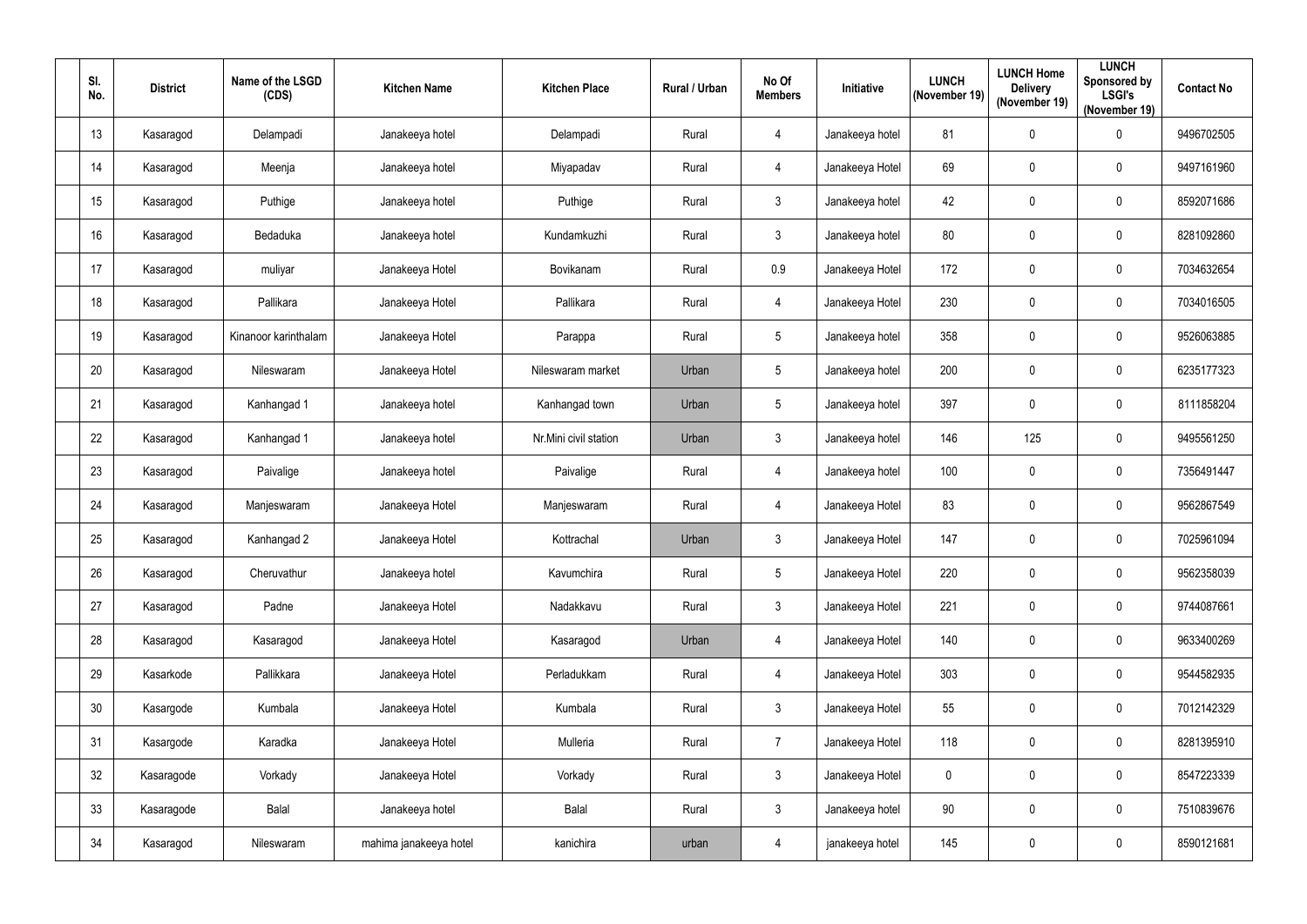| Sl. No. | District | Name of the LSGD (CDS) | Kitchen Name | Kitchen Place | Rural / Urban | No Of Members | Initiative | LUNCH (November 19) | LUNCH Home Delivery (November 19) | LUNCH Sponsored by LSGI's (November 19) | Contact No |
|---|---|---|---|---|---|---|---|---|---|---|---|
| 13 | Kasaragod | Delampadi | Janakeeya hotel | Delampadi | Rural | 4 | Janakeeya hotel | 81 | 0 | 0 | 9496702505 |
| 14 | Kasaragod | Meenja | Janakeeya hotel | Miyapadav | Rural | 4 | Janakeeya Hotel | 69 | 0 | 0 | 9497161960 |
| 15 | Kasaragod | Puthige | Janakeeya hotel | Puthige | Rural | 3 | Janakeeya hotel | 42 | 0 | 0 | 8592071686 |
| 16 | Kasaragod | Bedaduka | Janakeeya hotel | Kundamkuzhi | Rural | 3 | Janakeeya hotel | 80 | 0 | 0 | 8281092860 |
| 17 | Kasaragod | muliyar | Janakeeya Hotel | Bovikanam | Rural | 0.9 | Janakeeya Hotel | 172 | 0 | 0 | 7034632654 |
| 18 | Kasaragod | Pallikara | Janakeeya Hotel | Pallikara | Rural | 4 | Janakeeya Hotel | 230 | 0 | 0 | 7034016505 |
| 19 | Kasaragod | Kinanoor karinthalam | Janakeeya Hotel | Parappa | Rural | 5 | Janakeeya hotel | 358 | 0 | 0 | 9526063885 |
| 20 | Kasaragod | Nileswaram | Janakeeya Hotel | Nileswaram market | Urban | 5 | Janakeeya hotel | 200 | 0 | 0 | 6235177323 |
| 21 | Kasaragod | Kanhangad 1 | Janakeeya hotel | Kanhangad town | Urban | 5 | Janakeeya hotel | 397 | 0 | 0 | 8111858204 |
| 22 | Kasaragod | Kanhangad 1 | Janakeeya hotel | Nr.Mini civil station | Urban | 3 | Janakeeya hotel | 146 | 125 | 0 | 9495561250 |
| 23 | Kasaragod | Paivalige | Janakeeya hotel | Paivalige | Rural | 4 | Janakeeya hotel | 100 | 0 | 0 | 7356491447 |
| 24 | Kasaragod | Manjeswaram | Janakeeya Hotel | Manjeswaram | Rural | 4 | Janakeeya Hotel | 83 | 0 | 0 | 9562867549 |
| 25 | Kasaragod | Kanhangad 2 | Janakeeya Hotel | Kottrachal | Urban | 3 | Janakeeya Hotel | 147 | 0 | 0 | 7025961094 |
| 26 | Kasaragod | Cheruvathur | Janakeeya hotel | Kavumchira | Rural | 5 | Janakeeya Hotel | 220 | 0 | 0 | 9562358039 |
| 27 | Kasaragod | Padne | Janakeeya Hotel | Nadakkavu | Rural | 3 | Janakeeya Hotel | 221 | 0 | 0 | 9744087661 |
| 28 | Kasaragod | Kasaragod | Janakeeya Hotel | Kasaragod | Urban | 4 | Janakeeya Hotel | 140 | 0 | 0 | 9633400269 |
| 29 | Kasarkode | Pallikkara | Janakeeya Hotel | Perladukkam | Rural | 4 | Janakeeya Hotel | 303 | 0 | 0 | 9544582935 |
| 30 | Kasargode | Kumbala | Janakeeya Hotel | Kumbala | Rural | 3 | Janakeeya Hotel | 55 | 0 | 0 | 7012142329 |
| 31 | Kasargode | Karadka | Janakeeya Hotel | Mulleria | Rural | 7 | Janakeeya Hotel | 118 | 0 | 0 | 8281395910 |
| 32 | Kasaragode | Vorkady | Janakeeya Hotel | Vorkady | Rural | 3 | Janakeeya Hotel | 0 | 0 | 0 | 8547223339 |
| 33 | Kasaragode | Balal | Janakeeya hotel | Balal | Rural | 3 | Janakeeya hotel | 90 | 0 | 0 | 7510839676 |
| 34 | Kasaragod | Nileswaram | mahima janakeeya hotel | kanichira | urban | 4 | janakeeya hotel | 145 | 0 | 0 | 8590121681 |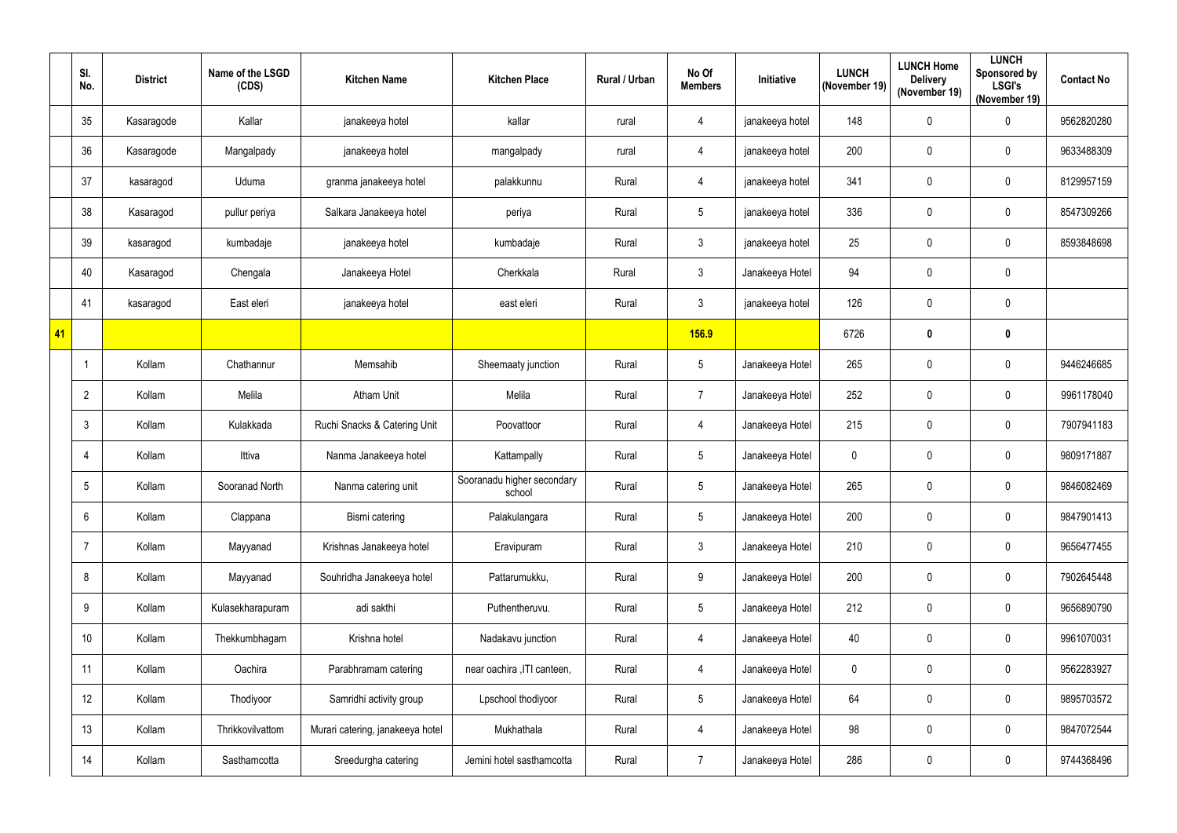|  | Sl. No. | District | Name of the LSGD (CDS) | Kitchen Name | Kitchen Place | Rural / Urban | No Of Members | Initiative | LUNCH (November 19) | LUNCH Home Delivery (November 19) | LUNCH Sponsored by LSGI's (November 19) | Contact No |
|---|---|---|---|---|---|---|---|---|---|---|---|---|
|  | 35 | Kasaragode | Kallar | janakeeya hotel | kallar | rural | 4 | janakeeya hotel | 148 | 0 | 0 | 9562820280 |
|  | 36 | Kasaragode | Mangalpady | janakeeya hotel | mangalpady | rural | 4 | janakeeya hotel | 200 | 0 | 0 | 9633488309 |
|  | 37 | kasaragod | Uduma | granma janakeeya hotel | palakkunnu | Rural | 4 | janakeeya hotel | 341 | 0 | 0 | 8129957159 |
|  | 38 | Kasaragod | pullur periya | Salkara Janakeeya hotel | periya | Rural | 5 | janakeeya hotel | 336 | 0 | 0 | 8547309266 |
|  | 39 | kasaragod | kumbadaje | janakeeya hotel | kumbadaje | Rural | 3 | janakeeya hotel | 25 | 0 | 0 | 8593848698 |
|  | 40 | Kasaragod | Chengala | Janakeeya Hotel | Cherkkala | Rural | 3 | Janakeeya Hotel | 94 | 0 | 0 |  |
|  | 41 | kasaragod | East eleri | janakeeya hotel | east eleri | Rural | 3 | janakeeya hotel | 126 | 0 | 0 |  |
| **41** |  |  |  |  |  |  | **156.9** |  | 6726 | **0** | **0** |  |
|  | 1 | Kollam | Chathannur | Memsahib | Sheemaaty junction | Rural | 5 | Janakeeya Hotel | 265 | 0 | 0 | 9446246685 |
|  | 2 | Kollam | Melila | Atham Unit | Melila | Rural | 7 | Janakeeya Hotel | 252 | 0 | 0 | 9961178040 |
|  | 3 | Kollam | Kulakkada | Ruchi Snacks & Catering Unit | Poovattoor | Rural | 4 | Janakeeya Hotel | 215 | 0 | 0 | 7907941183 |
|  | 4 | Kollam | Ittiva | Nanma Janakeeya hotel | Kattampally | Rural | 5 | Janakeeya Hotel | 0 | 0 | 0 | 9809171887 |
|  | 5 | Kollam | Sooranad North | Nanma catering unit | Sooranadu higher secondary school | Rural | 5 | Janakeeya Hotel | 265 | 0 | 0 | 9846082469 |
|  | 6 | Kollam | Clappana | Bismi catering | Palakulangara | Rural | 5 | Janakeeya Hotel | 200 | 0 | 0 | 9847901413 |
|  | 7 | Kollam | Mayyanad | Krishnas Janakeeya hotel | Eravipuram | Rural | 3 | Janakeeya Hotel | 210 | 0 | 0 | 9656477455 |
|  | 8 | Kollam | Mayyanad | Souhridha Janakeeya hotel | Pattarumukku, | Rural | 9 | Janakeeya Hotel | 200 | 0 | 0 | 7902645448 |
|  | 9 | Kollam | Kulasekharapuram | adi sakthi | Puthentheruvu. | Rural | 5 | Janakeeya Hotel | 212 | 0 | 0 | 9656890790 |
|  | 10 | Kollam | Thekkumbhagam | Krishna hotel | Nadakavu junction | Rural | 4 | Janakeeya Hotel | 40 | 0 | 0 | 9961070031 |
|  | 11 | Kollam | Oachira | Parabhramam catering | near oachira ,ITI canteen, | Rural | 4 | Janakeeya Hotel | 0 | 0 | 0 | 9562283927 |
|  | 12 | Kollam | Thodiyoor | Samridhi activity group | Lpschool thodiyoor | Rural | 5 | Janakeeya Hotel | 64 | 0 | 0 | 9895703572 |
|  | 13 | Kollam | Thrikkovilvattom | Murari catering, janakeeya hotel | Mukhathala | Rural | 4 | Janakeeya Hotel | 98 | 0 | 0 | 9847072544 |
|  | 14 | Kollam | Sasthamcotta | Sreedurgha catering | Jemini hotel sasthamcotta | Rural | 7 | Janakeeya Hotel | 286 | 0 | 0 | 9744368496 |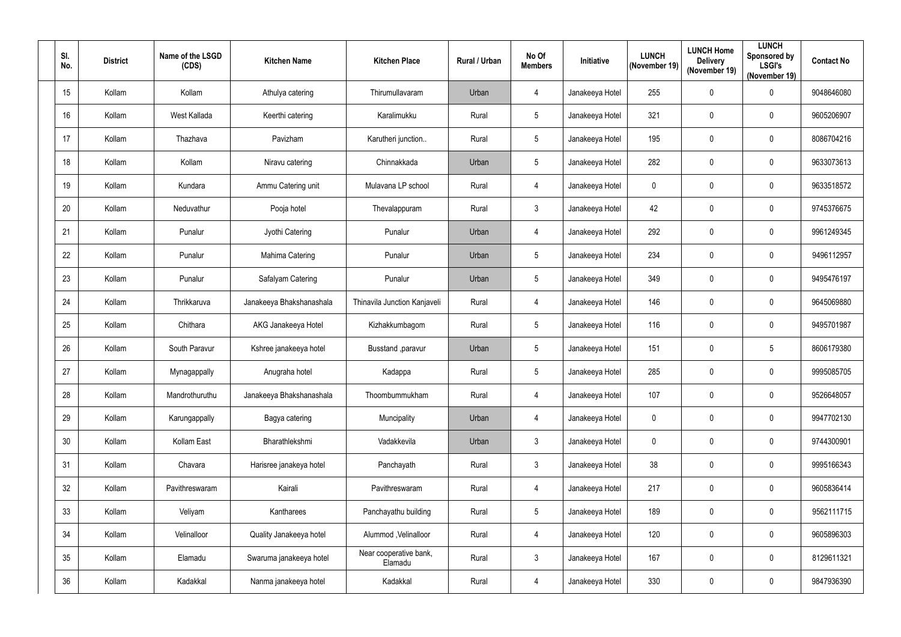| Sl. No. | District | Name of the LSGD (CDS) | Kitchen Name | Kitchen Place | Rural / Urban | No Of Members | Initiative | LUNCH (November 19) | LUNCH Home Delivery (November 19) | LUNCH Sponsored by LSGI's (November 19) | Contact No |
|---|---|---|---|---|---|---|---|---|---|---|---|
| 15 | Kollam | Kollam | Athulya catering | Thirumullavaram | Urban | 4 | Janakeeya Hotel | 255 | 0 | 0 | 9048646080 |
| 16 | Kollam | West Kallada | Keerthi catering | Karalimukku | Rural | 5 | Janakeeya Hotel | 321 | 0 | 0 | 9605206907 |
| 17 | Kollam | Thazhava | Pavizham | Karutheri junction.. | Rural | 5 | Janakeeya Hotel | 195 | 0 | 0 | 8086704216 |
| 18 | Kollam | Kollam | Niravu catering | Chinnakkada | Urban | 5 | Janakeeya Hotel | 282 | 0 | 0 | 9633073613 |
| 19 | Kollam | Kundara | Ammu Catering unit | Mulavana LP school | Rural | 4 | Janakeeya Hotel | 0 | 0 | 0 | 9633518572 |
| 20 | Kollam | Neduvathur | Pooja hotel | Thevalappuram | Rural | 3 | Janakeeya Hotel | 42 | 0 | 0 | 9745376675 |
| 21 | Kollam | Punalur | Jyothi Catering | Punalur | Urban | 4 | Janakeeya Hotel | 292 | 0 | 0 | 9961249345 |
| 22 | Kollam | Punalur | Mahima Catering | Punalur | Urban | 5 | Janakeeya Hotel | 234 | 0 | 0 | 9496112957 |
| 23 | Kollam | Punalur | Safalyam Catering | Punalur | Urban | 5 | Janakeeya Hotel | 349 | 0 | 0 | 9495476197 |
| 24 | Kollam | Thrikkaruva | Janakeeya Bhakshanashala | Thinavila Junction Kanjaveli | Rural | 4 | Janakeeya Hotel | 146 | 0 | 0 | 9645069880 |
| 25 | Kollam | Chithara | AKG Janakeeya Hotel | Kizhakkumbagom | Rural | 5 | Janakeeya Hotel | 116 | 0 | 0 | 9495701987 |
| 26 | Kollam | South Paravur | Kshree janakeeya hotel | Busstand ,paravur | Urban | 5 | Janakeeya Hotel | 151 | 0 | 5 | 8606179380 |
| 27 | Kollam | Mynagappally | Anugraha hotel | Kadappa | Rural | 5 | Janakeeya Hotel | 285 | 0 | 0 | 9995085705 |
| 28 | Kollam | Mandrothuruthu | Janakeeya Bhakshanashala | Thoombummukham | Rural | 4 | Janakeeya Hotel | 107 | 0 | 0 | 9526648057 |
| 29 | Kollam | Karungappally | Bagya catering | Muncipality | Urban | 4 | Janakeeya Hotel | 0 | 0 | 0 | 9947702130 |
| 30 | Kollam | Kollam East | Bharathlekshmi | Vadakkevila | Urban | 3 | Janakeeya Hotel | 0 | 0 | 0 | 9744300901 |
| 31 | Kollam | Chavara | Harisree janakeya hotel | Panchayath | Rural | 3 | Janakeeya Hotel | 38 | 0 | 0 | 9995166343 |
| 32 | Kollam | Pavithreswaram | Kairali | Pavithreswaram | Rural | 4 | Janakeeya Hotel | 217 | 0 | 0 | 9605836414 |
| 33 | Kollam | Veliyam | Kantharees | Panchayathu building | Rural | 5 | Janakeeya Hotel | 189 | 0 | 0 | 9562111715 |
| 34 | Kollam | Velinalloor | Quality Janakeeya hotel | Alummod ,Velinalloor | Rural | 4 | Janakeeya Hotel | 120 | 0 | 0 | 9605896303 |
| 35 | Kollam | Elamadu | Swaruma janakeeya hotel | Near cooperative bank, Elamadu | Rural | 3 | Janakeeya Hotel | 167 | 0 | 0 | 8129611321 |
| 36 | Kollam | Kadakkal | Nanma janakeeya hotel | Kadakkal | Rural | 4 | Janakeeya Hotel | 330 | 0 | 0 | 9847936390 |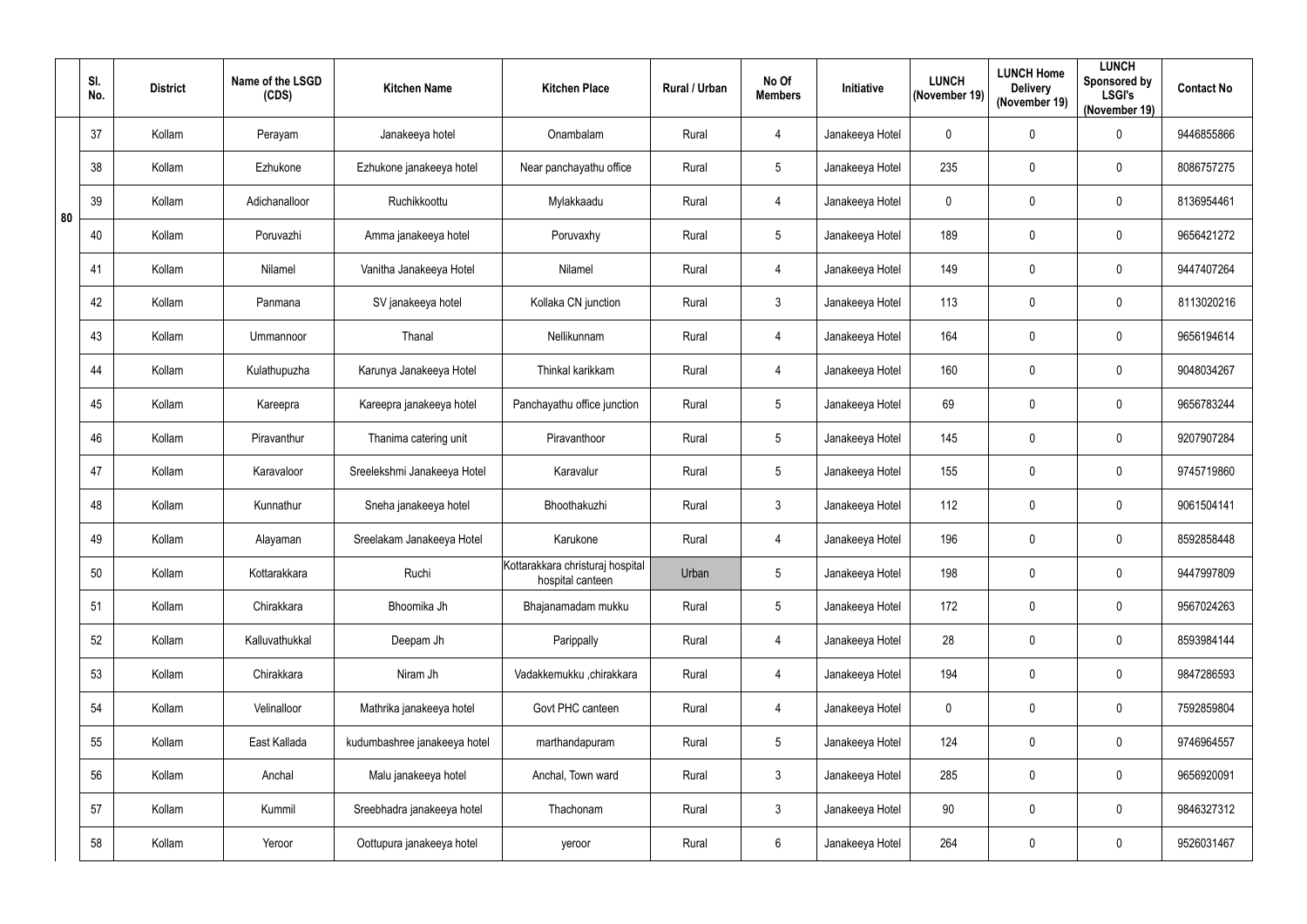|  | Sl. No. | District | Name of the LSGD (CDS) | Kitchen Name | Kitchen Place | Rural / Urban | No Of Members | Initiative | LUNCH (November 19) | LUNCH Home Delivery (November 19) | LUNCH Sponsored by LSGI's (November 19) | Contact No |
|---|---|---|---|---|---|---|---|---|---|---|---|---|
| 80 | 37 | Kollam | Perayam | Janakeeya hotel | Onambalam | Rural | 4 | Janakeeya Hotel | 0 | 0 | 0 | 9446855866 |
|  | 38 | Kollam | Ezhukone | Ezhukone janakeeya hotel | Near panchayathu office | Rural | 5 | Janakeeya Hotel | 235 | 0 | 0 | 8086757275 |
|  | 39 | Kollam | Adichanalloor | Ruchikkoottu | Mylakkaadu | Rural | 4 | Janakeeya Hotel | 0 | 0 | 0 | 8136954461 |
|  | 40 | Kollam | Poruvazhi | Amma janakeeya hotel | Poruvaxhy | Rural | 5 | Janakeeya Hotel | 189 | 0 | 0 | 9656421272 |
|  | 41 | Kollam | Nilamel | Vanitha Janakeeya Hotel | Nilamel | Rural | 4 | Janakeeya Hotel | 149 | 0 | 0 | 9447407264 |
|  | 42 | Kollam | Panmana | SV janakeeya hotel | Kollaka CN junction | Rural | 3 | Janakeeya Hotel | 113 | 0 | 0 | 8113020216 |
|  | 43 | Kollam | Ummannoor | Thanal | Nellikunnam | Rural | 4 | Janakeeya Hotel | 164 | 0 | 0 | 9656194614 |
|  | 44 | Kollam | Kulathupuzha | Karunya Janakeeya Hotel | Thinkal karikkam | Rural | 4 | Janakeeya Hotel | 160 | 0 | 0 | 9048034267 |
|  | 45 | Kollam | Kareepra | Kareepra janakeeya hotel | Panchayathu office junction | Rural | 5 | Janakeeya Hotel | 69 | 0 | 0 | 9656783244 |
|  | 46 | Kollam | Piravanthur | Thanima catering unit | Piravanthoor | Rural | 5 | Janakeeya Hotel | 145 | 0 | 0 | 9207907284 |
|  | 47 | Kollam | Karavaloor | Sreelekshmi Janakeeya Hotel | Karavalur | Rural | 5 | Janakeeya Hotel | 155 | 0 | 0 | 9745719860 |
|  | 48 | Kollam | Kunnathur | Sneha janakeeya hotel | Bhoothakuzhi | Rural | 3 | Janakeeya Hotel | 112 | 0 | 0 | 9061504141 |
|  | 49 | Kollam | Alayaman | Sreelakam Janakeeya Hotel | Karukone | Rural | 4 | Janakeeya Hotel | 196 | 0 | 0 | 8592858448 |
|  | 50 | Kollam | Kottarakkara | Ruchi | Kottarakkara christuraj hospital hospital canteen | Urban | 5 | Janakeeya Hotel | 198 | 0 | 0 | 9447997809 |
|  | 51 | Kollam | Chirakkara | Bhoomika Jh | Bhajanamadam mukku | Rural | 5 | Janakeeya Hotel | 172 | 0 | 0 | 9567024263 |
|  | 52 | Kollam | Kalluvathukkal | Deepam Jh | Parippally | Rural | 4 | Janakeeya Hotel | 28 | 0 | 0 | 8593984144 |
|  | 53 | Kollam | Chirakkara | Niram Jh | Vadakkemukku ,chirakkara | Rural | 4 | Janakeeya Hotel | 194 | 0 | 0 | 9847286593 |
|  | 54 | Kollam | Velinalloor | Mathrika janakeeya hotel | Govt PHC canteen | Rural | 4 | Janakeeya Hotel | 0 | 0 | 0 | 7592859804 |
|  | 55 | Kollam | East Kallada | kudumbashree janakeeya hotel | marthandapuram | Rural | 5 | Janakeeya Hotel | 124 | 0 | 0 | 9746964557 |
|  | 56 | Kollam | Anchal | Malu janakeeya hotel | Anchal, Town ward | Rural | 3 | Janakeeya Hotel | 285 | 0 | 0 | 9656920091 |
|  | 57 | Kollam | Kummil | Sreebhadra janakeeya hotel | Thachonam | Rural | 3 | Janakeeya Hotel | 90 | 0 | 0 | 9846327312 |
|  | 58 | Kollam | Yeroor | Oottupura janakeeya hotel | yeroor | Rural | 6 | Janakeeya Hotel | 264 | 0 | 0 | 9526031467 |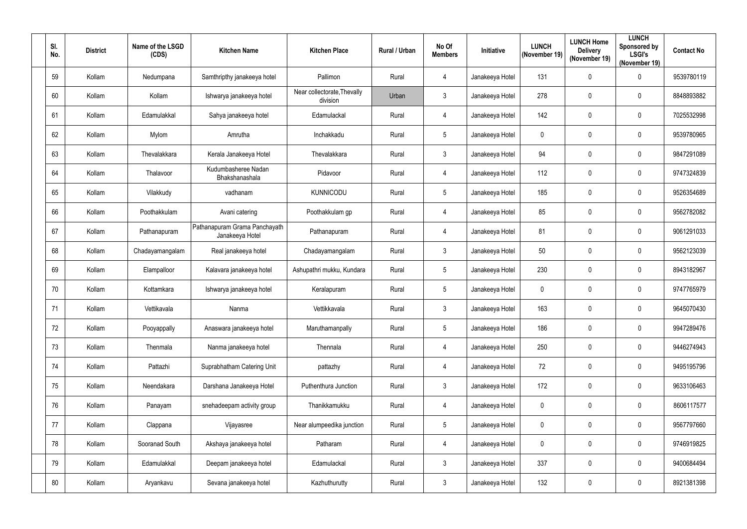| Sl. No. | District | Name of the LSGD (CDS) | Kitchen Name | Kitchen Place | Rural / Urban | No Of Members | Initiative | LUNCH (November 19) | LUNCH Home Delivery (November 19) | LUNCH Sponsored by LSGI's (November 19) | Contact No |
|---|---|---|---|---|---|---|---|---|---|---|---|
| 59 | Kollam | Nedumpana | Samthripthy janakeeya hotel | Pallimon | Rural | 4 | Janakeeya Hotel | 131 | 0 | 0 | 9539780119 |
| 60 | Kollam | Kollam | Ishwarya janakeeya hotel | Near collectorate,Thevally division | Urban | 3 | Janakeeya Hotel | 278 | 0 | 0 | 8848893882 |
| 61 | Kollam | Edamulakkal | Sahya janakeeya hotel | Edamulackal | Rural | 4 | Janakeeya Hotel | 142 | 0 | 0 | 7025532998 |
| 62 | Kollam | Mylom | Amrutha | Inchakkadu | Rural | 5 | Janakeeya Hotel | 0 | 0 | 0 | 9539780965 |
| 63 | Kollam | Thevalakkara | Kerala Janakeeya Hotel | Thevalakkara | Rural | 3 | Janakeeya Hotel | 94 | 0 | 0 | 9847291089 |
| 64 | Kollam | Thalavoor | Kudumbasheree Nadan Bhakshanashala | Pidavoor | Rural | 4 | Janakeeya Hotel | 112 | 0 | 0 | 9747324839 |
| 65 | Kollam | Vilakkudy | vadhanam | KUNNICODU | Rural | 5 | Janakeeya Hotel | 185 | 0 | 0 | 9526354689 |
| 66 | Kollam | Poothakkulam | Avani catering | Poothakkulam gp | Rural | 4 | Janakeeya Hotel | 85 | 0 | 0 | 9562782082 |
| 67 | Kollam | Pathanapuram | Pathanapuram Grama Panchayath Janakeeya Hotel | Pathanapuram | Rural | 4 | Janakeeya Hotel | 81 | 0 | 0 | 9061291033 |
| 68 | Kollam | Chadayamangalam | Real janakeeya hotel | Chadayamangalam | Rural | 3 | Janakeeya Hotel | 50 | 0 | 0 | 9562123039 |
| 69 | Kollam | Elampalloor | Kalavara janakeeya hotel | Ashupathri mukku, Kundara | Rural | 5 | Janakeeya Hotel | 230 | 0 | 0 | 8943182967 |
| 70 | Kollam | Kottamkara | Ishwarya janakeeya hotel | Keralapuram | Rural | 5 | Janakeeya Hotel | 0 | 0 | 0 | 9747765979 |
| 71 | Kollam | Vettikavala | Nanma | Vettikkavala | Rural | 3 | Janakeeya Hotel | 163 | 0 | 0 | 9645070430 |
| 72 | Kollam | Pooyappally | Anaswara janakeeya hotel | Maruthamanpally | Rural | 5 | Janakeeya Hotel | 186 | 0 | 0 | 9947289476 |
| 73 | Kollam | Thenmala | Nanma janakeeya hotel | Thennala | Rural | 4 | Janakeeya Hotel | 250 | 0 | 0 | 9446274943 |
| 74 | Kollam | Pattazhi | Suprabhatham Catering Unit | pattazhy | Rural | 4 | Janakeeya Hotel | 72 | 0 | 0 | 9495195796 |
| 75 | Kollam | Neendakara | Darshana Janakeeya Hotel | Puthenthura Junction | Rural | 3 | Janakeeya Hotel | 172 | 0 | 0 | 9633106463 |
| 76 | Kollam | Panayam | snehadeepam activity group | Thanikkamukku | Rural | 4 | Janakeeya Hotel | 0 | 0 | 0 | 8606117577 |
| 77 | Kollam | Clappana | Vijayasree | Near alumpeedika junction | Rural | 5 | Janakeeya Hotel | 0 | 0 | 0 | 9567797660 |
| 78 | Kollam | Sooranad South | Akshaya janakeeya hotel | Patharam | Rural | 4 | Janakeeya Hotel | 0 | 0 | 0 | 9746919825 |
| 79 | Kollam | Edamulakkal | Deepam janakeeya hotel | Edamulackal | Rural | 3 | Janakeeya Hotel | 337 | 0 | 0 | 9400684494 |
| 80 | Kollam | Aryankavu | Sevana janakeeya hotel | Kazhuthurutty | Rural | 3 | Janakeeya Hotel | 132 | 0 | 0 | 8921381398 |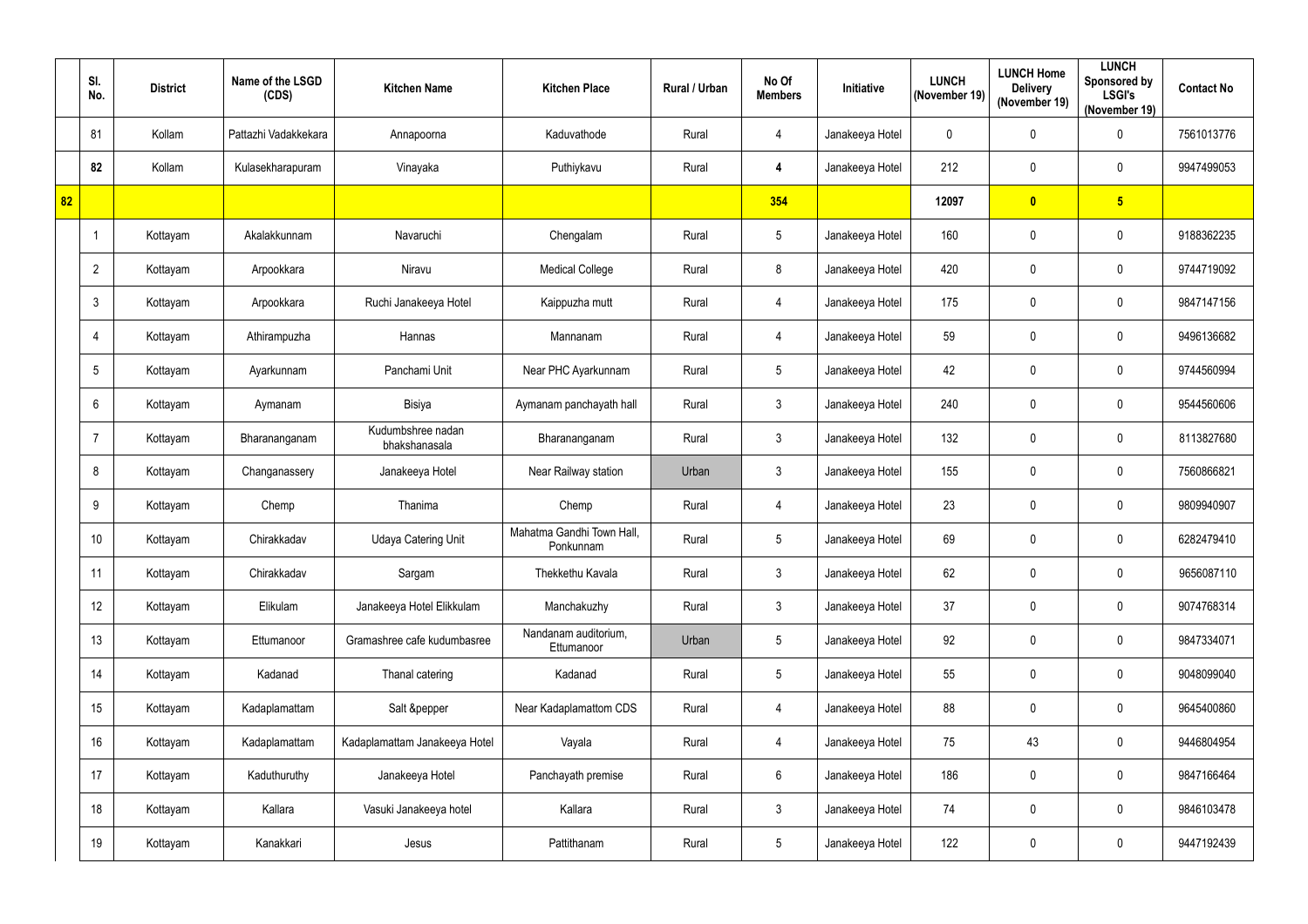| | Sl. No. | District | Name of the LSGD (CDS) | Kitchen Name | Kitchen Place | Rural / Urban | No Of Members | Initiative | LUNCH (November 19) | LUNCH Home Delivery (November 19) | LUNCH Sponsored by LSGI's (November 19) | Contact No |
|---|---|---|---|---|---|---|---|---|---|---|---|---|
| | 81 | Kollam | Pattazhi Vadakkekara | Annapoorna | Kaduvathode | Rural | 4 | Janakeeya Hotel | 0 | 0 | 0 | 7561013776 |
| | **82** | Kollam | Kulasekharapuram | Vinayaka | Puthiykavu | Rural | **4** | Janakeeya Hotel | 212 | 0 | 0 | 9947499053 |
| **82** | | | | | | | **354** | | **12097** | **0** | **5** | |
| | 1 | Kottayam | Akalakkunnam | Navaruchi | Chengalam | Rural | 5 | Janakeeya Hotel | 160 | 0 | 0 | 9188362235 |
| | 2 | Kottayam | Arpookkara | Niravu | Medical College | Rural | 8 | Janakeeya Hotel | 420 | 0 | 0 | 9744719092 |
| | 3 | Kottayam | Arpookkara | Ruchi Janakeeya Hotel | Kaippuzha mutt | Rural | 4 | Janakeeya Hotel | 175 | 0 | 0 | 9847147156 |
| | 4 | Kottayam | Athirampuzha | Hannas | Mannanam | Rural | 4 | Janakeeya Hotel | 59 | 0 | 0 | 9496136682 |
| | 5 | Kottayam | Ayarkunnam | Panchami Unit | Near PHC Ayarkunnam | Rural | 5 | Janakeeya Hotel | 42 | 0 | 0 | 9744560994 |
| | 6 | Kottayam | Aymanam | Bisiya | Aymanam panchayath hall | Rural | 3 | Janakeeya Hotel | 240 | 0 | 0 | 9544560606 |
| | 7 | Kottayam | Bharananganam | Kudumbshree nadan bhakshanasala | Bharananganam | Rural | 3 | Janakeeya Hotel | 132 | 0 | 0 | 8113827680 |
| | 8 | Kottayam | Changanassery | Janakeeya Hotel | Near Railway station | Urban | 3 | Janakeeya Hotel | 155 | 0 | 0 | 7560866821 |
| | 9 | Kottayam | Chemp | Thanima | Chemp | Rural | 4 | Janakeeya Hotel | 23 | 0 | 0 | 9809940907 |
| | 10 | Kottayam | Chirakkadav | Udaya Catering Unit | Mahatma Gandhi Town Hall, Ponkunnam | Rural | 5 | Janakeeya Hotel | 69 | 0 | 0 | 6282479410 |
| | 11 | Kottayam | Chirakkadav | Sargam | Thekkethu Kavala | Rural | 3 | Janakeeya Hotel | 62 | 0 | 0 | 9656087110 |
| | 12 | Kottayam | Elikulam | Janakeeya Hotel Elikkulam | Manchakuzhy | Rural | 3 | Janakeeya Hotel | 37 | 0 | 0 | 9074768314 |
| | 13 | Kottayam | Ettumanoor | Gramashree cafe kudumbasree | Nandanam auditorium, Ettumanoor | Urban | 5 | Janakeeya Hotel | 92 | 0 | 0 | 9847334071 |
| | 14 | Kottayam | Kadanad | Thanal catering | Kadanad | Rural | 5 | Janakeeya Hotel | 55 | 0 | 0 | 9048099040 |
| | 15 | Kottayam | Kadaplamattam | Salt &pepper | Near Kadaplamattom CDS | Rural | 4 | Janakeeya Hotel | 88 | 0 | 0 | 9645400860 |
| | 16 | Kottayam | Kadaplamattam | Kadaplamattam Janakeeya Hotel | Vayala | Rural | 4 | Janakeeya Hotel | 75 | 43 | 0 | 9446804954 |
| | 17 | Kottayam | Kaduthuruthy | Janakeeya Hotel | Panchayath premise | Rural | 6 | Janakeeya Hotel | 186 | 0 | 0 | 9847166464 |
| | 18 | Kottayam | Kallara | Vasuki Janakeeya hotel | Kallara | Rural | 3 | Janakeeya Hotel | 74 | 0 | 0 | 9846103478 |
| | 19 | Kottayam | Kanakkari | Jesus | Pattithanam | Rural | 5 | Janakeeya Hotel | 122 | 0 | 0 | 9447192439 |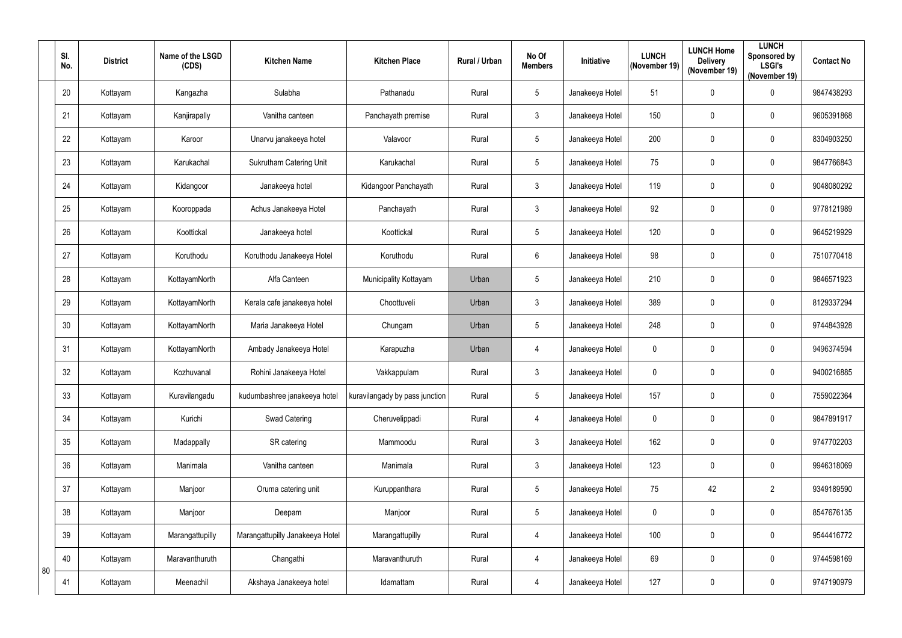| Sl. No. | District | Name of the LSGD (CDS) | Kitchen Name | Kitchen Place | Rural / Urban | No Of Members | Initiative | LUNCH (November 19) | LUNCH Home Delivery (November 19) | LUNCH Sponsored by LSGI's (November 19) | Contact No |
|---|---|---|---|---|---|---|---|---|---|---|---|
| 20 | Kottayam | Kangazha | Sulabha | Pathanadu | Rural | 5 | Janakeeya Hotel | 51 | 0 | 0 | 9847438293 |
| 21 | Kottayam | Kanjirapally | Vanitha canteen | Panchayath premise | Rural | 3 | Janakeeya Hotel | 150 | 0 | 0 | 9605391868 |
| 22 | Kottayam | Karoor | Unarvu janakeeya hotel | Valavoor | Rural | 5 | Janakeeya Hotel | 200 | 0 | 0 | 8304903250 |
| 23 | Kottayam | Karukachal | Sukrutham Catering Unit | Karukachal | Rural | 5 | Janakeeya Hotel | 75 | 0 | 0 | 9847766843 |
| 24 | Kottayam | Kidangoor | Janakeeya hotel | Kidangoor Panchayath | Rural | 3 | Janakeeya Hotel | 119 | 0 | 0 | 9048080292 |
| 25 | Kottayam | Kooroppada | Achus Janakeeya Hotel | Panchayath | Rural | 3 | Janakeeya Hotel | 92 | 0 | 0 | 9778121989 |
| 26 | Kottayam | Koottickal | Janakeeya hotel | Koottickal | Rural | 5 | Janakeeya Hotel | 120 | 0 | 0 | 9645219929 |
| 27 | Kottayam | Koruthodu | Koruthodu Janakeeya Hotel | Koruthodu | Rural | 6 | Janakeeya Hotel | 98 | 0 | 0 | 7510770418 |
| 28 | Kottayam | KottayamNorth | Alfa Canteen | Municipality Kottayam | Urban | 5 | Janakeeya Hotel | 210 | 0 | 0 | 9846571923 |
| 29 | Kottayam | KottayamNorth | Kerala cafe janakeeya hotel | Choottuveli | Urban | 3 | Janakeeya Hotel | 389 | 0 | 0 | 8129337294 |
| 30 | Kottayam | KottayamNorth | Maria Janakeeya Hotel | Chungam | Urban | 5 | Janakeeya Hotel | 248 | 0 | 0 | 9744843928 |
| 31 | Kottayam | KottayamNorth | Ambady Janakeeya Hotel | Karapuzha | Urban | 4 | Janakeeya Hotel | 0 | 0 | 0 | 9496374594 |
| 32 | Kottayam | Kozhuvanal | Rohini Janakeeya Hotel | Vakkappulam | Rural | 3 | Janakeeya Hotel | 0 | 0 | 0 | 9400216885 |
| 33 | Kottayam | Kuravilangadu | kudumbashree janakeeya hotel | kuravilangady by pass junction | Rural | 5 | Janakeeya Hotel | 157 | 0 | 0 | 7559022364 |
| 34 | Kottayam | Kurichi | Swad Catering | Cheruvelippadi | Rural | 4 | Janakeeya Hotel | 0 | 0 | 0 | 9847891917 |
| 35 | Kottayam | Madappally | SR catering | Mammoodu | Rural | 3 | Janakeeya Hotel | 162 | 0 | 0 | 9747702203 |
| 36 | Kottayam | Manimala | Vanitha canteen | Manimala | Rural | 3 | Janakeeya Hotel | 123 | 0 | 0 | 9946318069 |
| 37 | Kottayam | Manjoor | Oruma catering unit | Kuruppanthara | Rural | 5 | Janakeeya Hotel | 75 | 42 | 2 | 9349189590 |
| 38 | Kottayam | Manjoor | Deepam | Manjoor | Rural | 5 | Janakeeya Hotel | 0 | 0 | 0 | 8547676135 |
| 39 | Kottayam | Marangattupilly | Marangattupilly Janakeeya Hotel | Marangattupilly | Rural | 4 | Janakeeya Hotel | 100 | 0 | 0 | 9544416772 |
| 40 | Kottayam | Maravanthuruth | Changathi | Maravanthuruth | Rural | 4 | Janakeeya Hotel | 69 | 0 | 0 | 9744598169 |
| 41 | Kottayam | Meenachil | Akshaya Janakeeya hotel | Idamattam | Rural | 4 | Janakeeya Hotel | 127 | 0 | 0 | 9747190979 |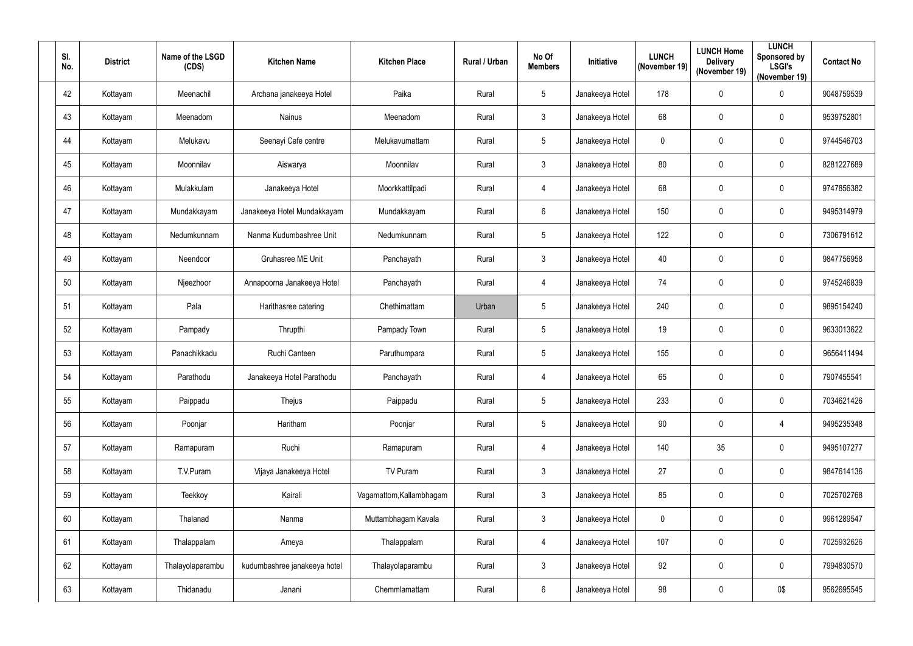| Sl. No. | District | Name of the LSGD (CDS) | Kitchen Name | Kitchen Place | Rural / Urban | No Of Members | Initiative | LUNCH (November 19) | LUNCH Home Delivery (November 19) | LUNCH Sponsored by LSGI's (November 19) | Contact No |
|---|---|---|---|---|---|---|---|---|---|---|---|
| 42 | Kottayam | Meenachil | Archana janakeeya Hotel | Paika | Rural | 5 | Janakeeya Hotel | 178 | 0 | 0 | 9048759539 |
| 43 | Kottayam | Meenadom | Nainus | Meenadom | Rural | 3 | Janakeeya Hotel | 68 | 0 | 0 | 9539752801 |
| 44 | Kottayam | Melukavu | Seenayi Cafe centre | Melukavumattam | Rural | 5 | Janakeeya Hotel | 0 | 0 | 0 | 9744546703 |
| 45 | Kottayam | Moonnilav | Aiswarya | Moonnilav | Rural | 3 | Janakeeya Hotel | 80 | 0 | 0 | 8281227689 |
| 46 | Kottayam | Mulakkulam | Janakeeya Hotel | Moorkkattilpadi | Rural | 4 | Janakeeya Hotel | 68 | 0 | 0 | 9747856382 |
| 47 | Kottayam | Mundakkayam | Janakeeya Hotel Mundakkayam | Mundakkayam | Rural | 6 | Janakeeya Hotel | 150 | 0 | 0 | 9495314979 |
| 48 | Kottayam | Nedumkunnam | Nanma Kudumbashree Unit | Nedumkunnam | Rural | 5 | Janakeeya Hotel | 122 | 0 | 0 | 7306791612 |
| 49 | Kottayam | Neendoor | Gruhasree ME Unit | Panchayath | Rural | 3 | Janakeeya Hotel | 40 | 0 | 0 | 9847756958 |
| 50 | Kottayam | Njeezhoor | Annapoorna Janakeeya Hotel | Panchayath | Rural | 4 | Janakeeya Hotel | 74 | 0 | 0 | 9745246839 |
| 51 | Kottayam | Pala | Harithasree catering | Chethimattam | Urban | 5 | Janakeeya Hotel | 240 | 0 | 0 | 9895154240 |
| 52 | Kottayam | Pampady | Thrupthi | Pampady Town | Rural | 5 | Janakeeya Hotel | 19 | 0 | 0 | 9633013622 |
| 53 | Kottayam | Panachikkadu | Ruchi Canteen | Paruthumpara | Rural | 5 | Janakeeya Hotel | 155 | 0 | 0 | 9656411494 |
| 54 | Kottayam | Parathodu | Janakeeya Hotel Parathodu | Panchayath | Rural | 4 | Janakeeya Hotel | 65 | 0 | 0 | 7907455541 |
| 55 | Kottayam | Paippadu | Thejus | Paippadu | Rural | 5 | Janakeeya Hotel | 233 | 0 | 0 | 7034621426 |
| 56 | Kottayam | Poonjar | Haritham | Poonjar | Rural | 5 | Janakeeya Hotel | 90 | 0 | 4 | 9495235348 |
| 57 | Kottayam | Ramapuram | Ruchi | Ramapuram | Rural | 4 | Janakeeya Hotel | 140 | 35 | 0 | 9495107277 |
| 58 | Kottayam | T.V.Puram | Vijaya Janakeeya Hotel | TV Puram | Rural | 3 | Janakeeya Hotel | 27 | 0 | 0 | 9847614136 |
| 59 | Kottayam | Teekkoy | Kairali | Vagamattom,Kallambhagam | Rural | 3 | Janakeeya Hotel | 85 | 0 | 0 | 7025702768 |
| 60 | Kottayam | Thalanad | Nanma | Muttambhagam Kavala | Rural | 3 | Janakeeya Hotel | 0 | 0 | 0 | 9961289547 |
| 61 | Kottayam | Thalappalam | Ameya | Thalappalam | Rural | 4 | Janakeeya Hotel | 107 | 0 | 0 | 7025932626 |
| 62 | Kottayam | Thalayolaparambu | kudumbashree janakeeya hotel | Thalayolaparambu | Rural | 3 | Janakeeya Hotel | 92 | 0 | 0 | 7994830570 |
| 63 | Kottayam | Thidanadu | Janani | Chemmlamattam | Rural | 6 | Janakeeya Hotel | 98 | 0 | 0$ | 9562695545 |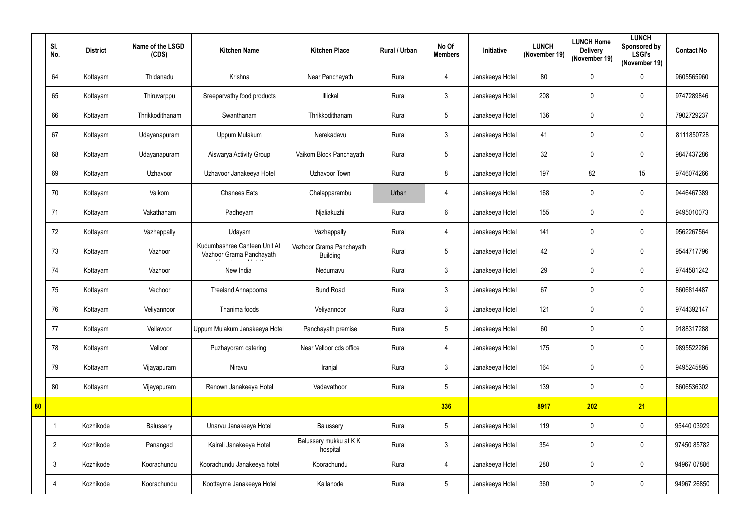|  | Sl. No. | District | Name of the LSGD (CDS) | Kitchen Name | Kitchen Place | Rural / Urban | No Of Members | Initiative | LUNCH (November 19) | LUNCH Home Delivery (November 19) | LUNCH Sponsored by LSGI's (November 19) | Contact No |
|---|---|---|---|---|---|---|---|---|---|---|---|---|
|  | 64 | Kottayam | Thidanadu | Krishna | Near Panchayath | Rural | 4 | Janakeeya Hotel | 80 | 0 | 0 | 9605565960 |
|  | 65 | Kottayam | Thiruvarppu | Sreeparvathy food products | Illickal | Rural | 3 | Janakeeya Hotel | 208 | 0 | 0 | 9747289846 |
|  | 66 | Kottayam | Thrikkodithanam | Swanthanam | Thrikkodithanam | Rural | 5 | Janakeeya Hotel | 136 | 0 | 0 | 7902729237 |
|  | 67 | Kottayam | Udayanapuram | Uppum Mulakum | Nerekadavu | Rural | 3 | Janakeeya Hotel | 41 | 0 | 0 | 8111850728 |
|  | 68 | Kottayam | Udayanapuram | Aiswarya Activity Group | Vaikom Block Panchayath | Rural | 5 | Janakeeya Hotel | 32 | 0 | 0 | 9847437286 |
|  | 69 | Kottayam | Uzhavoor | Uzhavoor Janakeeya Hotel | Uzhavoor Town | Rural | 8 | Janakeeya Hotel | 197 | 82 | 15 | 9746074266 |
|  | 70 | Kottayam | Vaikom | Chanees Eats | Chalapparambu | Urban | 4 | Janakeeya Hotel | 168 | 0 | 0 | 9446467389 |
|  | 71 | Kottayam | Vakathanam | Padheyam | Njaliakuzhi | Rural | 6 | Janakeeya Hotel | 155 | 0 | 0 | 9495010073 |
|  | 72 | Kottayam | Vazhappally | Udayam | Vazhappally | Rural | 4 | Janakeeya Hotel | 141 | 0 | 0 | 9562267564 |
|  | 73 | Kottayam | Vazhoor | Kudumbashree Canteen Unit At Vazhoor Grama Panchayath | Vazhoor Grama Panchayath Building | Rural | 5 | Janakeeya Hotel | 42 | 0 | 0 | 9544717796 |
|  | 74 | Kottayam | Vazhoor | New India | Nedumavu | Rural | 3 | Janakeeya Hotel | 29 | 0 | 0 | 9744581242 |
|  | 75 | Kottayam | Vechoor | Treeland Annapoorna | Bund Road | Rural | 3 | Janakeeya Hotel | 67 | 0 | 0 | 8606814487 |
|  | 76 | Kottayam | Veliyannoor | Thanima foods | Veliyannoor | Rural | 3 | Janakeeya Hotel | 121 | 0 | 0 | 9744392147 |
|  | 77 | Kottayam | Vellavoor | Uppum Mulakum Janakeeya Hotel | Panchayath premise | Rural | 5 | Janakeeya Hotel | 60 | 0 | 0 | 9188317288 |
|  | 78 | Kottayam | Velloor | Puzhayoram catering | Near Velloor cds office | Rural | 4 | Janakeeya Hotel | 175 | 0 | 0 | 9895522286 |
|  | 79 | Kottayam | Vijayapuram | Niravu | Iranjal | Rural | 3 | Janakeeya Hotel | 164 | 0 | 0 | 9495245895 |
|  | 80 | Kottayam | Vijayapuram | Renown Janakeeya Hotel | Vadavathoor | Rural | 5 | Janakeeya Hotel | 139 | 0 | 0 | 8606536302 |
| **80** |  |  |  |  |  |  | **336** |  | **8917** | **202** | **21** |  |
|  | 1 | Kozhikode | Balussery | Unarvu Janakeeya Hotel | Balussery | Rural | 5 | Janakeeya Hotel | 119 | 0 | 0 | 95440 03929 |
|  | 2 | Kozhikode | Panangad | Kairali Janakeeya Hotel | Balussery mukku at K K hospital | Rural | 3 | Janakeeya Hotel | 354 | 0 | 0 | 97450 85782 |
|  | 3 | Kozhikode | Koorachundu | Koorachundu Janakeeya hotel | Koorachundu | Rural | 4 | Janakeeya Hotel | 280 | 0 | 0 | 94967 07886 |
|  | 4 | Kozhikode | Koorachundu | Koottayma Janakeeya Hotel | Kallanode | Rural | 5 | Janakeeya Hotel | 360 | 0 | 0 | 94967 26850 |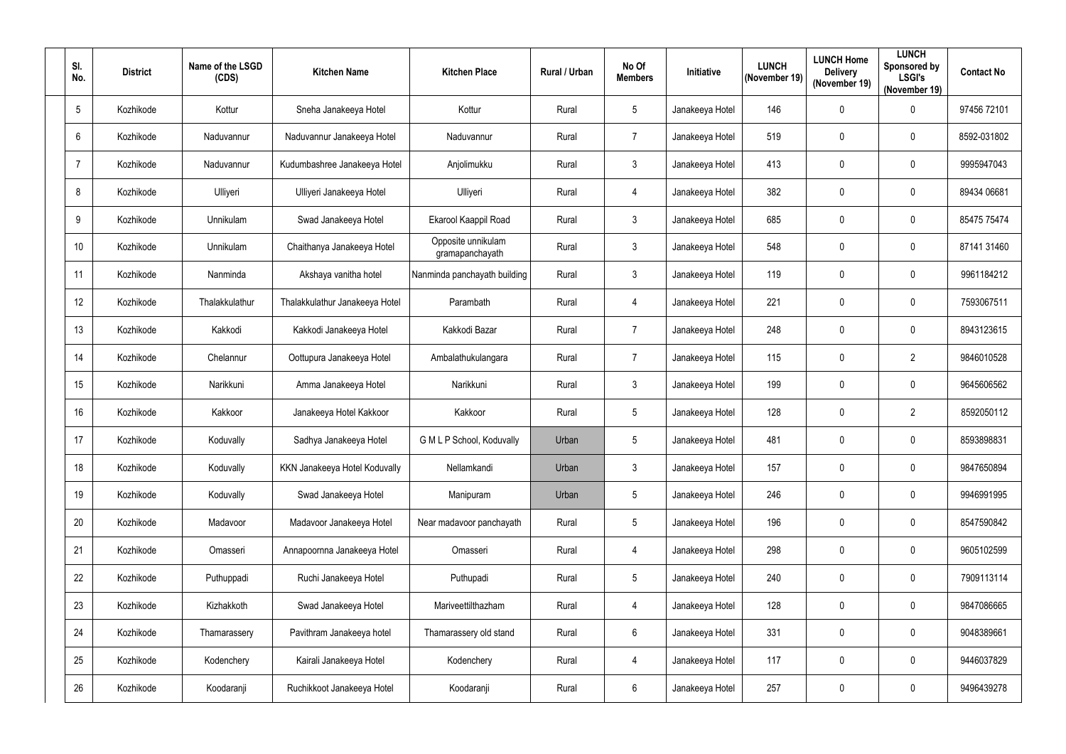| Sl. No. | District | Name of the LSGD (CDS) | Kitchen Name | Kitchen Place | Rural / Urban | No Of Members | Initiative | LUNCH (November 19) | LUNCH Home Delivery (November 19) | LUNCH Sponsored by LSGI's (November 19) | Contact No |
|---|---|---|---|---|---|---|---|---|---|---|---|
| 5 | Kozhikode | Kottur | Sneha Janakeeya Hotel | Kottur | Rural | 5 | Janakeeya Hotel | 146 | 0 | 0 | 97456 72101 |
| 6 | Kozhikode | Naduvannur | Naduvannur Janakeeya Hotel | Naduvannur | Rural | 7 | Janakeeya Hotel | 519 | 0 | 0 | 8592-031802 |
| 7 | Kozhikode | Naduvannur | Kudumbashree Janakeeya Hotel | Anjolimukku | Rural | 3 | Janakeeya Hotel | 413 | 0 | 0 | 9995947043 |
| 8 | Kozhikode | Ulliyeri | Ulliyeri Janakeeya Hotel | Ulliyeri | Rural | 4 | Janakeeya Hotel | 382 | 0 | 0 | 89434 06681 |
| 9 | Kozhikode | Unnikulam | Swad Janakeeya Hotel | Ekarool Kaappil Road | Rural | 3 | Janakeeya Hotel | 685 | 0 | 0 | 85475 75474 |
| 10 | Kozhikode | Unnikulam | Chaithanya Janakeeya Hotel | Opposite unnikulam gramapanchayath | Rural | 3 | Janakeeya Hotel | 548 | 0 | 0 | 87141 31460 |
| 11 | Kozhikode | Nanminda | Akshaya vanitha hotel | Nanminda panchayath building | Rural | 3 | Janakeeya Hotel | 119 | 0 | 0 | 9961184212 |
| 12 | Kozhikode | Thalakkulathur | Thalakkulathur Janakeeya Hotel | Parambath | Rural | 4 | Janakeeya Hotel | 221 | 0 | 0 | 7593067511 |
| 13 | Kozhikode | Kakkodi | Kakkodi Janakeeya Hotel | Kakkodi Bazar | Rural | 7 | Janakeeya Hotel | 248 | 0 | 0 | 8943123615 |
| 14 | Kozhikode | Chelannur | Oottupura Janakeeya Hotel | Ambalathukulangara | Rural | 7 | Janakeeya Hotel | 115 | 0 | 2 | 9846010528 |
| 15 | Kozhikode | Narikkuni | Amma Janakeeya Hotel | Narikkuni | Rural | 3 | Janakeeya Hotel | 199 | 0 | 0 | 9645606562 |
| 16 | Kozhikode | Kakkoor | Janakeeya Hotel Kakkoor | Kakkoor | Rural | 5 | Janakeeya Hotel | 128 | 0 | 2 | 8592050112 |
| 17 | Kozhikode | Koduvally | Sadhya Janakeeya Hotel | G M L P School, Koduvally | Urban | 5 | Janakeeya Hotel | 481 | 0 | 0 | 8593898831 |
| 18 | Kozhikode | Koduvally | KKN Janakeeya Hotel Koduvally | Nellamkandi | Urban | 3 | Janakeeya Hotel | 157 | 0 | 0 | 9847650894 |
| 19 | Kozhikode | Koduvally | Swad Janakeeya Hotel | Manipuram | Urban | 5 | Janakeeya Hotel | 246 | 0 | 0 | 9946991995 |
| 20 | Kozhikode | Madavoor | Madavoor Janakeeya Hotel | Near madavoor panchayath | Rural | 5 | Janakeeya Hotel | 196 | 0 | 0 | 8547590842 |
| 21 | Kozhikode | Omasseri | Annapoornna Janakeeya Hotel | Omasseri | Rural | 4 | Janakeeya Hotel | 298 | 0 | 0 | 9605102599 |
| 22 | Kozhikode | Puthuppadi | Ruchi Janakeeya Hotel | Puthupadi | Rural | 5 | Janakeeya Hotel | 240 | 0 | 0 | 7909113114 |
| 23 | Kozhikode | Kizhakkoth | Swad Janakeeya Hotel | Mariveettilthazham | Rural | 4 | Janakeeya Hotel | 128 | 0 | 0 | 9847086665 |
| 24 | Kozhikode | Thamarassery | Pavithram Janakeeya hotel | Thamarassery old stand | Rural | 6 | Janakeeya Hotel | 331 | 0 | 0 | 9048389661 |
| 25 | Kozhikode | Kodenchery | Kairali Janakeeya Hotel | Kodenchery | Rural | 4 | Janakeeya Hotel | 117 | 0 | 0 | 9446037829 |
| 26 | Kozhikode | Koodaranji | Ruchikkoot Janakeeya Hotel | Koodaranji | Rural | 6 | Janakeeya Hotel | 257 | 0 | 0 | 9496439278 |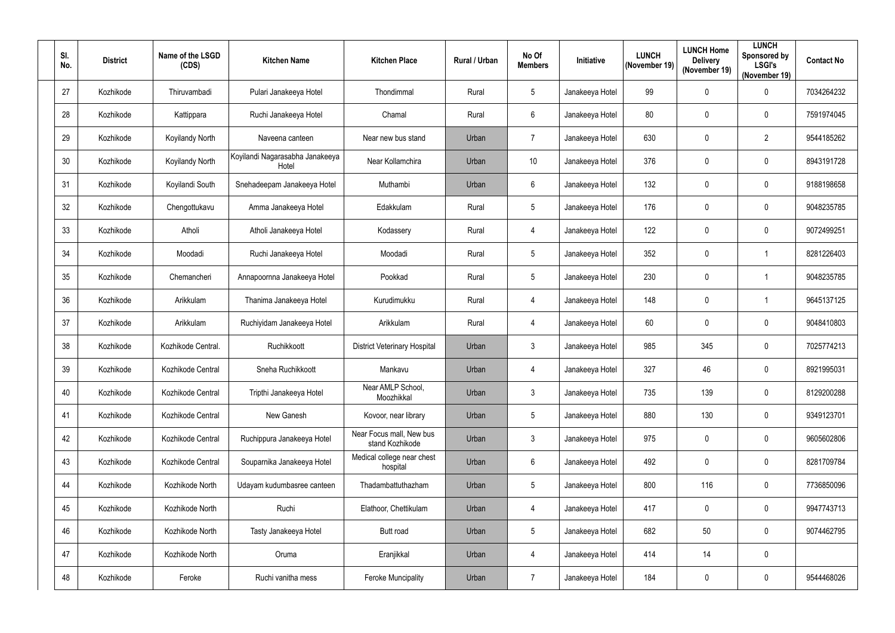| Sl. No. | District | Name of the LSGD (CDS) | Kitchen Name | Kitchen Place | Rural / Urban | No Of Members | Initiative | LUNCH (November 19) | LUNCH Home Delivery (November 19) | LUNCH Sponsored by LSGI's (November 19) | Contact No |
|---|---|---|---|---|---|---|---|---|---|---|---|
| 27 | Kozhikode | Thiruvambadi | Pulari Janakeeya Hotel | Thondimmal | Rural | 5 | Janakeeya Hotel | 99 | 0 | 0 | 7034264232 |
| 28 | Kozhikode | Kattippara | Ruchi Janakeeya Hotel | Chamal | Rural | 6 | Janakeeya Hotel | 80 | 0 | 0 | 7591974045 |
| 29 | Kozhikode | Koyilandy North | Naveena canteen | Near new bus stand | Urban | 7 | Janakeeya Hotel | 630 | 0 | 2 | 9544185262 |
| 30 | Kozhikode | Koyilandy North | Koyilandi Nagarasabha Janakeeya Hotel | Near Kollamchira | Urban | 10 | Janakeeya Hotel | 376 | 0 | 0 | 8943191728 |
| 31 | Kozhikode | Koyilandi South | Snehadeepam Janakeeya Hotel | Muthambi | Urban | 6 | Janakeeya Hotel | 132 | 0 | 0 | 9188198658 |
| 32 | Kozhikode | Chengottukavu | Amma Janakeeya Hotel | Edakkulam | Rural | 5 | Janakeeya Hotel | 176 | 0 | 0 | 9048235785 |
| 33 | Kozhikode | Atholi | Atholi Janakeeya Hotel | Kodassery | Rural | 4 | Janakeeya Hotel | 122 | 0 | 0 | 9072499251 |
| 34 | Kozhikode | Moodadi | Ruchi Janakeeya Hotel | Moodadi | Rural | 5 | Janakeeya Hotel | 352 | 0 | 1 | 8281226403 |
| 35 | Kozhikode | Chemancheri | Annapoornna Janakeeya Hotel | Pookkad | Rural | 5 | Janakeeya Hotel | 230 | 0 | 1 | 9048235785 |
| 36 | Kozhikode | Arikkulam | Thanima Janakeeya Hotel | Kurudimukku | Rural | 4 | Janakeeya Hotel | 148 | 0 | 1 | 9645137125 |
| 37 | Kozhikode | Arikkulam | Ruchiyidam Janakeeya Hotel | Arikkulam | Rural | 4 | Janakeeya Hotel | 60 | 0 | 0 | 9048410803 |
| 38 | Kozhikode | Kozhikode Central. | Ruchikkoott | District Veterinary Hospital | Urban | 3 | Janakeeya Hotel | 985 | 345 | 0 | 7025774213 |
| 39 | Kozhikode | Kozhikode Central | Sneha Ruchikkoott | Mankavu | Urban | 4 | Janakeeya Hotel | 327 | 46 | 0 | 8921995031 |
| 40 | Kozhikode | Kozhikode Central | Tripthi Janakeeya Hotel | Near AMLP School, Moozhikkal | Urban | 3 | Janakeeya Hotel | 735 | 139 | 0 | 8129200288 |
| 41 | Kozhikode | Kozhikode Central | New Ganesh | Kovoor, near library | Urban | 5 | Janakeeya Hotel | 880 | 130 | 0 | 9349123701 |
| 42 | Kozhikode | Kozhikode Central | Ruchippura Janakeeya Hotel | Near Focus mall, New bus stand Kozhikode | Urban | 3 | Janakeeya Hotel | 975 | 0 | 0 | 9605602806 |
| 43 | Kozhikode | Kozhikode Central | Souparnika Janakeeya Hotel | Medical college near chest hospital | Urban | 6 | Janakeeya Hotel | 492 | 0 | 0 | 8281709784 |
| 44 | Kozhikode | Kozhikode North | Udayam kudumbasree canteen | Thadambattuthazham | Urban | 5 | Janakeeya Hotel | 800 | 116 | 0 | 7736850096 |
| 45 | Kozhikode | Kozhikode North | Ruchi | Elathoor, Chettikulam | Urban | 4 | Janakeeya Hotel | 417 | 0 | 0 | 9947743713 |
| 46 | Kozhikode | Kozhikode North | Tasty Janakeeya Hotel | Butt road | Urban | 5 | Janakeeya Hotel | 682 | 50 | 0 | 9074462795 |
| 47 | Kozhikode | Kozhikode North | Oruma | Eranjikkal | Urban | 4 | Janakeeya Hotel | 414 | 14 | 0 | |
| 48 | Kozhikode | Feroke | Ruchi vanitha mess | Feroke Muncipality | Urban | 7 | Janakeeya Hotel | 184 | 0 | 0 | 9544468026 |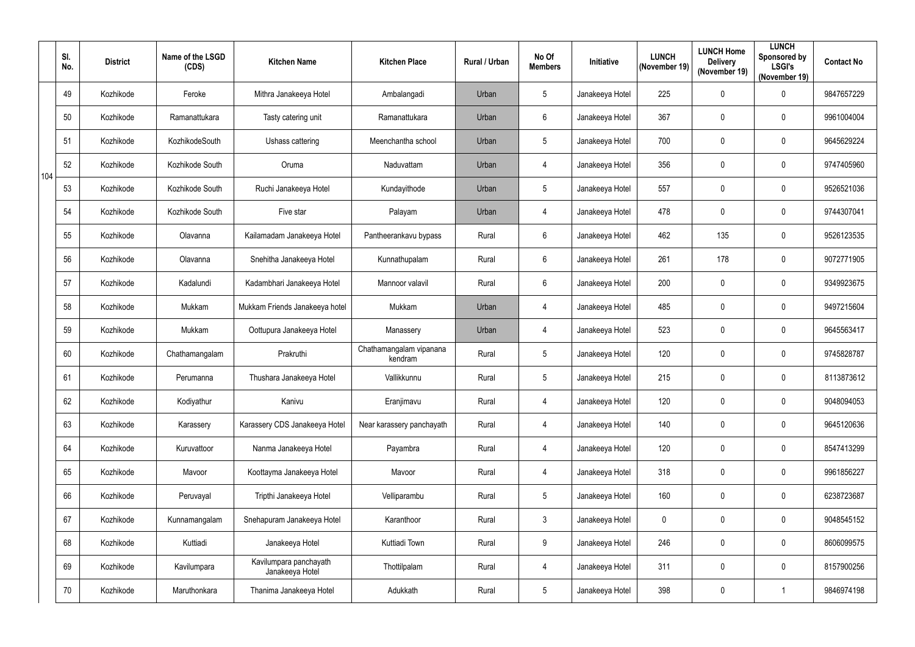| | Sl. No. | District | Name of the LSGD (CDS) | Kitchen Name | Kitchen Place | Rural / Urban | No Of Members | Initiative | LUNCH (November 19) | LUNCH Home Delivery (November 19) | LUNCH Sponsored by LSGI's (November 19) | Contact No |
|---|---|---|---|---|---|---|---|---|---|---|---|---|
| 104 | 49 | Kozhikode | Feroke | Mithra Janakeeya Hotel | Ambalangadi | Urban | 5 | Janakeeya Hotel | 225 | 0 | 0 | 9847657229 |
| | 50 | Kozhikode | Ramanattukara | Tasty catering unit | Ramanattukara | Urban | 6 | Janakeeya Hotel | 367 | 0 | 0 | 9961004004 |
| | 51 | Kozhikode | KozhikodeSouth | Ushass cattering | Meenchantha school | Urban | 5 | Janakeeya Hotel | 700 | 0 | 0 | 9645629224 |
| | 52 | Kozhikode | Kozhikode South | Oruma | Naduvattam | Urban | 4 | Janakeeya Hotel | 356 | 0 | 0 | 9747405960 |
| | 53 | Kozhikode | Kozhikode South | Ruchi Janakeeya Hotel | Kundayithode | Urban | 5 | Janakeeya Hotel | 557 | 0 | 0 | 9526521036 |
| | 54 | Kozhikode | Kozhikode South | Five star | Palayam | Urban | 4 | Janakeeya Hotel | 478 | 0 | 0 | 9744307041 |
| | 55 | Kozhikode | Olavanna | Kailamadam Janakeeya Hotel | Pantheerankavu bypass | Rural | 6 | Janakeeya Hotel | 462 | 135 | 0 | 9526123535 |
| | 56 | Kozhikode | Olavanna | Snehitha Janakeeya Hotel | Kunnathupalam | Rural | 6 | Janakeeya Hotel | 261 | 178 | 0 | 9072771905 |
| | 57 | Kozhikode | Kadalundi | Kadambhari Janakeeya Hotel | Mannoor valavil | Rural | 6 | Janakeeya Hotel | 200 | 0 | 0 | 9349923675 |
| | 58 | Kozhikode | Mukkam | Mukkam Friends Janakeeya hotel | Mukkam | Urban | 4 | Janakeeya Hotel | 485 | 0 | 0 | 9497215604 |
| | 59 | Kozhikode | Mukkam | Oottupura Janakeeya Hotel | Manassery | Urban | 4 | Janakeeya Hotel | 523 | 0 | 0 | 9645563417 |
| | 60 | Kozhikode | Chathamangalam | Prakruthi | Chathamangalam vipanana kendram | Rural | 5 | Janakeeya Hotel | 120 | 0 | 0 | 9745828787 |
| | 61 | Kozhikode | Perumanna | Thushara Janakeeya Hotel | Vallikkunnu | Rural | 5 | Janakeeya Hotel | 215 | 0 | 0 | 8113873612 |
| | 62 | Kozhikode | Kodiyathur | Kanivu | Eranjimavu | Rural | 4 | Janakeeya Hotel | 120 | 0 | 0 | 9048094053 |
| | 63 | Kozhikode | Karassery | Karassery CDS Janakeeya Hotel | Near karassery panchayath | Rural | 4 | Janakeeya Hotel | 140 | 0 | 0 | 9645120636 |
| | 64 | Kozhikode | Kuruvattoor | Nanma Janakeeya Hotel | Payambra | Rural | 4 | Janakeeya Hotel | 120 | 0 | 0 | 8547413299 |
| | 65 | Kozhikode | Mavoor | Koottayma Janakeeya Hotel | Mavoor | Rural | 4 | Janakeeya Hotel | 318 | 0 | 0 | 9961856227 |
| | 66 | Kozhikode | Peruvayal | Tripthi Janakeeya Hotel | Velliparambu | Rural | 5 | Janakeeya Hotel | 160 | 0 | 0 | 6238723687 |
| | 67 | Kozhikode | Kunnamangalam | Snehapuram Janakeeya Hotel | Karanthoor | Rural | 3 | Janakeeya Hotel | 0 | 0 | 0 | 9048545152 |
| | 68 | Kozhikode | Kuttiadi | Janakeeya Hotel | Kuttiadi Town | Rural | 9 | Janakeeya Hotel | 246 | 0 | 0 | 8606099575 |
| | 69 | Kozhikode | Kavilumpara | Kavilumpara panchayath Janakeeya Hotel | Thottilpalam | Rural | 4 | Janakeeya Hotel | 311 | 0 | 0 | 8157900256 |
| | 70 | Kozhikode | Maruthonkara | Thanima Janakeeya Hotel | Adukkath | Rural | 5 | Janakeeya Hotel | 398 | 0 | 1 | 9846974198 |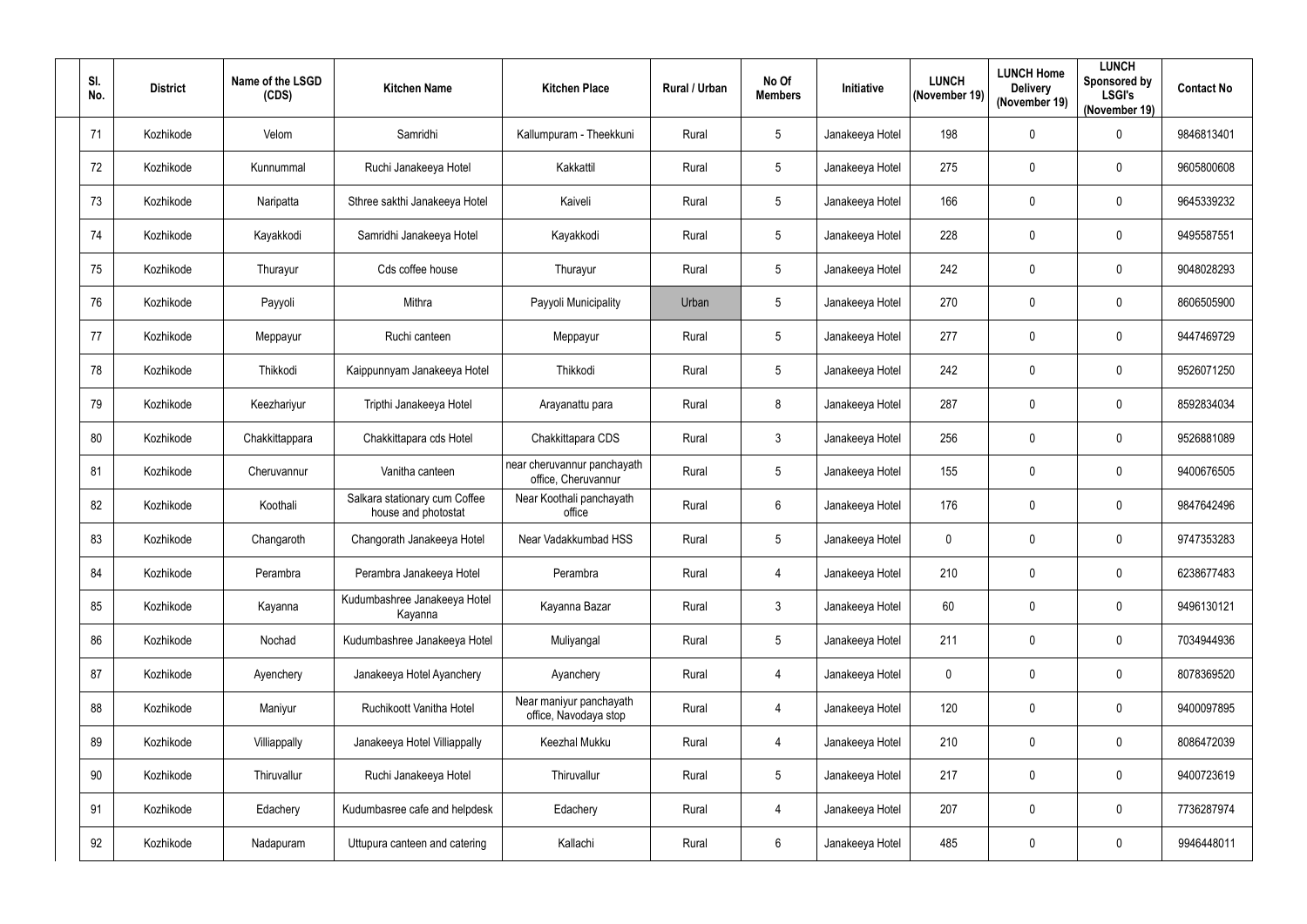| Sl. No. | District | Name of the LSGD (CDS) | Kitchen Name | Kitchen Place | Rural / Urban | No Of Members | Initiative | LUNCH (November 19) | LUNCH Home Delivery (November 19) | LUNCH Sponsored by LSGI's (November 19) | Contact No |
|---|---|---|---|---|---|---|---|---|---|---|---|
| 71 | Kozhikode | Velom | Samridhi | Kallumpuram - Theekkuni | Rural | 5 | Janakeeya Hotel | 198 | 0 | 0 | 9846813401 |
| 72 | Kozhikode | Kunnummal | Ruchi Janakeeya Hotel | Kakkattil | Rural | 5 | Janakeeya Hotel | 275 | 0 | 0 | 9605800608 |
| 73 | Kozhikode | Naripatta | Sthree sakthi Janakeeya Hotel | Kaiveli | Rural | 5 | Janakeeya Hotel | 166 | 0 | 0 | 9645339232 |
| 74 | Kozhikode | Kayakkodi | Samridhi Janakeeya Hotel | Kayakkodi | Rural | 5 | Janakeeya Hotel | 228 | 0 | 0 | 9495587551 |
| 75 | Kozhikode | Thurayur | Cds coffee house | Thurayur | Rural | 5 | Janakeeya Hotel | 242 | 0 | 0 | 9048028293 |
| 76 | Kozhikode | Payyoli | Mithra | Payyoli Municipality | Urban | 5 | Janakeeya Hotel | 270 | 0 | 0 | 8606505900 |
| 77 | Kozhikode | Meppayur | Ruchi canteen | Meppayur | Rural | 5 | Janakeeya Hotel | 277 | 0 | 0 | 9447469729 |
| 78 | Kozhikode | Thikkodi | Kaippunnyam Janakeeya Hotel | Thikkodi | Rural | 5 | Janakeeya Hotel | 242 | 0 | 0 | 9526071250 |
| 79 | Kozhikode | Keezhariyur | Tripthi Janakeeya Hotel | Arayanattu para | Rural | 8 | Janakeeya Hotel | 287 | 0 | 0 | 8592834034 |
| 80 | Kozhikode | Chakkittappara | Chakkittapara cds Hotel | Chakkittapara CDS | Rural | 3 | Janakeeya Hotel | 256 | 0 | 0 | 9526881089 |
| 81 | Kozhikode | Cheruvannur | Vanitha canteen | near cheruvannur panchayath office, Cheruvannur | Rural | 5 | Janakeeya Hotel | 155 | 0 | 0 | 9400676505 |
| 82 | Kozhikode | Koothali | Salkara stationary cum Coffee house and photostat | Near Koothali panchayath office | Rural | 6 | Janakeeya Hotel | 176 | 0 | 0 | 9847642496 |
| 83 | Kozhikode | Changaroth | Changorath Janakeeya Hotel | Near Vadakkumbad HSS | Rural | 5 | Janakeeya Hotel | 0 | 0 | 0 | 9747353283 |
| 84 | Kozhikode | Perambra | Perambra Janakeeya Hotel | Perambra | Rural | 4 | Janakeeya Hotel | 210 | 0 | 0 | 6238677483 |
| 85 | Kozhikode | Kayanna | Kudumbashree Janakeeya Hotel Kayanna | Kayanna Bazar | Rural | 3 | Janakeeya Hotel | 60 | 0 | 0 | 9496130121 |
| 86 | Kozhikode | Nochad | Kudumbashree Janakeeya Hotel | Muliyangal | Rural | 5 | Janakeeya Hotel | 211 | 0 | 0 | 7034944936 |
| 87 | Kozhikode | Ayenchery | Janakeeya Hotel Ayanchery | Ayanchery | Rural | 4 | Janakeeya Hotel | 0 | 0 | 0 | 8078369520 |
| 88 | Kozhikode | Maniyur | Ruchikoott Vanitha Hotel | Near maniyur panchayath office, Navodaya stop | Rural | 4 | Janakeeya Hotel | 120 | 0 | 0 | 9400097895 |
| 89 | Kozhikode | Villiappally | Janakeeya Hotel Villiappally | Keezhal Mukku | Rural | 4 | Janakeeya Hotel | 210 | 0 | 0 | 8086472039 |
| 90 | Kozhikode | Thiruvallur | Ruchi Janakeeya Hotel | Thiruvallur | Rural | 5 | Janakeeya Hotel | 217 | 0 | 0 | 9400723619 |
| 91 | Kozhikode | Edachery | Kudumbasree cafe and helpdesk | Edachery | Rural | 4 | Janakeeya Hotel | 207 | 0 | 0 | 7736287974 |
| 92 | Kozhikode | Nadapuram | Uttupura canteen and catering | Kallachi | Rural | 6 | Janakeeya Hotel | 485 | 0 | 0 | 9946448011 |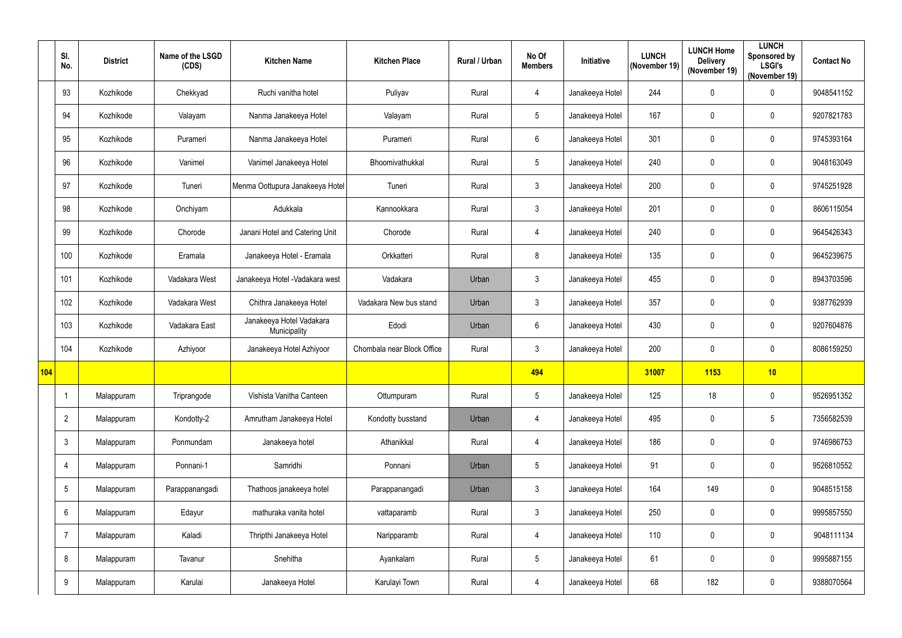| | Sl. No. | District | Name of the LSGD (CDS) | Kitchen Name | Kitchen Place | Rural / Urban | No Of Members | Initiative | LUNCH (November 19) | LUNCH Home Delivery (November 19) | LUNCH Sponsored by LSGI's (November 19) | Contact No |
|---|---|---|---|---|---|---|---|---|---|---|---|---|
| | 93 | Kozhikode | Chekkyad | Ruchi vanitha hotel | Puliyav | Rural | 4 | Janakeeya Hotel | 244 | 0 | 0 | 9048541152 |
| | 94 | Kozhikode | Valayam | Nanma Janakeeya Hotel | Valayam | Rural | 5 | Janakeeya Hotel | 167 | 0 | 0 | 9207821783 |
| | 95 | Kozhikode | Purameri | Nanma Janakeeya Hotel | Purameri | Rural | 6 | Janakeeya Hotel | 301 | 0 | 0 | 9745393164 |
| | 96 | Kozhikode | Vanimel | Vanimel Janakeeya Hotel | Bhoomivathukkal | Rural | 5 | Janakeeya Hotel | 240 | 0 | 0 | 9048163049 |
| | 97 | Kozhikode | Tuneri | Menma Oottupura Janakeeya Hotel | Tuneri | Rural | 3 | Janakeeya Hotel | 200 | 0 | 0 | 9745251928 |
| | 98 | Kozhikode | Onchiyam | Adukkala | Kannookkara | Rural | 3 | Janakeeya Hotel | 201 | 0 | 0 | 8606115054 |
| | 99 | Kozhikode | Chorode | Janani Hotel and Catering Unit | Chorode | Rural | 4 | Janakeeya Hotel | 240 | 0 | 0 | 9645426343 |
| | 100 | Kozhikode | Eramala | Janakeeya Hotel - Eramala | Orkkatteri | Rural | 8 | Janakeeya Hotel | 135 | 0 | 0 | 9645239675 |
| | 101 | Kozhikode | Vadakara West | Janakeeya Hotel -Vadakara west | Vadakara | Urban | 3 | Janakeeya Hotel | 455 | 0 | 0 | 8943703596 |
| | 102 | Kozhikode | Vadakara West | Chithra Janakeeya Hotel | Vadakara New bus stand | Urban | 3 | Janakeeya Hotel | 357 | 0 | 0 | 9387762939 |
| | 103 | Kozhikode | Vadakara East | Janakeeya Hotel Vadakara Municipality | Edodi | Urban | 6 | Janakeeya Hotel | 430 | 0 | 0 | 9207604876 |
| | 104 | Kozhikode | Azhiyoor | Janakeeya Hotel Azhiyoor | Chombala near Block Office | Rural | 3 | Janakeeya Hotel | 200 | 0 | 0 | 8086159250 |
| **104** | | | | | | | **494** | | **31007** | **1153** | **10** | |
| | 1 | Malappuram | Triprangode | Vishista Vanitha Canteen | Ottumpuram | Rural | 5 | Janakeeya Hotel | 125 | 18 | 0 | 9526951352 |
| | 2 | Malappuram | Kondotty-2 | Amrutham Janakeeya Hotel | Kondotty busstand | Urban | 4 | Janakeeya Hotel | 495 | 0 | 5 | 7356582539 |
| | 3 | Malappuram | Ponmundam | Janakeeya hotel | Athanikkal | Rural | 4 | Janakeeya Hotel | 186 | 0 | 0 | 9746986753 |
| | 4 | Malappuram | Ponnani-1 | Samridhi | Ponnani | Urban | 5 | Janakeeya Hotel | 91 | 0 | 0 | 9526810552 |
| | 5 | Malappuram | Parappanangadi | Thathoos janakeeya hotel | Parappanangadi | Urban | 3 | Janakeeya Hotel | 164 | 149 | 0 | 9048515158 |
| | 6 | Malappuram | Edayur | mathuraka vanita hotel | vattaparamb | Rural | 3 | Janakeeya Hotel | 250 | 0 | 0 | 9995857550 |
| | 7 | Malappuram | Kaladi | Thripthi Janakeeya Hotel | Naripparamb | Rural | 4 | Janakeeya Hotel | 110 | 0 | 0 | 9048111134 |
| | 8 | Malappuram | Tavanur | Snehitha | Ayankalam | Rural | 5 | Janakeeya Hotel | 61 | 0 | 0 | 9995887155 |
| | 9 | Malappuram | Karulai | Janakeeya Hotel | Karulayi Town | Rural | 4 | Janakeeya Hotel | 68 | 182 | 0 | 9388070564 |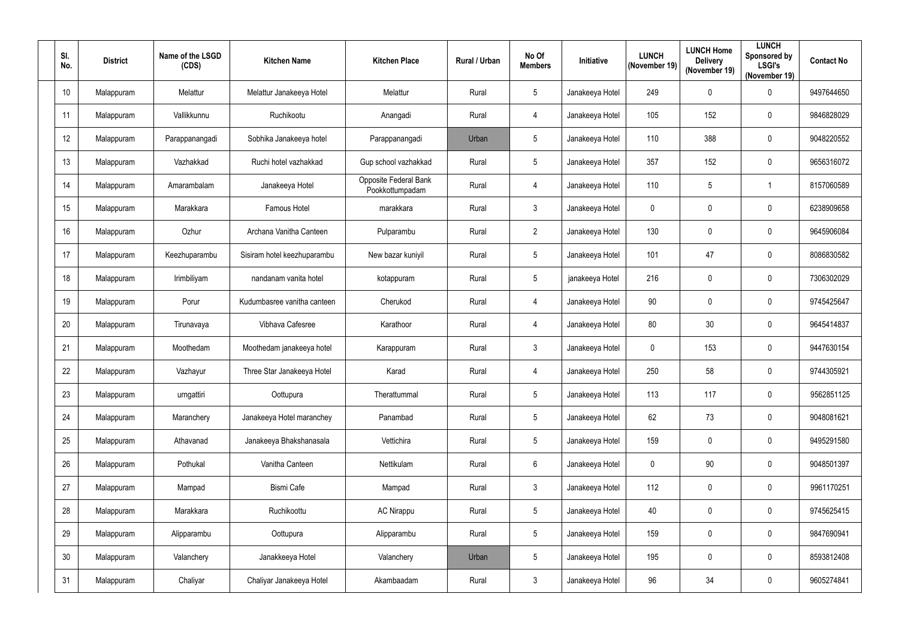| Sl. No. | District | Name of the LSGD (CDS) | Kitchen Name | Kitchen Place | Rural / Urban | No Of Members | Initiative | LUNCH (November 19) | LUNCH Home Delivery (November 19) | LUNCH Sponsored by LSGI's (November 19) | Contact No |
|---|---|---|---|---|---|---|---|---|---|---|---|
| 10 | Malappuram | Melattur | Melattur Janakeeya Hotel | Melattur | Rural | 5 | Janakeeya Hotel | 249 | 0 | 0 | 9497644650 |
| 11 | Malappuram | Vallikkunnu | Ruchikootu | Anangadi | Rural | 4 | Janakeeya Hotel | 105 | 152 | 0 | 9846828029 |
| 12 | Malappuram | Parappanangadi | Sobhika Janakeeya hotel | Parappanangadi | Urban | 5 | Janakeeya Hotel | 110 | 388 | 0 | 9048220552 |
| 13 | Malappuram | Vazhakkad | Ruchi hotel vazhakkad | Gup school vazhakkad | Rural | 5 | Janakeeya Hotel | 357 | 152 | 0 | 9656316072 |
| 14 | Malappuram | Amarambalam | Janakeeya Hotel | Opposite Federal Bank Pookkottumpadam | Rural | 4 | Janakeeya Hotel | 110 | 5 | 1 | 8157060589 |
| 15 | Malappuram | Marakkara | Famous Hotel | marakkara | Rural | 3 | Janakeeya Hotel | 0 | 0 | 0 | 6238909658 |
| 16 | Malappuram | Ozhur | Archana Vanitha Canteen | Pulparambu | Rural | 2 | Janakeeya Hotel | 130 | 0 | 0 | 9645906084 |
| 17 | Malappuram | Keezhuparambu | Sisiram hotel keezhuparambu | New bazar kuniyil | Rural | 5 | Janakeeya Hotel | 101 | 47 | 0 | 8086830582 |
| 18 | Malappuram | Irimbiliyam | nandanam vanita hotel | kotappuram | Rural | 5 | janakeeya Hotel | 216 | 0 | 0 | 7306302029 |
| 19 | Malappuram | Porur | Kudumbasree vanitha canteen | Cherukod | Rural | 4 | Janakeeya Hotel | 90 | 0 | 0 | 9745425647 |
| 20 | Malappuram | Tirunavaya | Vibhava Cafesree | Karathoor | Rural | 4 | Janakeeya Hotel | 80 | 30 | 0 | 9645414837 |
| 21 | Malappuram | Moothedam | Moothedam janakeeya hotel | Karappuram | Rural | 3 | Janakeeya Hotel | 0 | 153 | 0 | 9447630154 |
| 22 | Malappuram | Vazhayur | Three Star Janakeeya Hotel | Karad | Rural | 4 | Janakeeya Hotel | 250 | 58 | 0 | 9744305921 |
| 23 | Malappuram | urngattiri | Oottupura | Therattummal | Rural | 5 | Janakeeya Hotel | 113 | 117 | 0 | 9562851125 |
| 24 | Malappuram | Maranchery | Janakeeya Hotel maranchey | Panambad | Rural | 5 | Janakeeya Hotel | 62 | 73 | 0 | 9048081621 |
| 25 | Malappuram | Athavanad | Janakeeya Bhakshanasala | Vettichira | Rural | 5 | Janakeeya Hotel | 159 | 0 | 0 | 9495291580 |
| 26 | Malappuram | Pothukal | Vanitha Canteen | Nettikulam | Rural | 6 | Janakeeya Hotel | 0 | 90 | 0 | 9048501397 |
| 27 | Malappuram | Mampad | Bismi Cafe | Mampad | Rural | 3 | Janakeeya Hotel | 112 | 0 | 0 | 9961170251 |
| 28 | Malappuram | Marakkara | Ruchikoottu | AC Nirappu | Rural | 5 | Janakeeya Hotel | 40 | 0 | 0 | 9745625415 |
| 29 | Malappuram | Alipparambu | Oottupura | Alipparambu | Rural | 5 | Janakeeya Hotel | 159 | 0 | 0 | 9847690941 |
| 30 | Malappuram | Valanchery | Janakkeeya Hotel | Valanchery | Urban | 5 | Janakeeya Hotel | 195 | 0 | 0 | 8593812408 |
| 31 | Malappuram | Chaliyar | Chaliyar Janakeeya Hotel | Akambaadam | Rural | 3 | Janakeeya Hotel | 96 | 34 | 0 | 9605274841 |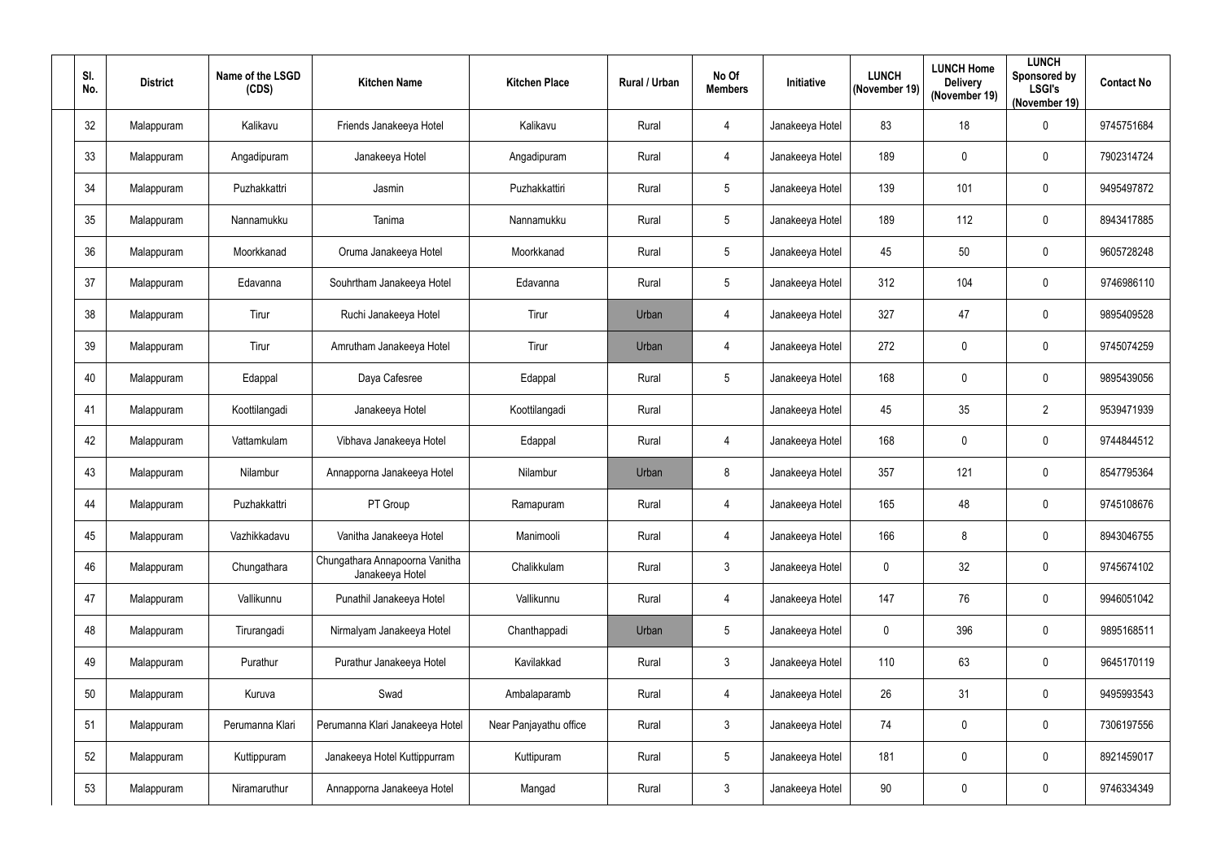| Sl. No. | District | Name of the LSGD (CDS) | Kitchen Name | Kitchen Place | Rural / Urban | No Of Members | Initiative | LUNCH (November 19) | LUNCH Home Delivery (November 19) | LUNCH Sponsored by LSGI's (November 19) | Contact No |
|---|---|---|---|---|---|---|---|---|---|---|---|
| 32 | Malappuram | Kalikavu | Friends Janakeeya Hotel | Kalikavu | Rural | 4 | Janakeeya Hotel | 83 | 18 | 0 | 9745751684 |
| 33 | Malappuram | Angadipuram | Janakeeya Hotel | Angadipuram | Rural | 4 | Janakeeya Hotel | 189 | 0 | 0 | 7902314724 |
| 34 | Malappuram | Puzhakkattri | Jasmin | Puzhakkattiri | Rural | 5 | Janakeeya Hotel | 139 | 101 | 0 | 9495497872 |
| 35 | Malappuram | Nannamukku | Tanima | Nannamukku | Rural | 5 | Janakeeya Hotel | 189 | 112 | 0 | 8943417885 |
| 36 | Malappuram | Moorkkanad | Oruma Janakeeya Hotel | Moorkkanad | Rural | 5 | Janakeeya Hotel | 45 | 50 | 0 | 9605728248 |
| 37 | Malappuram | Edavanna | Souhrtham Janakeeya Hotel | Edavanna | Rural | 5 | Janakeeya Hotel | 312 | 104 | 0 | 9746986110 |
| 38 | Malappuram | Tirur | Ruchi Janakeeya Hotel | Tirur | Urban | 4 | Janakeeya Hotel | 327 | 47 | 0 | 9895409528 |
| 39 | Malappuram | Tirur | Amrutham Janakeeya Hotel | Tirur | Urban | 4 | Janakeeya Hotel | 272 | 0 | 0 | 9745074259 |
| 40 | Malappuram | Edappal | Daya Cafesree | Edappal | Rural | 5 | Janakeeya Hotel | 168 | 0 | 0 | 9895439056 |
| 41 | Malappuram | Koottilangadi | Janakeeya Hotel | Koottilangadi | Rural | | Janakeeya Hotel | 45 | 35 | 2 | 9539471939 |
| 42 | Malappuram | Vattamkulam | Vibhava Janakeeya Hotel | Edappal | Rural | 4 | Janakeeya Hotel | 168 | 0 | 0 | 9744844512 |
| 43 | Malappuram | Nilambur | Annapporna Janakeeya Hotel | Nilambur | Urban | 8 | Janakeeya Hotel | 357 | 121 | 0 | 8547795364 |
| 44 | Malappuram | Puzhakkattri | PT Group | Ramapuram | Rural | 4 | Janakeeya Hotel | 165 | 48 | 0 | 9745108676 |
| 45 | Malappuram | Vazhikkadavu | Vanitha Janakeeya Hotel | Manimooli | Rural | 4 | Janakeeya Hotel | 166 | 8 | 0 | 8943046755 |
| 46 | Malappuram | Chungathara | Chungathara Annapoorna Vanitha Janakeeya Hotel | Chalikkulam | Rural | 3 | Janakeeya Hotel | 0 | 32 | 0 | 9745674102 |
| 47 | Malappuram | Vallikunnu | Punathil Janakeeya Hotel | Vallikunnu | Rural | 4 | Janakeeya Hotel | 147 | 76 | 0 | 9946051042 |
| 48 | Malappuram | Tirurangadi | Nirmalyam Janakeeya Hotel | Chanthappadi | Urban | 5 | Janakeeya Hotel | 0 | 396 | 0 | 9895168511 |
| 49 | Malappuram | Purathur | Purathur Janakeeya Hotel | Kavilakkad | Rural | 3 | Janakeeya Hotel | 110 | 63 | 0 | 9645170119 |
| 50 | Malappuram | Kuruva | Swad | Ambalaparamb | Rural | 4 | Janakeeya Hotel | 26 | 31 | 0 | 9495993543 |
| 51 | Malappuram | Perumanna Klari | Perumanna Klari Janakeeya Hotel | Near Panjayathu office | Rural | 3 | Janakeeya Hotel | 74 | 0 | 0 | 7306197556 |
| 52 | Malappuram | Kuttippuram | Janakeeya Hotel Kuttippurram | Kuttipuram | Rural | 5 | Janakeeya Hotel | 181 | 0 | 0 | 8921459017 |
| 53 | Malappuram | Niramaruthur | Annapporna Janakeeya Hotel | Mangad | Rural | 3 | Janakeeya Hotel | 90 | 0 | 0 | 9746334349 |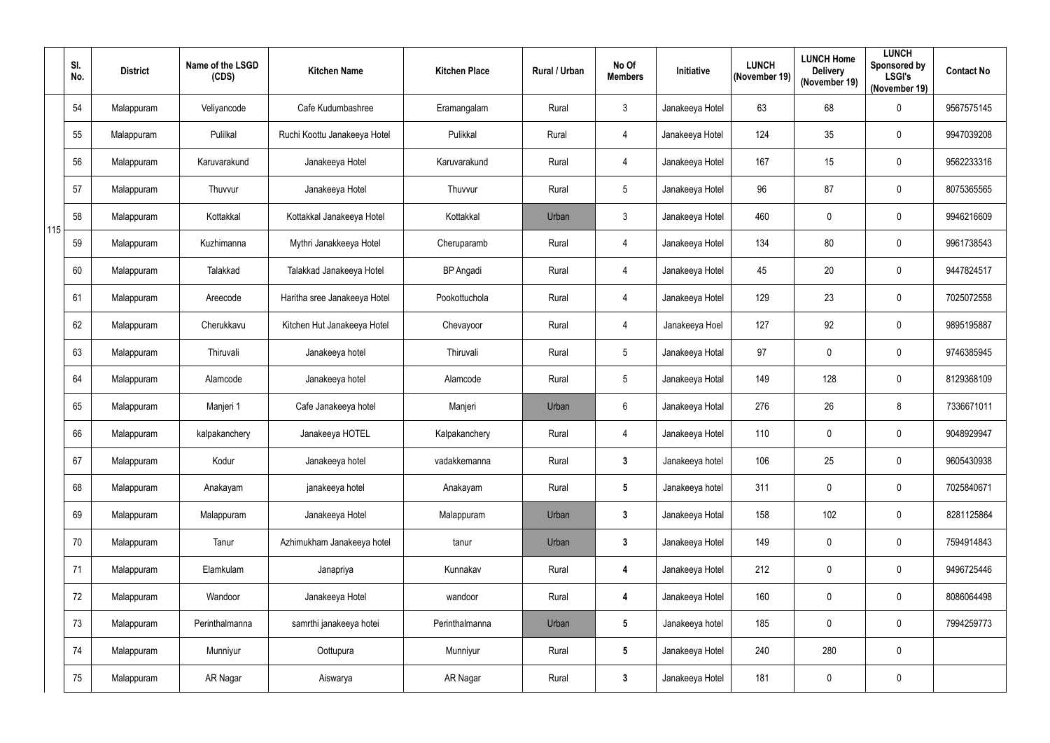| | Sl. No. | District | Name of the LSGD (CDS) | Kitchen Name | Kitchen Place | Rural / Urban | No Of Members | Initiative | LUNCH (November 19) | LUNCH Home Delivery (November 19) | LUNCH Sponsored by LSGI's (November 19) | Contact No |
|---|---|---|---|---|---|---|---|---|---|---|---|---|
| 115 | 54 | Malappuram | Veliyancode | Cafe Kudumbashree | Eramangalam | Rural | 3 | Janakeeya Hotel | 63 | 68 | 0 | 9567575145 |
| | 55 | Malappuram | Pulilkal | Ruchi Koottu Janakeeya Hotel | Pulikkal | Rural | 4 | Janakeeya Hotel | 124 | 35 | 0 | 9947039208 |
| | 56 | Malappuram | Karuvarakund | Janakeeya Hotel | Karuvarakund | Rural | 4 | Janakeeya Hotel | 167 | 15 | 0 | 9562233316 |
| | 57 | Malappuram | Thuvvur | Janakeeya Hotel | Thuvvur | Rural | 5 | Janakeeya Hotel | 96 | 87 | 0 | 8075365565 |
| | 58 | Malappuram | Kottakkal | Kottakkal Janakeeya Hotel | Kottakkal | Urban | 3 | Janakeeya Hotel | 460 | 0 | 0 | 9946216609 |
| | 59 | Malappuram | Kuzhimanna | Mythri Janakkeeya Hotel | Cheruparamb | Rural | 4 | Janakeeya Hotel | 134 | 80 | 0 | 9961738543 |
| | 60 | Malappuram | Talakkad | Talakkad Janakeeya Hotel | BP Angadi | Rural | 4 | Janakeeya Hotel | 45 | 20 | 0 | 9447824517 |
| | 61 | Malappuram | Areecode | Haritha sree Janakeeya Hotel | Pookottuchola | Rural | 4 | Janakeeya Hotel | 129 | 23 | 0 | 7025072558 |
| | 62 | Malappuram | Cherukkavu | Kitchen Hut Janakeeya Hotel | Chevayoor | Rural | 4 | Janakeeya Hoel | 127 | 92 | 0 | 9895195887 |
| | 63 | Malappuram | Thiruvali | Janakeeya hotel | Thiruvali | Rural | 5 | Janakeeya Hotal | 97 | 0 | 0 | 9746385945 |
| | 64 | Malappuram | Alamcode | Janakeeya hotel | Alamcode | Rural | 5 | Janakeeya Hotal | 149 | 128 | 0 | 8129368109 |
| | 65 | Malappuram | Manjeri 1 | Cafe Janakeeya hotel | Manjeri | Urban | 6 | Janakeeya Hotal | 276 | 26 | 8 | 7336671011 |
| | 66 | Malappuram | kalpakanchery | Janakeeya HOTEL | Kalpakanchery | Rural | 4 | Janakeeya Hotel | 110 | 0 | 0 | 9048929947 |
| | 67 | Malappuram | Kodur | Janakeeya hotel | vadakkemanna | Rural | **3** | Janakeeya hotel | 106 | 25 | 0 | 9605430938 |
| | 68 | Malappuram | Anakayam | janakeeya hotel | Anakayam | Rural | **5** | Janakeeya hotel | 311 | 0 | 0 | 7025840671 |
| | 69 | Malappuram | Malappuram | Janakeeya Hotel | Malappuram | Urban | **3** | Janakeeya Hotal | 158 | 102 | 0 | 8281125864 |
| | 70 | Malappuram | Tanur | Azhimukham Janakeeya hotel | tanur | Urban | **3** | Janakeeya Hotel | 149 | 0 | 0 | 7594914843 |
| | 71 | Malappuram | Elamkulam | Janapriya | Kunnakav | Rural | **4** | Janakeeya Hotel | 212 | 0 | 0 | 9496725446 |
| | 72 | Malappuram | Wandoor | Janakeeya Hotel | wandoor | Rural | **4** | Janakeeya Hotel | 160 | 0 | 0 | 8086064498 |
| | 73 | Malappuram | Perinthalmanna | samrthi janakeeya hotei | Perinthalmanna | Urban | **5** | Janakeeya hotel | 185 | 0 | 0 | 7994259773 |
| | 74 | Malappuram | Munniyur | Oottupura | Munniyur | Rural | **5** | Janakeeya Hotel | 240 | 280 | 0 | |
| | 75 | Malappuram | AR Nagar | Aiswarya | AR Nagar | Rural | **3** | Janakeeya Hotel | 181 | 0 | 0 | |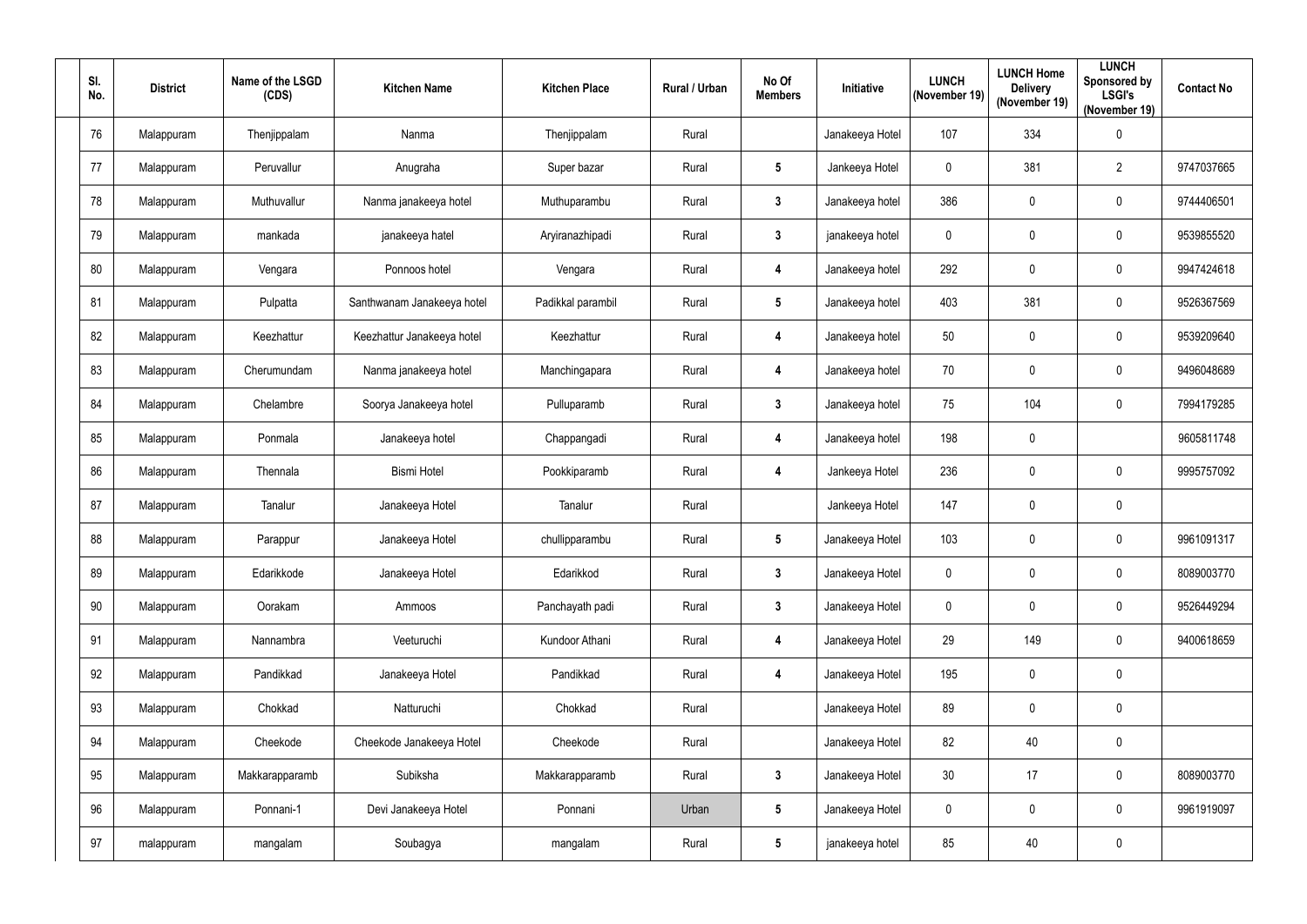| Sl. No. | District | Name of the LSGD (CDS) | Kitchen Name | Kitchen Place | Rural / Urban | No Of Members | Initiative | LUNCH (November 19) | LUNCH Home Delivery (November 19) | LUNCH Sponsored by LSGI's (November 19) | Contact No |
|---|---|---|---|---|---|---|---|---|---|---|---|
| 76 | Malappuram | Thenjippalam | Nanma | Thenjippalam | Rural | | Janakeeya Hotel | 107 | 334 | 0 | |
| 77 | Malappuram | Peruvallur | Anugraha | Super bazar | Rural | 5 | Jankeeya Hotel | 0 | 381 | 2 | 9747037665 |
| 78 | Malappuram | Muthuvallur | Nanma janakeeya hotel | Muthuparambu | Rural | 3 | Janakeeya hotel | 386 | 0 | 0 | 9744406501 |
| 79 | Malappuram | mankada | janakeeya hatel | Aryiranazhipadi | Rural | 3 | janakeeya hotel | 0 | 0 | 0 | 9539855520 |
| 80 | Malappuram | Vengara | Ponnoos hotel | Vengara | Rural | 4 | Janakeeya hotel | 292 | 0 | 0 | 9947424618 |
| 81 | Malappuram | Pulpatta | Santhwanam Janakeeya hotel | Padikkal parambil | Rural | 5 | Janakeeya hotel | 403 | 381 | 0 | 9526367569 |
| 82 | Malappuram | Keezhattur | Keezhattur Janakeeya hotel | Keezhattur | Rural | 4 | Janakeeya hotel | 50 | 0 | 0 | 9539209640 |
| 83 | Malappuram | Cherumundam | Nanma janakeeya hotel | Manchingapara | Rural | 4 | Janakeeya hotel | 70 | 0 | 0 | 9496048689 |
| 84 | Malappuram | Chelambre | Soorya Janakeeya hotel | Pulluparamb | Rural | 3 | Janakeeya hotel | 75 | 104 | 0 | 7994179285 |
| 85 | Malappuram | Ponmala | Janakeeya hotel | Chappangadi | Rural | 4 | Janakeeya hotel | 198 | 0 | | 9605811748 |
| 86 | Malappuram | Thennala | Bismi Hotel | Pookkiparamb | Rural | 4 | Jankeeya Hotel | 236 | 0 | 0 | 9995757092 |
| 87 | Malappuram | Tanalur | Janakeeya Hotel | Tanalur | Rural | | Jankeeya Hotel | 147 | 0 | 0 | |
| 88 | Malappuram | Parappur | Janakeeya Hotel | chullipparambu | Rural | 5 | Janakeeya Hotel | 103 | 0 | 0 | 9961091317 |
| 89 | Malappuram | Edarikkode | Janakeeya Hotel | Edarikkod | Rural | 3 | Janakeeya Hotel | 0 | 0 | 0 | 8089003770 |
| 90 | Malappuram | Oorakam | Ammoos | Panchayath padi | Rural | 3 | Janakeeya Hotel | 0 | 0 | 0 | 9526449294 |
| 91 | Malappuram | Nannambra | Veeturuchi | Kundoor Athani | Rural | 4 | Janakeeya Hotel | 29 | 149 | 0 | 9400618659 |
| 92 | Malappuram | Pandikkad | Janakeeya Hotel | Pandikkad | Rural | 4 | Janakeeya Hotel | 195 | 0 | 0 | |
| 93 | Malappuram | Chokkad | Natturuchi | Chokkad | Rural | | Janakeeya Hotel | 89 | 0 | 0 | |
| 94 | Malappuram | Cheekode | Cheekode Janakeeya Hotel | Cheekode | Rural | | Janakeeya Hotel | 82 | 40 | 0 | |
| 95 | Malappuram | Makkarapparamb | Subiksha | Makkarapparamb | Rural | 3 | Janakeeya Hotel | 30 | 17 | 0 | 8089003770 |
| 96 | Malappuram | Ponnani-1 | Devi Janakeeya Hotel | Ponnani | Urban | 5 | Janakeeya Hotel | 0 | 0 | 0 | 9961919097 |
| 97 | malappuram | mangalam | Soubagya | mangalam | Rural | 5 | janakeeya hotel | 85 | 40 | 0 | |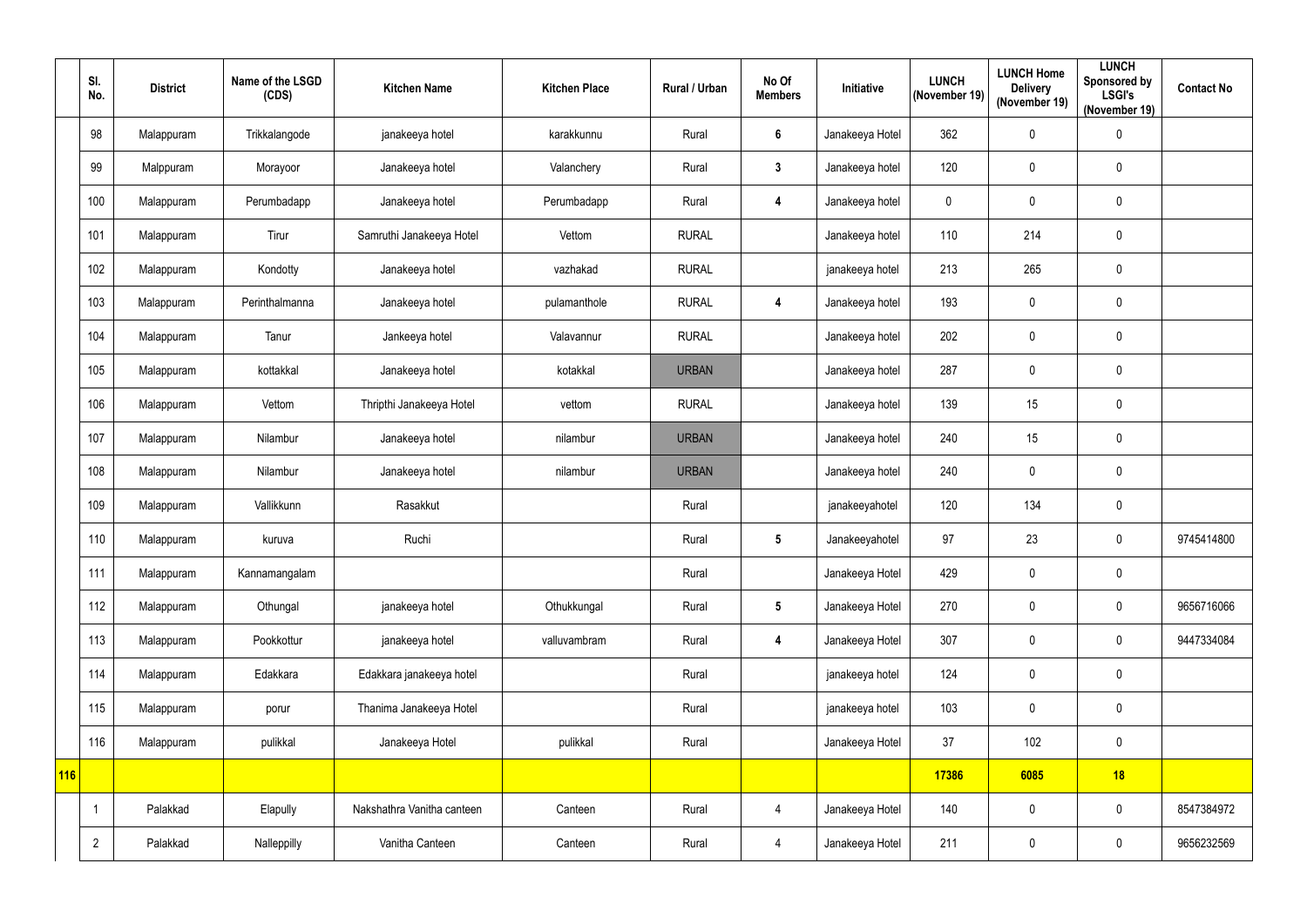|  | Sl. No. | District | Name of the LSGD (CDS) | Kitchen Name | Kitchen Place | Rural / Urban | No Of Members | Initiative | LUNCH (November 19) | LUNCH Home Delivery (November 19) | LUNCH Sponsored by LSGI's (November 19) | Contact No |
|---|---|---|---|---|---|---|---|---|---|---|---|---|
|  | 98 | Malappuram | Trikkalangode | janakeeya hotel | karakkunnu | Rural | 6 | Janakeeya Hotel | 362 | 0 | 0 |  |
|  | 99 | Malppuram | Morayoor | Janakeeya hotel | Valanchery | Rural | 3 | Janakeeya hotel | 120 | 0 | 0 |  |
|  | 100 | Malappuram | Perumbadapp | Janakeeya hotel | Perumbadapp | Rural | 4 | Janakeeya hotel | 0 | 0 | 0 |  |
|  | 101 | Malappuram | Tirur | Samruthi Janakeeya Hotel | Vettom | RURAL |  | Janakeeya hotel | 110 | 214 | 0 |  |
|  | 102 | Malappuram | Kondotty | Janakeeya hotel | vazhakad | RURAL |  | janakeeya hotel | 213 | 265 | 0 |  |
|  | 103 | Malappuram | Perinthalmanna | Janakeeya hotel | pulamanthole | RURAL | 4 | Janakeeya hotel | 193 | 0 | 0 |  |
|  | 104 | Malappuram | Tanur | Jankeeya hotel | Valavannur | RURAL |  | Janakeeya hotel | 202 | 0 | 0 |  |
|  | 105 | Malappuram | kottakkal | Janakeeya hotel | kotakkal | URBAN |  | Janakeeya hotel | 287 | 0 | 0 |  |
|  | 106 | Malappuram | Vettom | Thripthi Janakeeya Hotel | vettom | RURAL |  | Janakeeya hotel | 139 | 15 | 0 |  |
|  | 107 | Malappuram | Nilambur | Janakeeya hotel | nilambur | URBAN |  | Janakeeya hotel | 240 | 15 | 0 |  |
|  | 108 | Malappuram | Nilambur | Janakeeya hotel | nilambur | URBAN |  | Janakeeya hotel | 240 | 0 | 0 |  |
|  | 109 | Malappuram | Vallikkunn | Rasakkut |  | Rural |  | janakeeyahotel | 120 | 134 | 0 |  |
|  | 110 | Malappuram | kuruva | Ruchi |  | Rural | 5 | Janakeeyahotel | 97 | 23 | 0 | 9745414800 |
|  | 111 | Malappuram | Kannamangalam |  |  | Rural |  | Janakeeya Hotel | 429 | 0 | 0 |  |
|  | 112 | Malappuram | Othungal | janakeeya hotel | Othukkungal | Rural | 5 | Janakeeya Hotel | 270 | 0 | 0 | 9656716066 |
|  | 113 | Malappuram | Pookkottur | janakeeya hotel | valluvambram | Rural | 4 | Janakeeya Hotel | 307 | 0 | 0 | 9447334084 |
|  | 114 | Malappuram | Edakkara | Edakkara janakeeya hotel |  | Rural |  | janakeeya hotel | 124 | 0 | 0 |  |
|  | 115 | Malappuram | porur | Thanima Janakeeya Hotel |  | Rural |  | janakeeya hotel | 103 | 0 | 0 |  |
|  | 116 | Malappuram | pulikkal | Janakeeya Hotel | pulikkal | Rural |  | Janakeeya Hotel | 37 | 102 | 0 |  |
| **116** |  |  |  |  |  |  |  |  | **17386** | **6085** | **18** |  |
|  | 1 | Palakkad | Elapully | Nakshathra Vanitha canteen | Canteen | Rural | 4 | Janakeeya Hotel | 140 | 0 | 0 | 8547384972 |
|  | 2 | Palakkad | Nalleppilly | Vanitha Canteen | Canteen | Rural | 4 | Janakeeya Hotel | 211 | 0 | 0 | 9656232569 |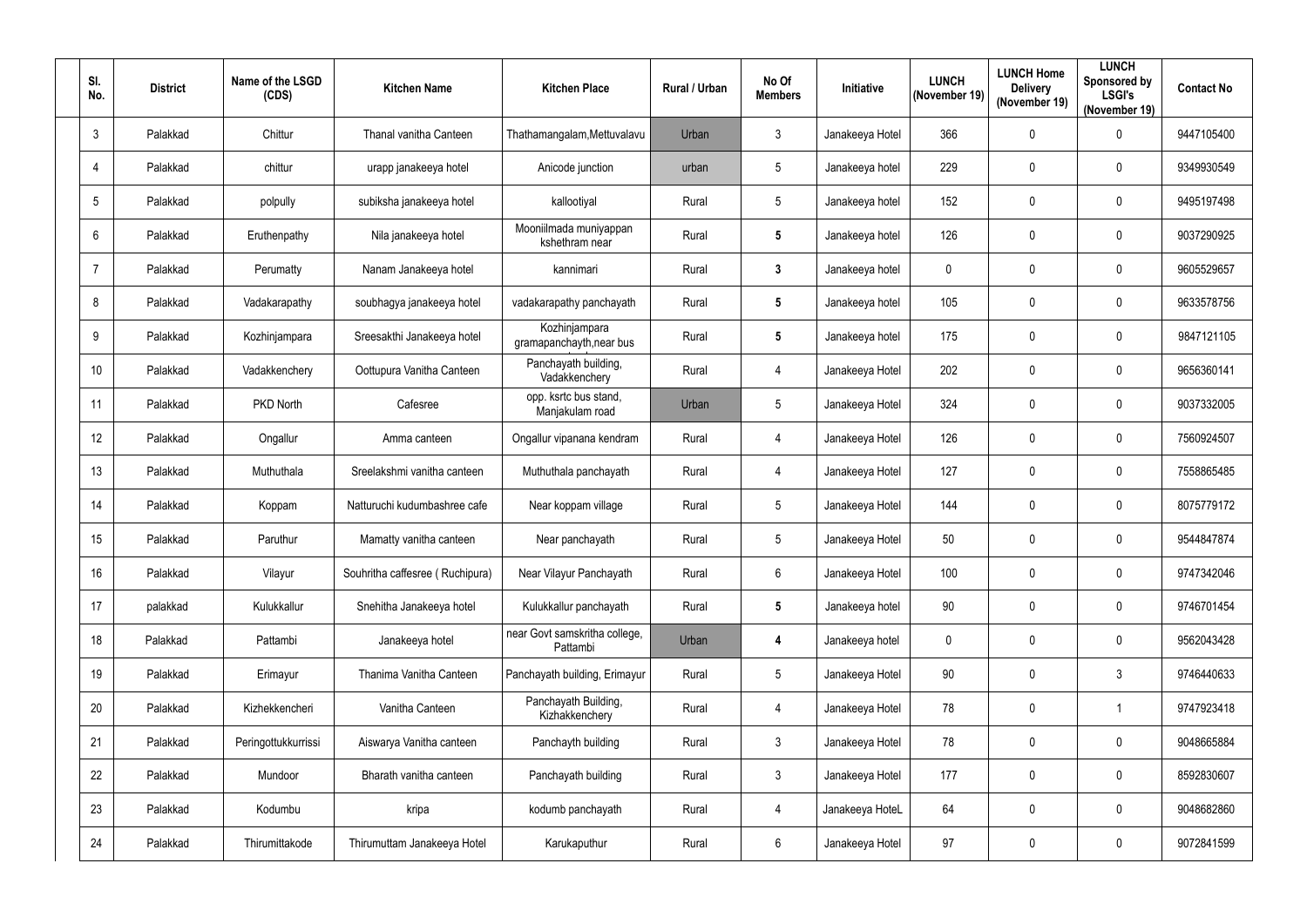| Sl. No. | District | Name of the LSGD (CDS) | Kitchen Name | Kitchen Place | Rural / Urban | No Of Members | Initiative | LUNCH (November 19) | LUNCH Home Delivery (November 19) | LUNCH Sponsored by LSGI's (November 19) | Contact No |
|---|---|---|---|---|---|---|---|---|---|---|---|
| 3 | Palakkad | Chittur | Thanal vanitha Canteen | Thathamangalam,Mettuvalavu | Urban | 3 | Janakeeya Hotel | 366 | 0 | 0 | 9447105400 |
| 4 | Palakkad | chittur | urapp janakeeya hotel | Anicode junction | urban | 5 | Janakeeya hotel | 229 | 0 | 0 | 9349930549 |
| 5 | Palakkad | polpully | subiksha janakeeya hotel | kallootiyal | Rural | 5 | Janakeeya hotel | 152 | 0 | 0 | 9495197498 |
| 6 | Palakkad | Eruthenpathy | Nila janakeeya hotel | Mooniilmada muniyappan kshethram near | Rural | 5 | Janakeeya hotel | 126 | 0 | 0 | 9037290925 |
| 7 | Palakkad | Perumatty | Nanam Janakeeya hotel | kannimari | Rural | 3 | Janakeeya hotel | 0 | 0 | 0 | 9605529657 |
| 8 | Palakkad | Vadakarapathy | soubhagya janakeeya hotel | vadakarapathy panchayath | Rural | 5 | Janakeeya hotel | 105 | 0 | 0 | 9633578756 |
| 9 | Palakkad | Kozhinjampara | Sreesakthi Janakeeya hotel | Kozhinjampara gramapanchayth,near bus | Rural | 5 | Janakeeya hotel | 175 | 0 | 0 | 9847121105 |
| 10 | Palakkad | Vadakkenchery | Oottupura Vanitha Canteen | Panchayath building, Vadakkenchery | Rural | 4 | Janakeeya Hotel | 202 | 0 | 0 | 9656360141 |
| 11 | Palakkad | PKD North | Cafesree | opp. ksrtc bus stand, Manjakulam road | Urban | 5 | Janakeeya Hotel | 324 | 0 | 0 | 9037332005 |
| 12 | Palakkad | Ongallur | Amma canteen | Ongallur vipanana kendram | Rural | 4 | Janakeeya Hotel | 126 | 0 | 0 | 7560924507 |
| 13 | Palakkad | Muthuthala | Sreelakshmi vanitha canteen | Muthuthala panchayath | Rural | 4 | Janakeeya Hotel | 127 | 0 | 0 | 7558865485 |
| 14 | Palakkad | Koppam | Natturuchi kudumbashree cafe | Near koppam village | Rural | 5 | Janakeeya Hotel | 144 | 0 | 0 | 8075779172 |
| 15 | Palakkad | Paruthur | Mamatty vanitha canteen | Near panchayath | Rural | 5 | Janakeeya Hotel | 50 | 0 | 0 | 9544847874 |
| 16 | Palakkad | Vilayur | Souhritha caffesree ( Ruchipura) | Near Vilayur Panchayath | Rural | 6 | Janakeeya Hotel | 100 | 0 | 0 | 9747342046 |
| 17 | palakkad | Kulukkallur | Snehitha Janakeeya hotel | Kulukkallur panchayath | Rural | 5 | Janakeeya hotel | 90 | 0 | 0 | 9746701454 |
| 18 | Palakkad | Pattambi | Janakeeya hotel | near Govt samskritha college, Pattambi | Urban | 4 | Janakeeya hotel | 0 | 0 | 0 | 9562043428 |
| 19 | Palakkad | Erimayur | Thanima Vanitha Canteen | Panchayath building, Erimayur | Rural | 5 | Janakeeya Hotel | 90 | 0 | 3 | 9746440633 |
| 20 | Palakkad | Kizhekkencheri | Vanitha Canteen | Panchayath Building, Kizhakkenchery | Rural | 4 | Janakeeya Hotel | 78 | 0 | 1 | 9747923418 |
| 21 | Palakkad | Peringottukkurrissi | Aiswarya Vanitha canteen | Panchayth building | Rural | 3 | Janakeeya Hotel | 78 | 0 | 0 | 9048665884 |
| 22 | Palakkad | Mundoor | Bharath vanitha canteen | Panchayath building | Rural | 3 | Janakeeya Hotel | 177 | 0 | 0 | 8592830607 |
| 23 | Palakkad | Kodumbu | kripa | kodumb panchayath | Rural | 4 | Janakeeya HoteL | 64 | 0 | 0 | 9048682860 |
| 24 | Palakkad | Thirumittakode | Thirumuttam Janakeeya Hotel | Karukaputhur | Rural | 6 | Janakeeya Hotel | 97 | 0 | 0 | 9072841599 |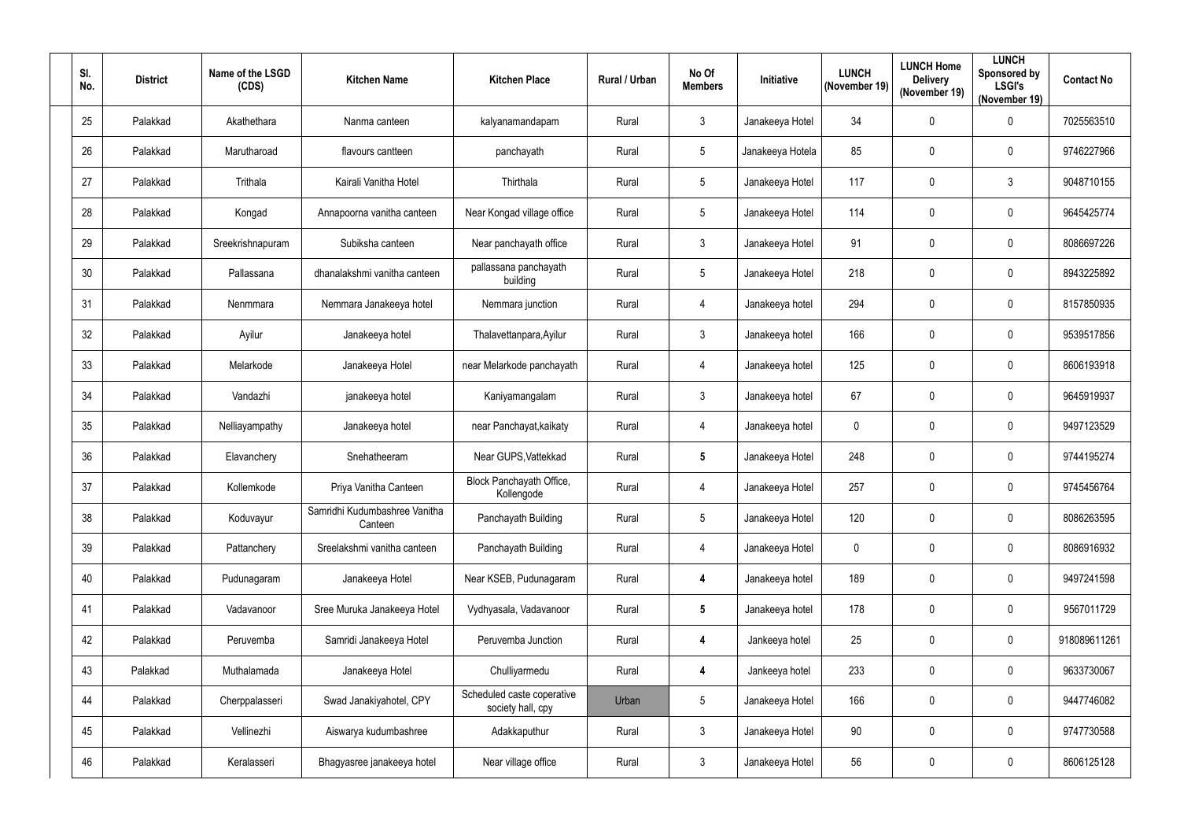| Sl. No. | District | Name of the LSGD (CDS) | Kitchen Name | Kitchen Place | Rural / Urban | No Of Members | Initiative | LUNCH (November 19) | LUNCH Home Delivery (November 19) | LUNCH Sponsored by LSGI's (November 19) | Contact No |
|---|---|---|---|---|---|---|---|---|---|---|---|
| 25 | Palakkad | Akathethara | Nanma canteen | kalyanamandapam | Rural | 3 | Janakeeya Hotel | 34 | 0 | 0 | 7025563510 |
| 26 | Palakkad | Marutharoad | flavours cantteen | panchayath | Rural | 5 | Janakeeya Hotela | 85 | 0 | 0 | 9746227966 |
| 27 | Palakkad | Trithala | Kairali Vanitha Hotel | Thirthala | Rural | 5 | Janakeeya Hotel | 117 | 0 | 3 | 9048710155 |
| 28 | Palakkad | Kongad | Annapoorna vanitha canteen | Near Kongad village office | Rural | 5 | Janakeeya Hotel | 114 | 0 | 0 | 9645425774 |
| 29 | Palakkad | Sreekrishnapuram | Subiksha canteen | Near panchayath office | Rural | 3 | Janakeeya Hotel | 91 | 0 | 0 | 8086697226 |
| 30 | Palakkad | Pallassana | dhanalakshmi vanitha canteen | pallassana panchayath building | Rural | 5 | Janakeeya Hotel | 218 | 0 | 0 | 8943225892 |
| 31 | Palakkad | Nenmmara | Nemmara Janakeeya hotel | Nemmara junction | Rural | 4 | Janakeeya hotel | 294 | 0 | 0 | 8157850935 |
| 32 | Palakkad | Ayilur | Janakeeya hotel | Thalavettanpara,Ayilur | Rural | 3 | Janakeeya hotel | 166 | 0 | 0 | 9539517856 |
| 33 | Palakkad | Melarkode | Janakeeya Hotel | near Melarkode panchayath | Rural | 4 | Janakeeya hotel | 125 | 0 | 0 | 8606193918 |
| 34 | Palakkad | Vandazhi | janakeeya hotel | Kaniyamangalam | Rural | 3 | Janakeeya hotel | 67 | 0 | 0 | 9645919937 |
| 35 | Palakkad | Nelliayampathy | Janakeeya hotel | near Panchayat,kaikaty | Rural | 4 | Janakeeya hotel | 0 | 0 | 0 | 9497123529 |
| 36 | Palakkad | Elavanchery | Snehatheeram | Near GUPS,Vattekkad | Rural | **5** | Janakeeya Hotel | 248 | 0 | 0 | 9744195274 |
| 37 | Palakkad | Kollemkode | Priya Vanitha Canteen | Block Panchayath Office, Kollengode | Rural | 4 | Janakeeya Hotel | 257 | 0 | 0 | 9745456764 |
| 38 | Palakkad | Koduvayur | Samridhi Kudumbashree Vanitha Canteen | Panchayath Building | Rural | 5 | Janakeeya Hotel | 120 | 0 | 0 | 8086263595 |
| 39 | Palakkad | Pattanchery | Sreelakshmi vanitha canteen | Panchayath Building | Rural | 4 | Janakeeya Hotel | 0 | 0 | 0 | 8086916932 |
| 40 | Palakkad | Pudunagaram | Janakeeya Hotel | Near KSEB, Pudunagaram | Rural | **4** | Janakeeya hotel | 189 | 0 | 0 | 9497241598 |
| 41 | Palakkad | Vadavanoor | Sree Muruka Janakeeya Hotel | Vydhyasala, Vadavanoor | Rural | **5** | Janakeeya hotel | 178 | 0 | 0 | 9567011729 |
| 42 | Palakkad | Peruvemba | Samridi Janakeeya Hotel | Peruvemba Junction | Rural | **4** | Jankeeya hotel | 25 | 0 | 0 | 918089611261 |
| 43 | Palakkad | Muthalamada | Janakeeya Hotel | Chulliyarmedu | Rural | **4** | Jankeeya hotel | 233 | 0 | 0 | 9633730067 |
| 44 | Palakkad | Cherppalasseri | Swad Janakiyahotel, CPY | Scheduled caste coperative society hall, cpy | Urban | 5 | Janakeeya Hotel | 166 | 0 | 0 | 9447746082 |
| 45 | Palakkad | Vellinezhi | Aiswarya kudumbashree | Adakkaputhur | Rural | 3 | Janakeeya Hotel | 90 | 0 | 0 | 9747730588 |
| 46 | Palakkad | Keralasseri | Bhagyasree janakeeya hotel | Near village office | Rural | 3 | Janakeeya Hotel | 56 | 0 | 0 | 8606125128 |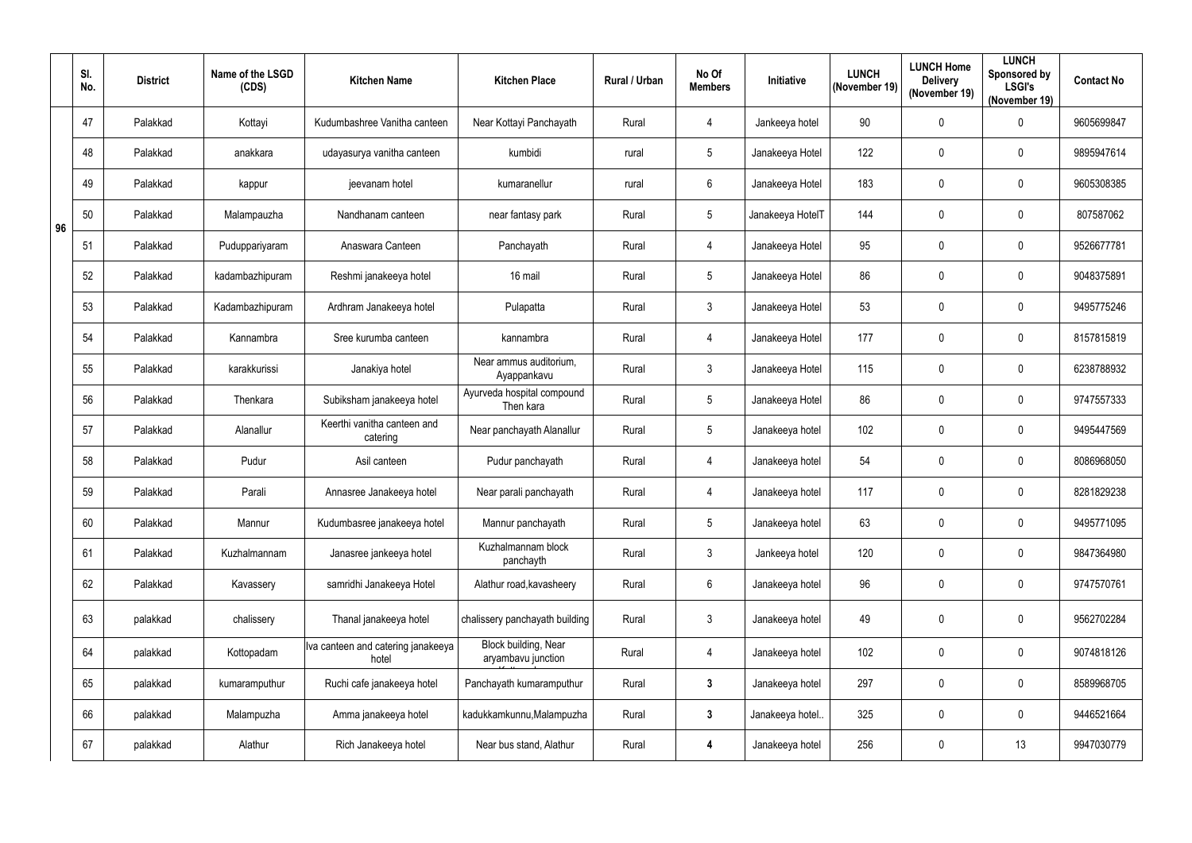| | Sl. No. | District | Name of the LSGD (CDS) | Kitchen Name | Kitchen Place | Rural / Urban | No Of Members | Initiative | LUNCH (November 19) | LUNCH Home Delivery (November 19) | LUNCH Sponsored by LSGI's (November 19) | Contact No |
|---|---|---|---|---|---|---|---|---|---|---|---|---|
| 96 | 47 | Palakkad | Kottayi | Kudumbashree Vanitha canteen | Near Kottayi Panchayath | Rural | 4 | Jankeeya hotel | 90 | 0 | 0 | 9605699847 |
| | 48 | Palakkad | anakkara | udayasurya vanitha canteen | kumbidi | rural | 5 | Janakeeya Hotel | 122 | 0 | 0 | 9895947614 |
| | 49 | Palakkad | kappur | jeevanam hotel | kumaranellur | rural | 6 | Janakeeya Hotel | 183 | 0 | 0 | 9605308385 |
| | 50 | Palakkad | Malampauzha | Nandhanam canteen | near fantasy park | Rural | 5 | Janakeeya HotelT | 144 | 0 | 0 | 807587062 |
| | 51 | Palakkad | Puduppariyaram | Anaswara Canteen | Panchayath | Rural | 4 | Janakeeya Hotel | 95 | 0 | 0 | 9526677781 |
| | 52 | Palakkad | kadambazhipuram | Reshmi janakeeya hotel | 16 mail | Rural | 5 | Janakeeya Hotel | 86 | 0 | 0 | 9048375891 |
| | 53 | Palakkad | Kadambazhipuram | Ardhram Janakeeya hotel | Pulapatta | Rural | 3 | Janakeeya Hotel | 53 | 0 | 0 | 9495775246 |
| | 54 | Palakkad | Kannambra | Sree kurumba canteen | kannambra | Rural | 4 | Janakeeya Hotel | 177 | 0 | 0 | 8157815819 |
| | 55 | Palakkad | karakkurissi | Janakiya hotel | Near ammus auditorium, Ayappankavu | Rural | 3 | Janakeeya Hotel | 115 | 0 | 0 | 6238788932 |
| | 56 | Palakkad | Thenkara | Subiksham janakeeya hotel | Ayurveda hospital compound Then kara | Rural | 5 | Janakeeya Hotel | 86 | 0 | 0 | 9747557333 |
| | 57 | Palakkad | Alanallur | Keerthi vanitha canteen and catering | Near panchayath Alanallur | Rural | 5 | Janakeeya hotel | 102 | 0 | 0 | 9495447569 |
| | 58 | Palakkad | Pudur | Asil canteen | Pudur panchayath | Rural | 4 | Janakeeya hotel | 54 | 0 | 0 | 8086968050 |
| | 59 | Palakkad | Parali | Annasree Janakeeya hotel | Near parali panchayath | Rural | 4 | Janakeeya hotel | 117 | 0 | 0 | 8281829238 |
| | 60 | Palakkad | Mannur | Kudumbasree janakeeya hotel | Mannur panchayath | Rural | 5 | Janakeeya hotel | 63 | 0 | 0 | 9495771095 |
| | 61 | Palakkad | Kuzhalmannam | Janasree jankeeya hotel | Kuzhalmannam block panchayth | Rural | 3 | Jankeeya hotel | 120 | 0 | 0 | 9847364980 |
| | 62 | Palakkad | Kavassery | samridhi Janakeeya Hotel | Alathur road,kavasheery | Rural | 6 | Janakeeya hotel | 96 | 0 | 0 | 9747570761 |
| | 63 | palakkad | chalissery | Thanal janakeeya hotel | chalissery panchayath building | Rural | 3 | Janakeeya hotel | 49 | 0 | 0 | 9562702284 |
| | 64 | palakkad | Kottopadam | Iva canteen and catering janakeeya hotel | Block building, Near aryambavu junction | Rural | 4 | Janakeeya hotel | 102 | 0 | 0 | 9074818126 |
| | 65 | palakkad | kumaramputhur | Ruchi cafe janakeeya hotel | Panchayath kumaramputhur | Rural | **3** | Janakeeya hotel | 297 | 0 | 0 | 8589968705 |
| | 66 | palakkad | Malampuzha | Amma janakeeya hotel | kadukkamkunnu,Malampuzha | Rural | **3** | Janakeeya hotel.. | 325 | 0 | 0 | 9446521664 |
| | 67 | palakkad | Alathur | Rich Janakeeya hotel | Near bus stand, Alathur | Rural | **4** | Janakeeya hotel | 256 | 0 | 13 | 9947030779 |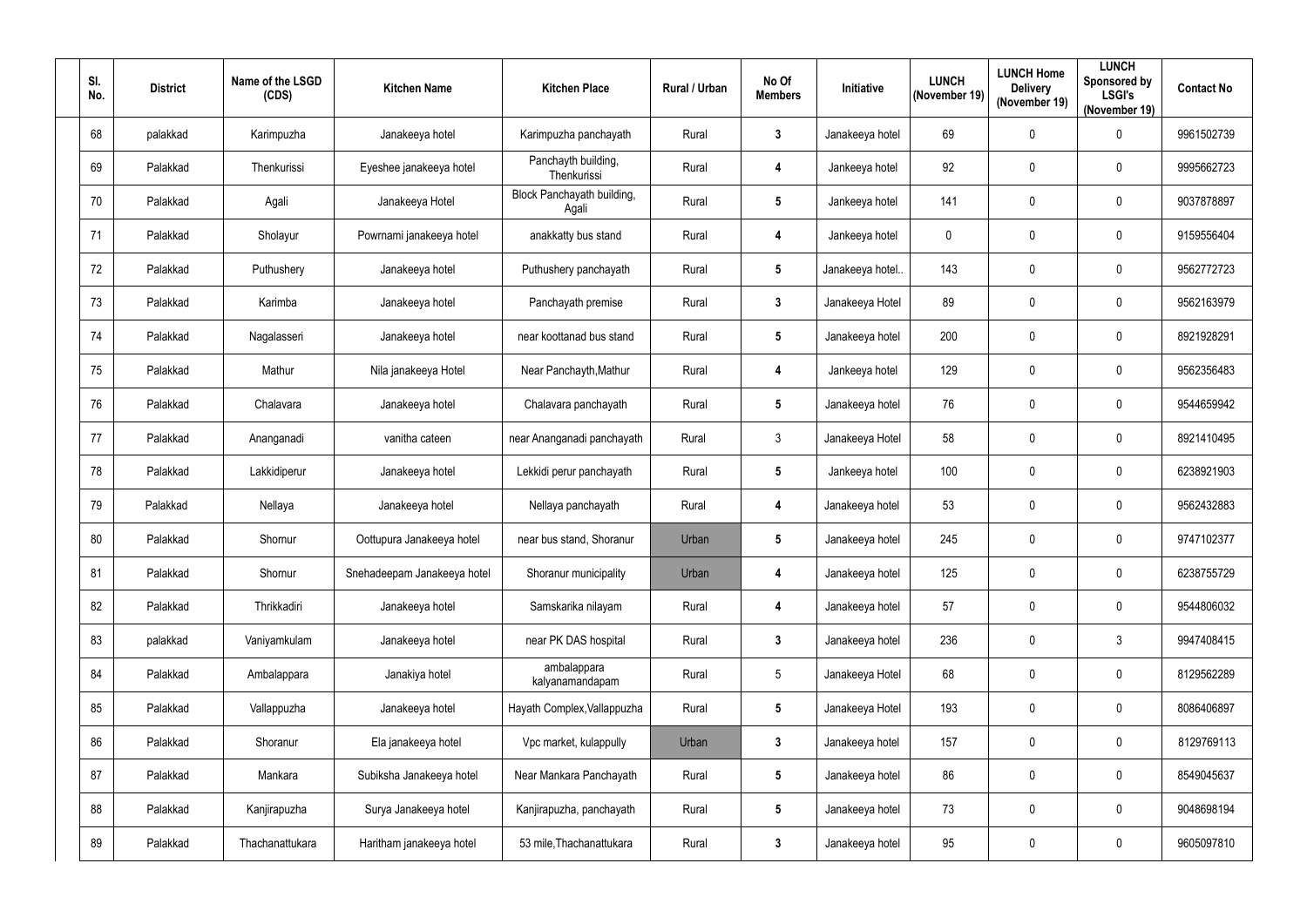| Sl. No. | District | Name of the LSGD (CDS) | Kitchen Name | Kitchen Place | Rural / Urban | No Of Members | Initiative | LUNCH (November 19) | LUNCH Home Delivery (November 19) | LUNCH Sponsored by LSGI's (November 19) | Contact No |
|---|---|---|---|---|---|---|---|---|---|---|---|
| 68 | palakkad | Karimpuzha | Janakeeya hotel | Karimpuzha panchayath | Rural | 3 | Janakeeya hotel | 69 | 0 | 0 | 9961502739 |
| 69 | Palakkad | Thenkurissi | Eyeshee janakeeya hotel | Panchayth building, Thenkurissi | Rural | 4 | Jankeeya hotel | 92 | 0 | 0 | 9995662723 |
| 70 | Palakkad | Agali | Janakeeya Hotel | Block Panchayath building, Agali | Rural | 5 | Jankeeya hotel | 141 | 0 | 0 | 9037878897 |
| 71 | Palakkad | Sholayur | Powrnami janakeeya hotel | anakkatty bus stand | Rural | 4 | Jankeeya hotel | 0 | 0 | 0 | 9159556404 |
| 72 | Palakkad | Puthushery | Janakeeya hotel | Puthushery panchayath | Rural | 5 | Janakeeya hotel.. | 143 | 0 | 0 | 9562772723 |
| 73 | Palakkad | Karimba | Janakeeya hotel | Panchayath premise | Rural | 3 | Janakeeya Hotel | 89 | 0 | 0 | 9562163979 |
| 74 | Palakkad | Nagalasseri | Janakeeya hotel | near koottanad bus stand | Rural | 5 | Janakeeya hotel | 200 | 0 | 0 | 8921928291 |
| 75 | Palakkad | Mathur | Nila janakeeya Hotel | Near Panchayth,Mathur | Rural | 4 | Jankeeya hotel | 129 | 0 | 0 | 9562356483 |
| 76 | Palakkad | Chalavara | Janakeeya hotel | Chalavara panchayath | Rural | 5 | Janakeeya hotel | 76 | 0 | 0 | 9544659942 |
| 77 | Palakkad | Ananganadi | vanitha cateen | near Ananganadi panchayath | Rural | 3 | Janakeeya Hotel | 58 | 0 | 0 | 8921410495 |
| 78 | Palakkad | Lakkidiperur | Janakeeya hotel | Lekkidi perur panchayath | Rural | 5 | Jankeeya hotel | 100 | 0 | 0 | 6238921903 |
| 79 | Palakkad | Nellaya | Janakeeya hotel | Nellaya panchayath | Rural | 4 | Janakeeya hotel | 53 | 0 | 0 | 9562432883 |
| 80 | Palakkad | Shornur | Oottupura Janakeeya hotel | near bus stand, Shoranur | Urban | 5 | Janakeeya hotel | 245 | 0 | 0 | 9747102377 |
| 81 | Palakkad | Shornur | Snehadeepam Janakeeya hotel | Shoranur municipality | Urban | 4 | Janakeeya hotel | 125 | 0 | 0 | 6238755729 |
| 82 | Palakkad | Thrikkadiri | Janakeeya hotel | Samskarika nilayam | Rural | 4 | Janakeeya hotel | 57 | 0 | 0 | 9544806032 |
| 83 | palakkad | Vaniyamkulam | Janakeeya hotel | near PK DAS hospital | Rural | 3 | Janakeeya hotel | 236 | 0 | 3 | 9947408415 |
| 84 | Palakkad | Ambalappara | Janakiya hotel | ambalappara kalyanamandapam | Rural | 5 | Janakeeya Hotel | 68 | 0 | 0 | 8129562289 |
| 85 | Palakkad | Vallappuzha | Janakeeya hotel | Hayath Complex,Vallappuzha | Rural | 5 | Janakeeya Hotel | 193 | 0 | 0 | 8086406897 |
| 86 | Palakkad | Shoranur | Ela janakeeya hotel | Vpc market, kulappully | Urban | 3 | Janakeeya hotel | 157 | 0 | 0 | 8129769113 |
| 87 | Palakkad | Mankara | Subiksha Janakeeya hotel | Near Mankara Panchayath | Rural | 5 | Janakeeya hotel | 86 | 0 | 0 | 8549045637 |
| 88 | Palakkad | Kanjirapuzha | Surya Janakeeya hotel | Kanjirapuzha, panchayath | Rural | 5 | Janakeeya hotel | 73 | 0 | 0 | 9048698194 |
| 89 | Palakkad | Thachanattukara | Haritham janakeeya hotel | 53 mile,Thachanattukara | Rural | 3 | Janakeeya hotel | 95 | 0 | 0 | 9605097810 |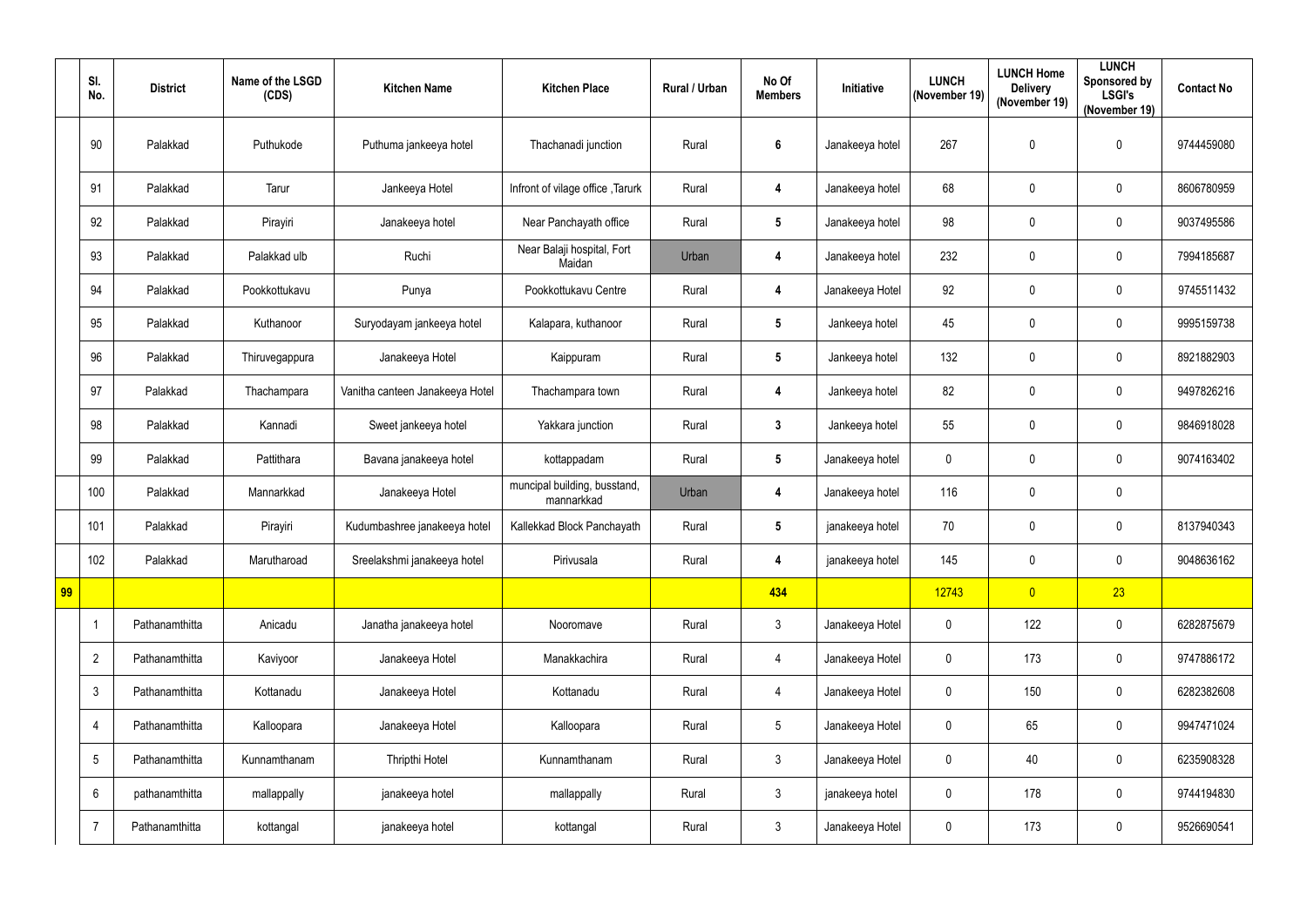|  | Sl. No. | District | Name of the LSGD (CDS) | Kitchen Name | Kitchen Place | Rural / Urban | No Of Members | Initiative | LUNCH (November 19) | LUNCH Home Delivery (November 19) | LUNCH Sponsored by LSGI's (November 19) | Contact No |
|---|---|---|---|---|---|---|---|---|---|---|---|---|
|  | 90 | Palakkad | Puthukode | Puthuma jankeeya hotel | Thachanadi junction | Rural | 6 | Janakeeya hotel | 267 | 0 | 0 | 9744459080 |
|  | 91 | Palakkad | Tarur | Jankeeya Hotel | Infront of vilage office ,Tarurk | Rural | 4 | Janakeeya hotel | 68 | 0 | 0 | 8606780959 |
|  | 92 | Palakkad | Pirayiri | Janakeeya hotel | Near Panchayath office | Rural | 5 | Janakeeya hotel | 98 | 0 | 0 | 9037495586 |
|  | 93 | Palakkad | Palakkad ulb | Ruchi | Near Balaji hospital, Fort Maidan | Urban | 4 | Janakeeya hotel | 232 | 0 | 0 | 7994185687 |
|  | 94 | Palakkad | Pookkottukavu | Punya | Pookkottukavu Centre | Rural | 4 | Janakeeya Hotel | 92 | 0 | 0 | 9745511432 |
|  | 95 | Palakkad | Kuthanoor | Suryodayam jankeeya hotel | Kalapara, kuthanoor | Rural | 5 | Jankeeya hotel | 45 | 0 | 0 | 9995159738 |
|  | 96 | Palakkad | Thiruvegappura | Janakeeya Hotel | Kaippuram | Rural | 5 | Jankeeya hotel | 132 | 0 | 0 | 8921882903 |
|  | 97 | Palakkad | Thachampara | Vanitha canteen Janakeeya Hotel | Thachampara town | Rural | 4 | Jankeeya hotel | 82 | 0 | 0 | 9497826216 |
|  | 98 | Palakkad | Kannadi | Sweet jankeeya hotel | Yakkara junction | Rural | 3 | Jankeeya hotel | 55 | 0 | 0 | 9846918028 |
|  | 99 | Palakkad | Pattithara | Bavana janakeeya hotel | kottappadam | Rural | 5 | Janakeeya hotel | 0 | 0 | 0 | 9074163402 |
|  | 100 | Palakkad | Mannarkkad | Janakeeya Hotel | muncipal building, busstand, mannarkkad | Urban | 4 | Janakeeya hotel | 116 | 0 | 0 |  |
|  | 101 | Palakkad | Pirayiri | Kudumbashree janakeeya hotel | Kallekkad Block Panchayath | Rural | 5 | janakeeya hotel | 70 | 0 | 0 | 8137940343 |
|  | 102 | Palakkad | Marutharoad | Sreelakshmi janakeeya hotel | Pirivusala | Rural | 4 | janakeeya hotel | 145 | 0 | 0 | 9048636162 |
| 99 |  |  |  |  |  |  | 434 |  | 12743 | 0 | 23 |  |
|  | 1 | Pathanamthitta | Anicadu | Janatha janakeeya hotel | Nooromave | Rural | 3 | Janakeeya Hotel | 0 | 122 | 0 | 6282875679 |
|  | 2 | Pathanamthitta | Kaviyoor | Janakeeya Hotel | Manakkachira | Rural | 4 | Janakeeya Hotel | 0 | 173 | 0 | 9747886172 |
|  | 3 | Pathanamthitta | Kottanadu | Janakeeya Hotel | Kottanadu | Rural | 4 | Janakeeya Hotel | 0 | 150 | 0 | 6282382608 |
|  | 4 | Pathanamthitta | Kalloopara | Janakeeya Hotel | Kalloopara | Rural | 5 | Janakeeya Hotel | 0 | 65 | 0 | 9947471024 |
|  | 5 | Pathanamthitta | Kunnamthanam | Thripthi Hotel | Kunnamthanam | Rural | 3 | Janakeeya Hotel | 0 | 40 | 0 | 6235908328 |
|  | 6 | pathanamthitta | mallappally | janakeeya hotel | mallappally | Rural | 3 | janakeeya hotel | 0 | 178 | 0 | 9744194830 |
|  | 7 | Pathanamthitta | kottangal | janakeeya hotel | kottangal | Rural | 3 | Janakeeya Hotel | 0 | 173 | 0 | 9526690541 |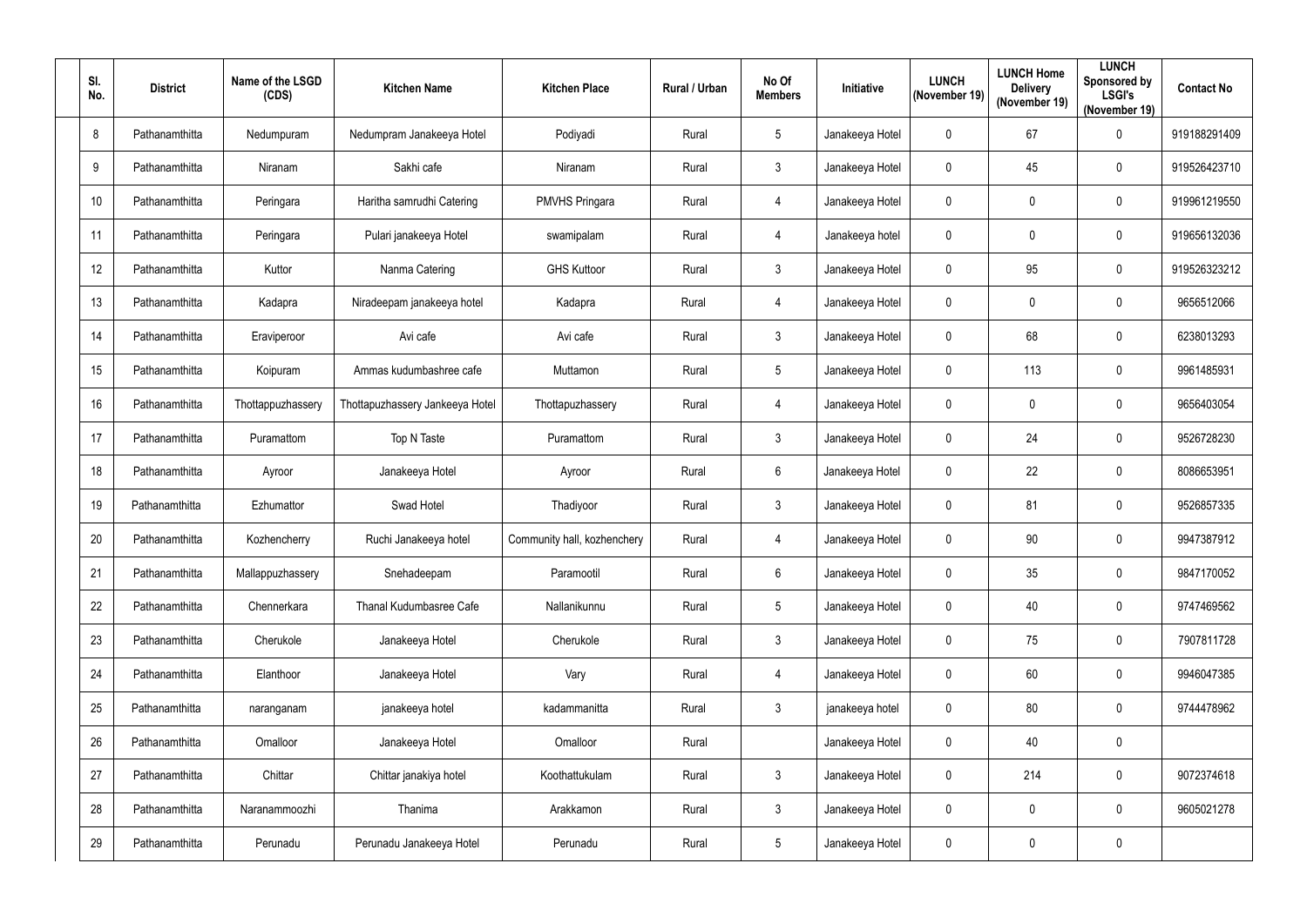| Sl. No. | District | Name of the LSGD (CDS) | Kitchen Name | Kitchen Place | Rural / Urban | No Of Members | Initiative | LUNCH (November 19) | LUNCH Home Delivery (November 19) | LUNCH Sponsored by LSGI's (November 19) | Contact No |
|---|---|---|---|---|---|---|---|---|---|---|---|
| 8 | Pathanamthitta | Nedumpuram | Nedumpram Janakeeya Hotel | Podiyadi | Rural | 5 | Janakeeya Hotel | 0 | 67 | 0 | 919188291409 |
| 9 | Pathanamthitta | Niranam | Sakhi cafe | Niranam | Rural | 3 | Janakeeya Hotel | 0 | 45 | 0 | 919526423710 |
| 10 | Pathanamthitta | Peringara | Haritha samrudhi Catering | PMVHS Pringara | Rural | 4 | Janakeeya Hotel | 0 | 0 | 0 | 919961219550 |
| 11 | Pathanamthitta | Peringara | Pulari janakeeya Hotel | swamipalam | Rural | 4 | Janakeeya hotel | 0 | 0 | 0 | 919656132036 |
| 12 | Pathanamthitta | Kuttor | Nanma Catering | GHS Kuttoor | Rural | 3 | Janakeeya Hotel | 0 | 95 | 0 | 919526323212 |
| 13 | Pathanamthitta | Kadapra | Niradeepam janakeeya hotel | Kadapra | Rural | 4 | Janakeeya Hotel | 0 | 0 | 0 | 9656512066 |
| 14 | Pathanamthitta | Eraviperoor | Avi cafe | Avi cafe | Rural | 3 | Janakeeya Hotel | 0 | 68 | 0 | 6238013293 |
| 15 | Pathanamthitta | Koipuram | Ammas kudumbashree cafe | Muttamon | Rural | 5 | Janakeeya Hotel | 0 | 113 | 0 | 9961485931 |
| 16 | Pathanamthitta | Thottappuzhassery | Thottapuzhassery Jankeeya Hotel | Thottapuzhassery | Rural | 4 | Janakeeya Hotel | 0 | 0 | 0 | 9656403054 |
| 17 | Pathanamthitta | Puramattom | Top N Taste | Puramattom | Rural | 3 | Janakeeya Hotel | 0 | 24 | 0 | 9526728230 |
| 18 | Pathanamthitta | Ayroor | Janakeeya Hotel | Ayroor | Rural | 6 | Janakeeya Hotel | 0 | 22 | 0 | 8086653951 |
| 19 | Pathanamthitta | Ezhumattor | Swad Hotel | Thadiyoor | Rural | 3 | Janakeeya Hotel | 0 | 81 | 0 | 9526857335 |
| 20 | Pathanamthitta | Kozhencherry | Ruchi Janakeeya hotel | Community hall, kozhenchery | Rural | 4 | Janakeeya Hotel | 0 | 90 | 0 | 9947387912 |
| 21 | Pathanamthitta | Mallappuzhassery | Snehadeepam | Paramootil | Rural | 6 | Janakeeya Hotel | 0 | 35 | 0 | 9847170052 |
| 22 | Pathanamthitta | Chennerkara | Thanal Kudumbasree Cafe | Nallanikunnu | Rural | 5 | Janakeeya Hotel | 0 | 40 | 0 | 9747469562 |
| 23 | Pathanamthitta | Cherukole | Janakeeya Hotel | Cherukole | Rural | 3 | Janakeeya Hotel | 0 | 75 | 0 | 7907811728 |
| 24 | Pathanamthitta | Elanthoor | Janakeeya Hotel | Vary | Rural | 4 | Janakeeya Hotel | 0 | 60 | 0 | 9946047385 |
| 25 | Pathanamthitta | naranganam | janakeeya hotel | kadammanitta | Rural | 3 | janakeeya hotel | 0 | 80 | 0 | 9744478962 |
| 26 | Pathanamthitta | Omalloor | Janakeeya Hotel | Omalloor | Rural | | Janakeeya Hotel | 0 | 40 | 0 | |
| 27 | Pathanamthitta | Chittar | Chittar janakiya hotel | Koothattukulam | Rural | 3 | Janakeeya Hotel | 0 | 214 | 0 | 9072374618 |
| 28 | Pathanamthitta | Naranammoozhi | Thanima | Arakkamon | Rural | 3 | Janakeeya Hotel | 0 | 0 | 0 | 9605021278 |
| 29 | Pathanamthitta | Perunadu | Perunadu Janakeeya Hotel | Perunadu | Rural | 5 | Janakeeya Hotel | 0 | 0 | 0 | |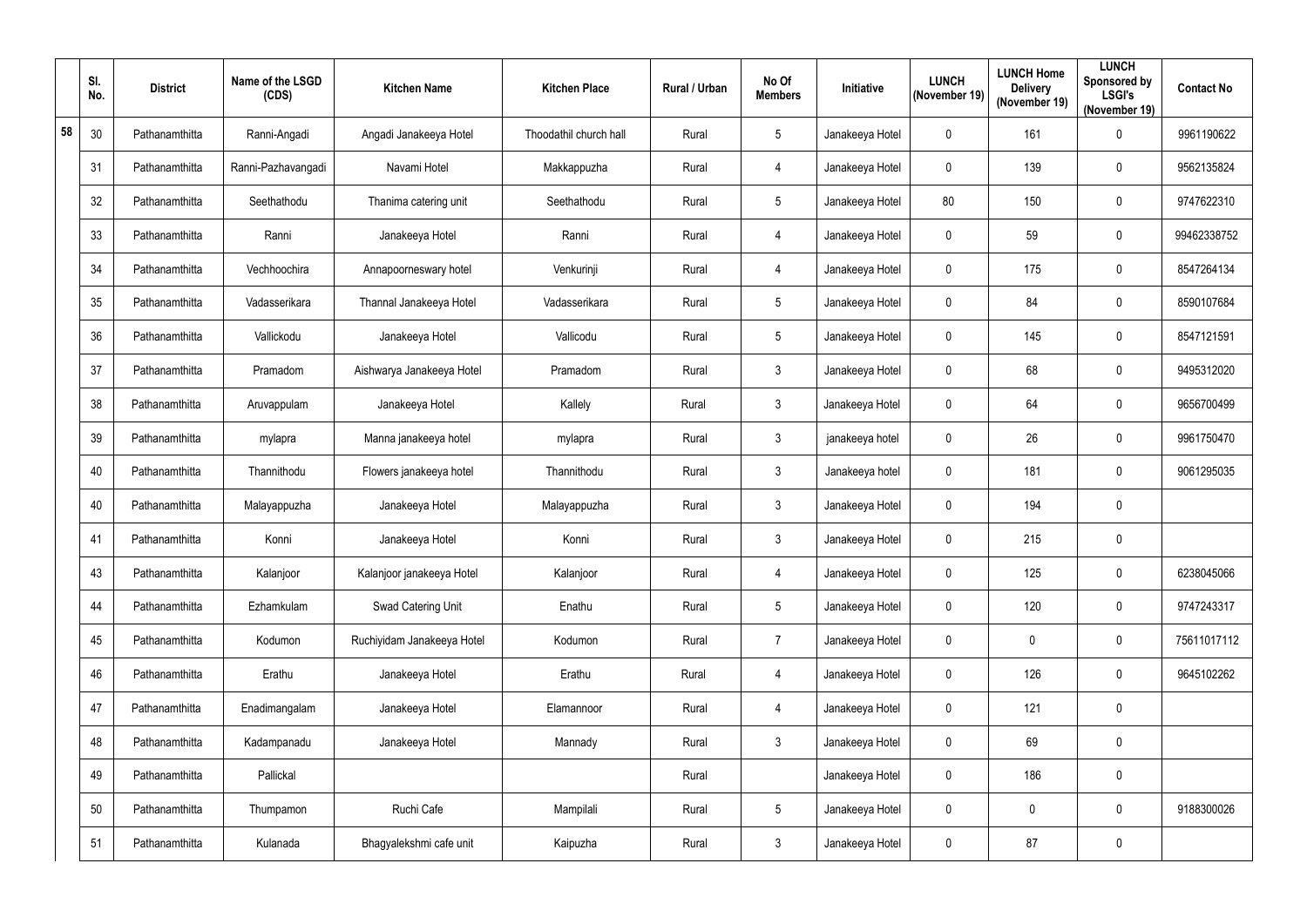|  | Sl. No. | District | Name of the LSGD (CDS) | Kitchen Name | Kitchen Place | Rural / Urban | No Of Members | Initiative | LUNCH (November 19) | LUNCH Home Delivery (November 19) | LUNCH Sponsored by LSGI's (November 19) | Contact No |
|---|---|---|---|---|---|---|---|---|---|---|---|---|
| 58 | 30 | Pathanamthitta | Ranni-Angadi | Angadi Janakeeya Hotel | Thoodathil church hall | Rural | 5 | Janakeeya Hotel | 0 | 161 | 0 | 9961190622 |
|  | 31 | Pathanamthitta | Ranni-Pazhavangadi | Navami Hotel | Makkappuzha | Rural | 4 | Janakeeya Hotel | 0 | 139 | 0 | 9562135824 |
|  | 32 | Pathanamthitta | Seethathodu | Thanima catering unit | Seethathodu | Rural | 5 | Janakeeya Hotel | 80 | 150 | 0 | 9747622310 |
|  | 33 | Pathanamthitta | Ranni | Janakeeya Hotel | Ranni | Rural | 4 | Janakeeya Hotel | 0 | 59 | 0 | 99462338752 |
|  | 34 | Pathanamthitta | Vechhoochira | Annapoorneswary hotel | Venkurinji | Rural | 4 | Janakeeya Hotel | 0 | 175 | 0 | 8547264134 |
|  | 35 | Pathanamthitta | Vadasserikara | Thannal Janakeeya Hotel | Vadasserikara | Rural | 5 | Janakeeya Hotel | 0 | 84 | 0 | 8590107684 |
|  | 36 | Pathanamthitta | Vallickodu | Janakeeya Hotel | Vallicodu | Rural | 5 | Janakeeya Hotel | 0 | 145 | 0 | 8547121591 |
|  | 37 | Pathanamthitta | Pramadom | Aishwarya Janakeeya Hotel | Pramadom | Rural | 3 | Janakeeya Hotel | 0 | 68 | 0 | 9495312020 |
|  | 38 | Pathanamthitta | Aruvappulam | Janakeeya Hotel | Kallely | Rural | 3 | Janakeeya Hotel | 0 | 64 | 0 | 9656700499 |
|  | 39 | Pathanamthitta | mylapra | Manna janakeeya hotel | mylapra | Rural | 3 | janakeeya hotel | 0 | 26 | 0 | 9961750470 |
|  | 40 | Pathanamthitta | Thannithodu | Flowers janakeeya hotel | Thannithodu | Rural | 3 | Janakeeya hotel | 0 | 181 | 0 | 9061295035 |
|  | 40 | Pathanamthitta | Malayappuzha | Janakeeya Hotel | Malayappuzha | Rural | 3 | Janakeeya Hotel | 0 | 194 | 0 |  |
|  | 41 | Pathanamthitta | Konni | Janakeeya Hotel | Konni | Rural | 3 | Janakeeya Hotel | 0 | 215 | 0 |  |
|  | 43 | Pathanamthitta | Kalanjoor | Kalanjoor janakeeya Hotel | Kalanjoor | Rural | 4 | Janakeeya Hotel | 0 | 125 | 0 | 6238045066 |
|  | 44 | Pathanamthitta | Ezhamkulam | Swad Catering Unit | Enathu | Rural | 5 | Janakeeya Hotel | 0 | 120 | 0 | 9747243317 |
|  | 45 | Pathanamthitta | Kodumon | Ruchiyidam Janakeeya Hotel | Kodumon | Rural | 7 | Janakeeya Hotel | 0 | 0 | 0 | 75611017112 |
|  | 46 | Pathanamthitta | Erathu | Janakeeya Hotel | Erathu | Rural | 4 | Janakeeya Hotel | 0 | 126 | 0 | 9645102262 |
|  | 47 | Pathanamthitta | Enadimangalam | Janakeeya Hotel | Elamannoor | Rural | 4 | Janakeeya Hotel | 0 | 121 | 0 |  |
|  | 48 | Pathanamthitta | Kadampanadu | Janakeeya Hotel | Mannady | Rural | 3 | Janakeeya Hotel | 0 | 69 | 0 |  |
|  | 49 | Pathanamthitta | Pallickal |  |  | Rural |  | Janakeeya Hotel | 0 | 186 | 0 |  |
|  | 50 | Pathanamthitta | Thumpamon | Ruchi Cafe | Mampilali | Rural | 5 | Janakeeya Hotel | 0 | 0 | 0 | 9188300026 |
|  | 51 | Pathanamthitta | Kulanada | Bhagyalekshmi cafe unit | Kaipuzha | Rural | 3 | Janakeeya Hotel | 0 | 87 | 0 |  |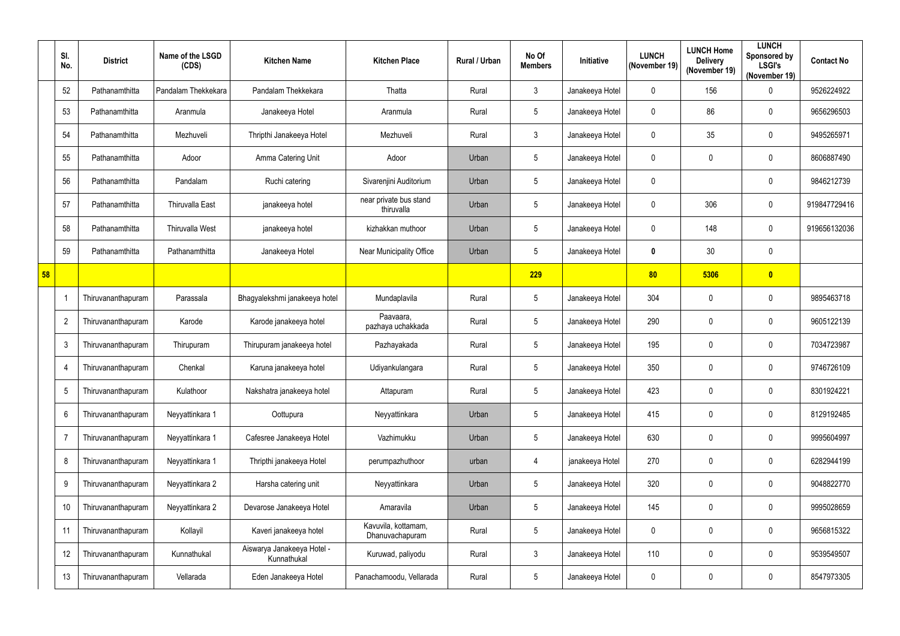|  | Sl. No. | District | Name of the LSGD (CDS) | Kitchen Name | Kitchen Place | Rural / Urban | No Of Members | Initiative | LUNCH (November 19) | LUNCH Home Delivery (November 19) | LUNCH Sponsored by LSGI's (November 19) | Contact No |
|---|---|---|---|---|---|---|---|---|---|---|---|---|
|  | 52 | Pathanamthitta | Pandalam Thekkekara | Pandalam Thekkekara | Thatta | Rural | 3 | Janakeeya Hotel | 0 | 156 | 0 | 9526224922 |
|  | 53 | Pathanamthitta | Aranmula | Janakeeya Hotel | Aranmula | Rural | 5 | Janakeeya Hotel | 0 | 86 | 0 | 9656296503 |
|  | 54 | Pathanamthitta | Mezhuveli | Thripthi Janakeeya Hotel | Mezhuveli | Rural | 3 | Janakeeya Hotel | 0 | 35 | 0 | 9495265971 |
|  | 55 | Pathanamthitta | Adoor | Amma Catering Unit | Adoor | Urban | 5 | Janakeeya Hotel | 0 | 0 | 0 | 8606887490 |
|  | 56 | Pathanamthitta | Pandalam | Ruchi catering | Sivarenjini Auditorium | Urban | 5 | Janakeeya Hotel | 0 |  | 0 | 9846212739 |
|  | 57 | Pathanamthitta | Thiruvalla East | janakeeya hotel | near private bus stand thiruvalla | Urban | 5 | Janakeeya Hotel | 0 | 306 | 0 | 919847729416 |
|  | 58 | Pathanamthitta | Thiruvalla West | janakeeya hotel | kizhakkan muthoor | Urban | 5 | Janakeeya Hotel | 0 | 148 | 0 | 919656132036 |
|  | 59 | Pathanamthitta | Pathanamthitta | Janakeeya Hotel | Near Municipality Office | Urban | 5 | Janakeeya Hotel | **0** | 30 | 0 |  |
| **58** |  |  |  |  |  |  | **229** |  | **80** | **5306** | **0** |  |
|  | 1 | Thiruvananthapuram | Parassala | Bhagyalekshmi janakeeya hotel | Mundaplavila | Rural | 5 | Janakeeya Hotel | 304 | 0 | 0 | 9895463718 |
|  | 2 | Thiruvananthapuram | Karode | Karode janakeeya hotel | Paavaara, pazhaya uchakkada | Rural | 5 | Janakeeya Hotel | 290 | 0 | 0 | 9605122139 |
|  | 3 | Thiruvananthapuram | Thirupuram | Thirupuram janakeeya hotel | Pazhayakada | Rural | 5 | Janakeeya Hotel | 195 | 0 | 0 | 7034723987 |
|  | 4 | Thiruvananthapuram | Chenkal | Karuna janakeeya hotel | Udiyankulangara | Rural | 5 | Janakeeya Hotel | 350 | 0 | 0 | 9746726109 |
|  | 5 | Thiruvananthapuram | Kulathoor | Nakshatra janakeeya hotel | Attapuram | Rural | 5 | Janakeeya Hotel | 423 | 0 | 0 | 8301924221 |
|  | 6 | Thiruvananthapuram | Neyyattinkara 1 | Oottupura | Neyyattinkara | Urban | 5 | Janakeeya Hotel | 415 | 0 | 0 | 8129192485 |
|  | 7 | Thiruvananthapuram | Neyyattinkara 1 | Cafesree Janakeeya Hotel | Vazhimukku | Urban | 5 | Janakeeya Hotel | 630 | 0 | 0 | 9995604997 |
|  | 8 | Thiruvananthapuram | Neyyattinkara 1 | Thripthi janakeeya Hotel | perumpazhuthoor | urban | 4 | janakeeya Hotel | 270 | 0 | 0 | 6282944199 |
|  | 9 | Thiruvananthapuram | Neyyattinkara 2 | Harsha catering unit | Neyyattinkara | Urban | 5 | Janakeeya Hotel | 320 | 0 | 0 | 9048822770 |
|  | 10 | Thiruvananthapuram | Neyyattinkara 2 | Devarose Janakeeya Hotel | Amaravila | Urban | 5 | Janakeeya Hotel | 145 | 0 | 0 | 9995028659 |
|  | 11 | Thiruvananthapuram | Kollayil | Kaveri janakeeya hotel | Kavuvila, kottamam, Dhanuvachapuram | Rural | 5 | Janakeeya Hotel | 0 | 0 | 0 | 9656815322 |
|  | 12 | Thiruvananthapuram | Kunnathukal | Aiswarya Janakeeya Hotel - Kunnathukal | Kuruwad, paliyodu | Rural | 3 | Janakeeya Hotel | 110 | 0 | 0 | 9539549507 |
|  | 13 | Thiruvananthapuram | Vellarada | Eden Janakeeya Hotel | Panachamoodu, Vellarada | Rural | 5 | Janakeeya Hotel | 0 | 0 | 0 | 8547973305 |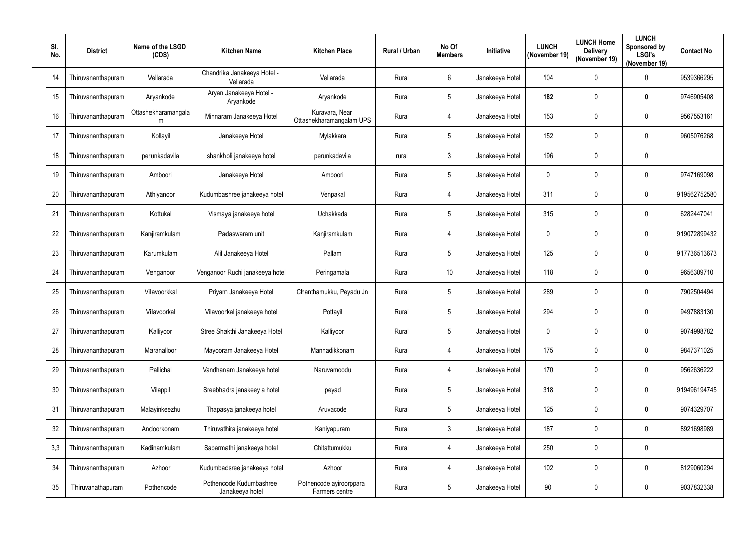| Sl. No. | District | Name of the LSGD (CDS) | Kitchen Name | Kitchen Place | Rural / Urban | No Of Members | Initiative | LUNCH (November 19) | LUNCH Home Delivery (November 19) | LUNCH Sponsored by LSGI's (November 19) | Contact No |
|---|---|---|---|---|---|---|---|---|---|---|---|
| 14 | Thiruvananthapuram | Vellarada | Chandrika Janakeeya Hotel - Vellarada | Vellarada | Rural | 6 | Janakeeya Hotel | 104 | 0 | 0 | 9539366295 |
| 15 | Thiruvananthapuram | Aryankode | Aryan Janakeeya Hotel - Aryankode | Aryankode | Rural | 5 | Janakeeya Hotel | **182** | 0 | **0** | 9746905408 |
| 16 | Thiruvananthapuram | Ottashekharamangalam | Minnaram Janakeeya Hotel | Kuravara, Near Ottashekharamangalam UPS | Rural | 4 | Janakeeya Hotel | 153 | 0 | 0 | 9567553161 |
| 17 | Thiruvananthapuram | Kollayil | Janakeeya Hotel | Mylakkara | Rural | 5 | Janakeeya Hotel | 152 | 0 | 0 | 9605076268 |
| 18 | Thiruvananthapuram | perunkadavila | shankholi janakeeya hotel | perunkadavila | rural | 3 | Janakeeya Hotel | 196 | 0 | 0 | |
| 19 | Thiruvananthapuram | Amboori | Janakeeya Hotel | Amboori | Rural | 5 | Janakeeya Hotel | 0 | 0 | 0 | 9747169098 |
| 20 | Thiruvananthapuram | Athiyanoor | Kudumbashree janakeeya hotel | Venpakal | Rural | 4 | Janakeeya Hotel | 311 | 0 | 0 | 919562752580 |
| 21 | Thiruvananthapuram | Kottukal | Vismaya janakeeya hotel | Uchakkada | Rural | 5 | Janakeeya Hotel | 315 | 0 | 0 | 6282447041 |
| 22 | Thiruvananthapuram | Kanjiramkulam | Padaswaram unit | Kanjiramkulam | Rural | 4 | Janakeeya Hotel | 0 | 0 | 0 | 919072899432 |
| 23 | Thiruvananthapuram | Karumkulam | Alil Janakeeya Hotel | Pallam | Rural | 5 | Janakeeya Hotel | 125 | 0 | 0 | 917736513673 |
| 24 | Thiruvananthapuram | Venganoor | Venganoor Ruchi janakeeya hotel | Peringamala | Rural | 10 | Janakeeya Hotel | 118 | 0 | **0** | 9656309710 |
| 25 | Thiruvananthapuram | Vilavoorkkal | Priyam Janakeeya Hotel | Chanthamukku, Peyadu Jn | Rural | 5 | Janakeeya Hotel | 289 | 0 | 0 | 7902504494 |
| 26 | Thiruvananthapuram | Vilavoorkal | Vilavoorkal janakeeya hotel | Pottayil | Rural | 5 | Janakeeya Hotel | 294 | 0 | 0 | 9497883130 |
| 27 | Thiruvananthapuram | Kalliyoor | Stree Shakthi Janakeeya Hotel | Kalliyoor | Rural | 5 | Janakeeya Hotel | 0 | 0 | 0 | 9074998782 |
| 28 | Thiruvananthapuram | Maranalloor | Mayooram Janakeeya Hotel | Mannadikkonam | Rural | 4 | Janakeeya Hotel | 175 | 0 | 0 | 9847371025 |
| 29 | Thiruvananthapuram | Pallichal | Vandhanam Janakeeya hotel | Naruvamoodu | Rural | 4 | Janakeeya Hotel | 170 | 0 | 0 | 9562636222 |
| 30 | Thiruvananthapuram | Vilappil | Sreebhadra janakeey a hotel | peyad | Rural | 5 | Janakeeya Hotel | 318 | 0 | 0 | 919496194745 |
| 31 | Thiruvananthapuram | Malayinkeezhu | Thapasya janakeeya hotel | Aruvacode | Rural | 5 | Janakeeya Hotel | 125 | 0 | **0** | 9074329707 |
| 32 | Thiruvananthapuram | Andoorkonam | Thiruvathira janakeeya hotel | Kaniyapuram | Rural | 3 | Janakeeya Hotel | 187 | 0 | 0 | 8921698989 |
| 3,3 | Thiruvananthapuram | Kadinamkulam | Sabarmathi janakeeya hotel | Chitattumukku | Rural | 4 | Janakeeya Hotel | 250 | 0 | 0 | |
| 34 | Thiruvananthapuram | Azhoor | Kudumbadsree janakeeya hotel | Azhoor | Rural | 4 | Janakeeya Hotel | 102 | 0 | 0 | 8129060294 |
| 35 | Thiruvanathapuram | Pothencode | Pothencode Kudumbashree Janakeeya hotel | Pothencode ayiroorppara Farmers centre | Rural | 5 | Janakeeya Hotel | 90 | 0 | 0 | 9037832338 |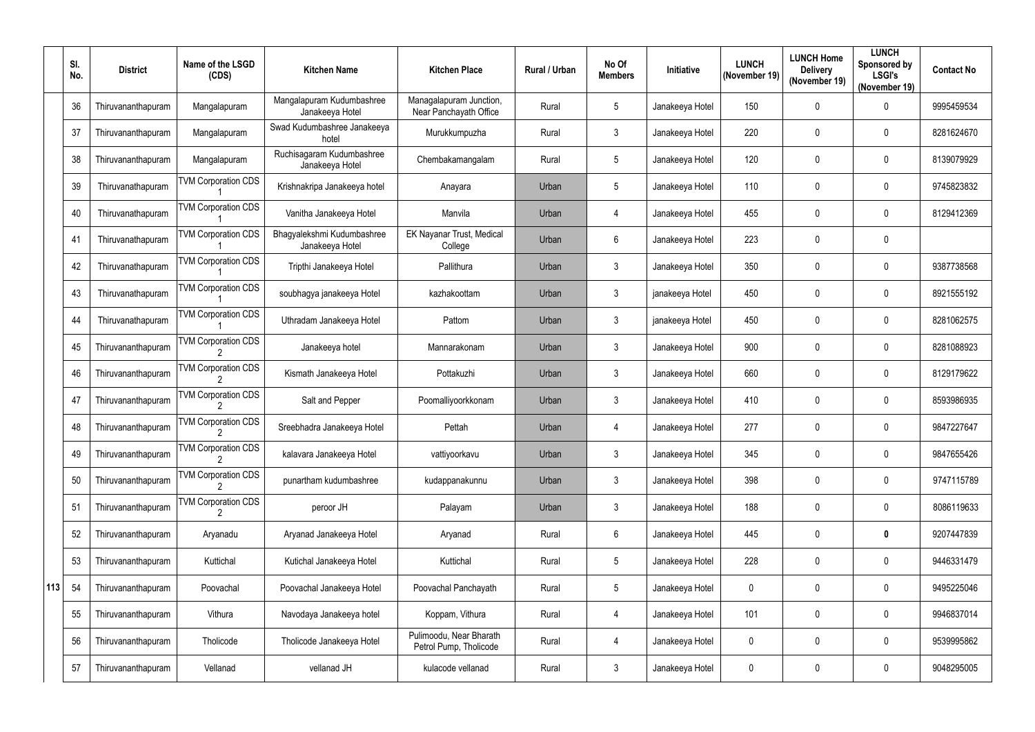| | Sl. No. | District | Name of the LSGD (CDS) | Kitchen Name | Kitchen Place | Rural / Urban | No Of Members | Initiative | LUNCH (November 19) | LUNCH Home Delivery (November 19) | LUNCH Sponsored by LSGI's (November 19) | Contact No |
|---|---|---|---|---|---|---|---|---|---|---|---|---|
| | 36 | Thiruvananthapuram | Mangalapuram | Mangalapuram Kudumbashree Janakeeya Hotel | Managalapuram Junction, Near Panchayath Office | Rural | 5 | Janakeeya Hotel | 150 | 0 | 0 | 9995459534 |
| | 37 | Thiruvananthapuram | Mangalapuram | Swad Kudumbashree Janakeeya hotel | Murukkumpuzha | Rural | 3 | Janakeeya Hotel | 220 | 0 | 0 | 8281624670 |
| | 38 | Thiruvananthapuram | Mangalapuram | Ruchisagaram Kudumbashree Janakeeya Hotel | Chembakamangalam | Rural | 5 | Janakeeya Hotel | 120 | 0 | 0 | 8139079929 |
| | 39 | Thiruvanathapuram | TVM Corporation CDS 1 | Krishnakripa Janakeeya hotel | Anayara | Urban | 5 | Janakeeya Hotel | 110 | 0 | 0 | 9745823832 |
| | 40 | Thiruvanathapuram | TVM Corporation CDS 1 | Vanitha Janakeeya Hotel | Manvila | Urban | 4 | Janakeeya Hotel | 455 | 0 | 0 | 8129412369 |
| | 41 | Thiruvanathapuram | TVM Corporation CDS 1 | Bhagyalekshmi Kudumbashree Janakeeya Hotel | EK Nayanar Trust, Medical College | Urban | 6 | Janakeeya Hotel | 223 | 0 | 0 | |
| | 42 | Thiruvanathapuram | TVM Corporation CDS 1 | Tripthi Janakeeya Hotel | Pallithura | Urban | 3 | Janakeeya Hotel | 350 | 0 | 0 | 9387738568 |
| | 43 | Thiruvanathapuram | TVM Corporation CDS 1 | soubhagya janakeeya Hotel | kazhakoottam | Urban | 3 | janakeeya Hotel | 450 | 0 | 0 | 8921555192 |
| | 44 | Thiruvanathapuram | TVM Corporation CDS 1 | Uthradam Janakeeya Hotel | Pattom | Urban | 3 | janakeeya Hotel | 450 | 0 | 0 | 8281062575 |
| | 45 | Thiruvananthapuram | TVM Corporation CDS 2 | Janakeeya hotel | Mannarakonam | Urban | 3 | Janakeeya Hotel | 900 | 0 | 0 | 8281088923 |
| | 46 | Thiruvananthapuram | TVM Corporation CDS 2 | Kismath Janakeeya Hotel | Pottakuzhi | Urban | 3 | Janakeeya Hotel | 660 | 0 | 0 | 8129179622 |
| | 47 | Thiruvananthapuram | TVM Corporation CDS 2 | Salt and Pepper | Poomalliyoorkkonam | Urban | 3 | Janakeeya Hotel | 410 | 0 | 0 | 8593986935 |
| | 48 | Thiruvananthapuram | TVM Corporation CDS 2 | Sreebhadra Janakeeya Hotel | Pettah | Urban | 4 | Janakeeya Hotel | 277 | 0 | 0 | 9847227647 |
| | 49 | Thiruvananthapuram | TVM Corporation CDS 2 | kalavara Janakeeya Hotel | vattiyoorkavu | Urban | 3 | Janakeeya Hotel | 345 | 0 | 0 | 9847655426 |
| | 50 | Thiruvananthapuram | TVM Corporation CDS 2 | punartham kudumbashree | kudappanakunnu | Urban | 3 | Janakeeya Hotel | 398 | 0 | 0 | 9747115789 |
| | 51 | Thiruvananthapuram | TVM Corporation CDS 2 | peroor JH | Palayam | Urban | 3 | Janakeeya Hotel | 188 | 0 | 0 | 8086119633 |
| | 52 | Thiruvananthapuram | Aryanadu | Aryanad Janakeeya Hotel | Aryanad | Rural | 6 | Janakeeya Hotel | 445 | 0 | **0** | 9207447839 |
| | 53 | Thiruvananthapuram | Kuttichal | Kutichal Janakeeya Hotel | Kuttichal | Rural | 5 | Janakeeya Hotel | 228 | 0 | 0 | 9446331479 |
| 113 | 54 | Thiruvananthapuram | Poovachal | Poovachal Janakeeya Hotel | Poovachal Panchayath | Rural | 5 | Janakeeya Hotel | 0 | 0 | 0 | 9495225046 |
| | 55 | Thiruvananthapuram | Vithura | Navodaya Janakeeya hotel | Koppam, Vithura | Rural | 4 | Janakeeya Hotel | 101 | 0 | 0 | 9946837014 |
| | 56 | Thiruvananthapuram | Tholicode | Tholicode Janakeeya Hotel | Pulimoodu, Near Bharath Petrol Pump, Tholicode | Rural | 4 | Janakeeya Hotel | 0 | 0 | 0 | 9539995862 |
| | 57 | Thiruvananthapuram | Vellanad | vellanad JH | kulacode vellanad | Rural | 3 | Janakeeya Hotel | 0 | 0 | 0 | 9048295005 |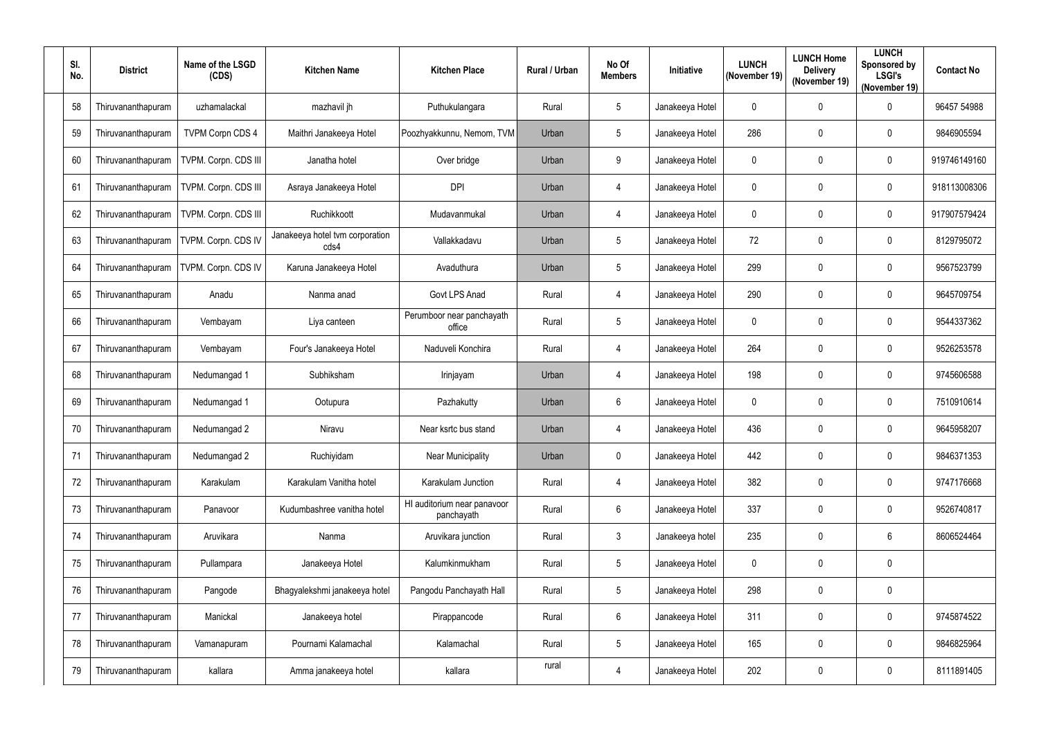| Sl. No. | District | Name of the LSGD (CDS) | Kitchen Name | Kitchen Place | Rural / Urban | No Of Members | Initiative | LUNCH (November 19) | LUNCH Home Delivery (November 19) | LUNCH Sponsored by LSGI's (November 19) | Contact No |
|---|---|---|---|---|---|---|---|---|---|---|---|
| 58 | Thiruvananthapuram | uzhamalackal | mazhavil jh | Puthukulangara | Rural | 5 | Janakeeya Hotel | 0 | 0 | 0 | 96457 54988 |
| 59 | Thiruvananthapuram | TVPM Corpn CDS 4 | Maithri Janakeeya Hotel | Poozhyakkunnu, Nemom, TVM | Urban | 5 | Janakeeya Hotel | 286 | 0 | 0 | 9846905594 |
| 60 | Thiruvananthapuram | TVPM. Corpn. CDS III | Janatha hotel | Over bridge | Urban | 9 | Janakeeya Hotel | 0 | 0 | 0 | 919746149160 |
| 61 | Thiruvananthapuram | TVPM. Corpn. CDS III | Asraya Janakeeya Hotel | DPI | Urban | 4 | Janakeeya Hotel | 0 | 0 | 0 | 918113008306 |
| 62 | Thiruvananthapuram | TVPM. Corpn. CDS III | Ruchikkoott | Mudavanmukal | Urban | 4 | Janakeeya Hotel | 0 | 0 | 0 | 917907579424 |
| 63 | Thiruvananthapuram | TVPM. Corpn. CDS IV | Janakeeya hotel tvm corporation cds4 | Vallakkadavu | Urban | 5 | Janakeeya Hotel | 72 | 0 | 0 | 8129795072 |
| 64 | Thiruvananthapuram | TVPM. Corpn. CDS IV | Karuna Janakeeya Hotel | Avaduthura | Urban | 5 | Janakeeya Hotel | 299 | 0 | 0 | 9567523799 |
| 65 | Thiruvananthapuram | Anadu | Nanma anad | Govt LPS Anad | Rural | 4 | Janakeeya Hotel | 290 | 0 | 0 | 9645709754 |
| 66 | Thiruvananthapuram | Vembayam | Liya canteen | Perumboor near panchayath office | Rural | 5 | Janakeeya Hotel | 0 | 0 | 0 | 9544337362 |
| 67 | Thiruvananthapuram | Vembayam | Four's Janakeeya Hotel | Naduveli Konchira | Rural | 4 | Janakeeya Hotel | 264 | 0 | 0 | 9526253578 |
| 68 | Thiruvananthapuram | Nedumangad 1 | Subhiksham | Irinjayam | Urban | 4 | Janakeeya Hotel | 198 | 0 | 0 | 9745606588 |
| 69 | Thiruvananthapuram | Nedumangad 1 | Ootupura | Pazhakutty | Urban | 6 | Janakeeya Hotel | 0 | 0 | 0 | 7510910614 |
| 70 | Thiruvananthapuram | Nedumangad 2 | Niravu | Near ksrtc bus stand | Urban | 4 | Janakeeya Hotel | 436 | 0 | 0 | 9645958207 |
| 71 | Thiruvananthapuram | Nedumangad 2 | Ruchiyidam | Near Municipality | Urban | 0 | Janakeeya Hotel | 442 | 0 | 0 | 9846371353 |
| 72 | Thiruvananthapuram | Karakulam | Karakulam Vanitha hotel | Karakulam Junction | Rural | 4 | Janakeeya Hotel | 382 | 0 | 0 | 9747176668 |
| 73 | Thiruvananthapuram | Panavoor | Kudumbashree vanitha hotel | Hl auditorium near panavoor panchayath | Rural | 6 | Janakeeya Hotel | 337 | 0 | 0 | 9526740817 |
| 74 | Thiruvananthapuram | Aruvikara | Nanma | Aruvikara junction | Rural | 3 | Janakeeya hotel | 235 | 0 | 6 | 8606524464 |
| 75 | Thiruvananthapuram | Pullampara | Janakeeya Hotel | Kalumkinmukham | Rural | 5 | Janakeeya Hotel | 0 | 0 | 0 | |
| 76 | Thiruvananthapuram | Pangode | Bhagyalekshmi janakeeya hotel | Pangodu Panchayath Hall | Rural | 5 | Janakeeya Hotel | 298 | 0 | 0 | |
| 77 | Thiruvananthapuram | Manickal | Janakeeya hotel | Pirappancode | Rural | 6 | Janakeeya Hotel | 311 | 0 | 0 | 9745874522 |
| 78 | Thiruvananthapuram | Vamanapuram | Pournami Kalamachal | Kalamachal | Rural | 5 | Janakeeya Hotel | 165 | 0 | 0 | 9846825964 |
| 79 | Thiruvananthapuram | kallara | Amma janakeeya hotel | kallara | rural | 4 | Janakeeya Hotel | 202 | 0 | 0 | 8111891405 |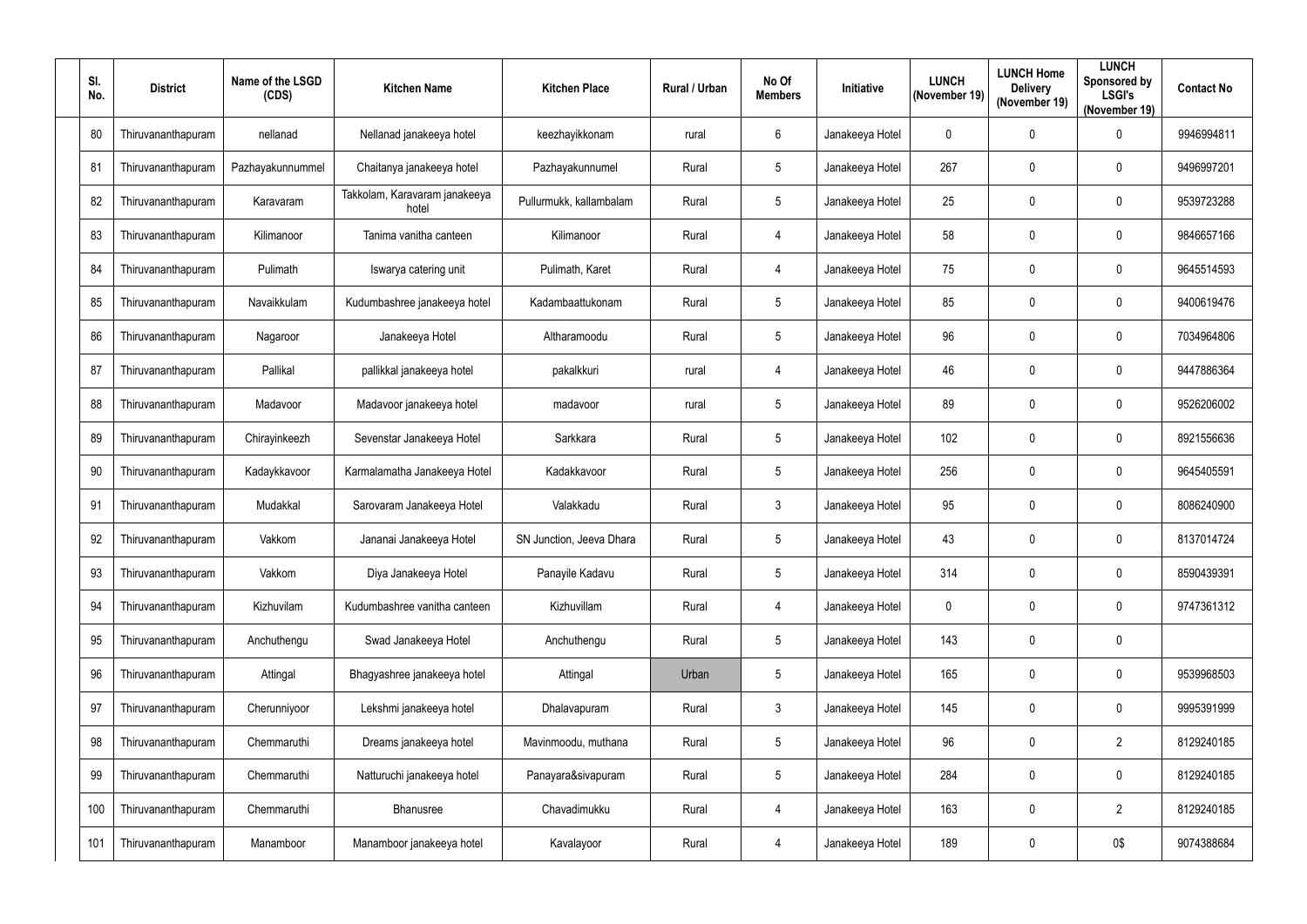| Sl. No. | District | Name of the LSGD (CDS) | Kitchen Name | Kitchen Place | Rural / Urban | No Of Members | Initiative | LUNCH (November 19) | LUNCH Home Delivery (November 19) | LUNCH Sponsored by LSGI's (November 19) | Contact No |
|---|---|---|---|---|---|---|---|---|---|---|---|
| 80 | Thiruvananthapuram | nellanad | Nellanad janakeeya hotel | keezhayikkonam | rural | 6 | Janakeeya Hotel | 0 | 0 | 0 | 9946994811 |
| 81 | Thiruvananthapuram | Pazhayakunnummel | Chaitanya janakeeya hotel | Pazhayakunnumel | Rural | 5 | Janakeeya Hotel | 267 | 0 | 0 | 9496997201 |
| 82 | Thiruvananthapuram | Karavaram | Takkolam, Karavaram janakeeya hotel | Pullurmukk, kallambalam | Rural | 5 | Janakeeya Hotel | 25 | 0 | 0 | 9539723288 |
| 83 | Thiruvananthapuram | Kilimanoor | Tanima vanitha canteen | Kilimanoor | Rural | 4 | Janakeeya Hotel | 58 | 0 | 0 | 9846657166 |
| 84 | Thiruvananthapuram | Pulimath | Iswarya catering unit | Pulimath, Karet | Rural | 4 | Janakeeya Hotel | 75 | 0 | 0 | 9645514593 |
| 85 | Thiruvananthapuram | Navaikkulam | Kudumbashree janakeeya hotel | Kadambaattukonam | Rural | 5 | Janakeeya Hotel | 85 | 0 | 0 | 9400619476 |
| 86 | Thiruvananthapuram | Nagaroor | Janakeeya Hotel | Altharamoodu | Rural | 5 | Janakeeya Hotel | 96 | 0 | 0 | 7034964806 |
| 87 | Thiruvananthapuram | Pallikal | pallikkal janakeeya hotel | pakalkkuri | rural | 4 | Janakeeya Hotel | 46 | 0 | 0 | 9447886364 |
| 88 | Thiruvananthapuram | Madavoor | Madavoor janakeeya hotel | madavoor | rural | 5 | Janakeeya Hotel | 89 | 0 | 0 | 9526206002 |
| 89 | Thiruvananthapuram | Chirayinkeezh | Sevenstar Janakeeya Hotel | Sarkkara | Rural | 5 | Janakeeya Hotel | 102 | 0 | 0 | 8921556636 |
| 90 | Thiruvananthapuram | Kadaykkavoor | Karmalamatha Janakeeya Hotel | Kadakkavoor | Rural | 5 | Janakeeya Hotel | 256 | 0 | 0 | 9645405591 |
| 91 | Thiruvananthapuram | Mudakkal | Sarovaram Janakeeya Hotel | Valakkadu | Rural | 3 | Janakeeya Hotel | 95 | 0 | 0 | 8086240900 |
| 92 | Thiruvananthapuram | Vakkom | Jananai Janakeeya Hotel | SN Junction, Jeeva Dhara | Rural | 5 | Janakeeya Hotel | 43 | 0 | 0 | 8137014724 |
| 93 | Thiruvananthapuram | Vakkom | Diya Janakeeya Hotel | Panayile Kadavu | Rural | 5 | Janakeeya Hotel | 314 | 0 | 0 | 8590439391 |
| 94 | Thiruvananthapuram | Kizhuvilam | Kudumbashree vanitha canteen | Kizhuvillam | Rural | 4 | Janakeeya Hotel | 0 | 0 | 0 | 9747361312 |
| 95 | Thiruvananthapuram | Anchuthengu | Swad Janakeeya Hotel | Anchuthengu | Rural | 5 | Janakeeya Hotel | 143 | 0 | 0 | |
| 96 | Thiruvananthapuram | Attingal | Bhagyashree janakeeya hotel | Attingal | Urban | 5 | Janakeeya Hotel | 165 | 0 | 0 | 9539968503 |
| 97 | Thiruvananthapuram | Cherunniyoor | Lekshmi janakeeya hotel | Dhalavapuram | Rural | 3 | Janakeeya Hotel | 145 | 0 | 0 | 9995391999 |
| 98 | Thiruvananthapuram | Chemmaruthi | Dreams janakeeya hotel | Mavinmoodu, muthana | Rural | 5 | Janakeeya Hotel | 96 | 0 | 2 | 8129240185 |
| 99 | Thiruvananthapuram | Chemmaruthi | Natturuchi janakeeya hotel | Panayara&sivapuram | Rural | 5 | Janakeeya Hotel | 284 | 0 | 0 | 8129240185 |
| 100 | Thiruvananthapuram | Chemmaruthi | Bhanusree | Chavadimukku | Rural | 4 | Janakeeya Hotel | 163 | 0 | 2 | 8129240185 |
| 101 | Thiruvananthapuram | Manamboor | Manamboor janakeeya hotel | Kavalayoor | Rural | 4 | Janakeeya Hotel | 189 | 0 | 0$ | 9074388684 |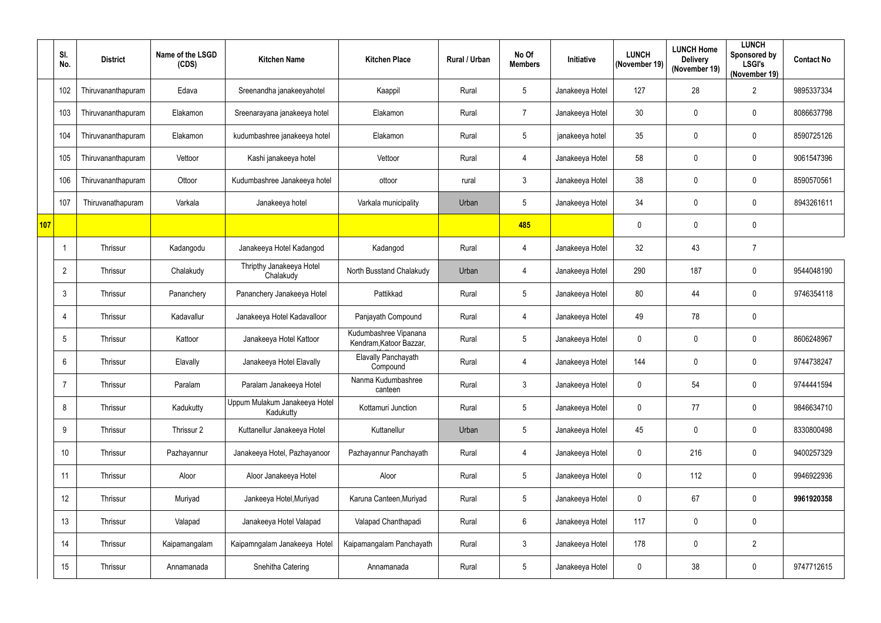|  | Sl. No. | District | Name of the LSGD (CDS) | Kitchen Name | Kitchen Place | Rural / Urban | No Of Members | Initiative | LUNCH (November 19) | LUNCH Home Delivery (November 19) | LUNCH Sponsored by LSGI's (November 19) | Contact No |
|---|---|---|---|---|---|---|---|---|---|---|---|---|
|  | 102 | Thiruvananthapuram | Edava | Sreenandha janakeeyahotel | Kaappil | Rural | 5 | Janakeeya Hotel | 127 | 28 | 2 | 9895337334 |
|  | 103 | Thiruvananthapuram | Elakamon | Sreenarayana janakeeya hotel | Elakamon | Rural | 7 | Janakeeya Hotel | 30 | 0 | 0 | 8086637798 |
|  | 104 | Thiruvananthapuram | Elakamon | kudumbashree janakeeya hotel | Elakamon | Rural | 5 | janakeeya hotel | 35 | 0 | 0 | 8590725126 |
|  | 105 | Thiruvananthapuram | Vettoor | Kashi janakeeya hotel | Vettoor | Rural | 4 | Janakeeya Hotel | 58 | 0 | 0 | 9061547396 |
|  | 106 | Thiruvananthapuram | Ottoor | Kudumbashree Janakeeya hotel | ottoor | rural | 3 | Janakeeya Hotel | 38 | 0 | 0 | 8590570561 |
|  | 107 | Thiruvanathapuram | Varkala | Janakeeya hotel | Varkala municipality | Urban | 5 | Janakeeya Hotel | 34 | 0 | 0 | 8943261611 |
| 107 |  |  |  |  |  |  | 485 |  | 0 | 0 | 0 |  |
|  | 1 | Thrissur | Kadangodu | Janakeeya Hotel Kadangod | Kadangod | Rural | 4 | Janakeeya Hotel | 32 | 43 | 7 |  |
|  | 2 | Thrissur | Chalakudy | Thripthy Janakeeya Hotel Chalakudy | North Busstand Chalakudy | Urban | 4 | Janakeeya Hotel | 290 | 187 | 0 | 9544048190 |
|  | 3 | Thrissur | Pananchery | Pananchery Janakeeya Hotel | Pattikkad | Rural | 5 | Janakeeya Hotel | 80 | 44 | 0 | 9746354118 |
|  | 4 | Thrissur | Kadavallur | Janakeeya Hotel Kadavalloor | Panjayath Compound | Rural | 4 | Janakeeya Hotel | 49 | 78 | 0 |  |
|  | 5 | Thrissur | Kattoor | Janakeeya Hotel Kattoor | Kudumbashree Vipanana Kendram,Katoor Bazzar, | Rural | 5 | Janakeeya Hotel | 0 | 0 | 0 | 8606248967 |
|  | 6 | Thrissur | Elavally | Janakeeya Hotel Elavally | Elavally Panchayath Compound | Rural | 4 | Janakeeya Hotel | 144 | 0 | 0 | 9744738247 |
|  | 7 | Thrissur | Paralam | Paralam Janakeeya Hotel | Nanma Kudumbashree canteen | Rural | 3 | Janakeeya Hotel | 0 | 54 | 0 | 9744441594 |
|  | 8 | Thrissur | Kadukutty | Uppum Mulakum Janakeeya Hotel Kadukutty | Kottamuri Junction | Rural | 5 | Janakeeya Hotel | 0 | 77 | 0 | 9846634710 |
|  | 9 | Thrissur | Thrissur 2 | Kuttanellur Janakeeya Hotel | Kuttanellur | Urban | 5 | Janakeeya Hotel | 45 | 0 | 0 | 8330800498 |
|  | 10 | Thrissur | Pazhayannur | Janakeeya Hotel, Pazhayanoor | Pazhayannur Panchayath | Rural | 4 | Janakeeya Hotel | 0 | 216 | 0 | 9400257329 |
|  | 11 | Thrissur | Aloor | Aloor Janakeeya Hotel | Aloor | Rural | 5 | Janakeeya Hotel | 0 | 112 | 0 | 9946922936 |
|  | 12 | Thrissur | Muriyad | Jankeeya Hotel,Muriyad | Karuna Canteen,Muriyad | Rural | 5 | Janakeeya Hotel | 0 | 67 | 0 | **9961920358** |
|  | 13 | Thrissur | Valapad | Janakeeya Hotel Valapad | Valapad Chanthapadi | Rural | 6 | Janakeeya Hotel | 117 | 0 | 0 |  |
|  | 14 | Thrissur | Kaipamangalam | Kaipamngalam Janakeeya Hotel | Kaipamangalam Panchayath | Rural | 3 | Janakeeya Hotel | 178 | 0 | 2 |  |
|  | 15 | Thrissur | Annamanada | Snehitha Catering | Annamanada | Rural | 5 | Janakeeya Hotel | 0 | 38 | 0 | 9747712615 |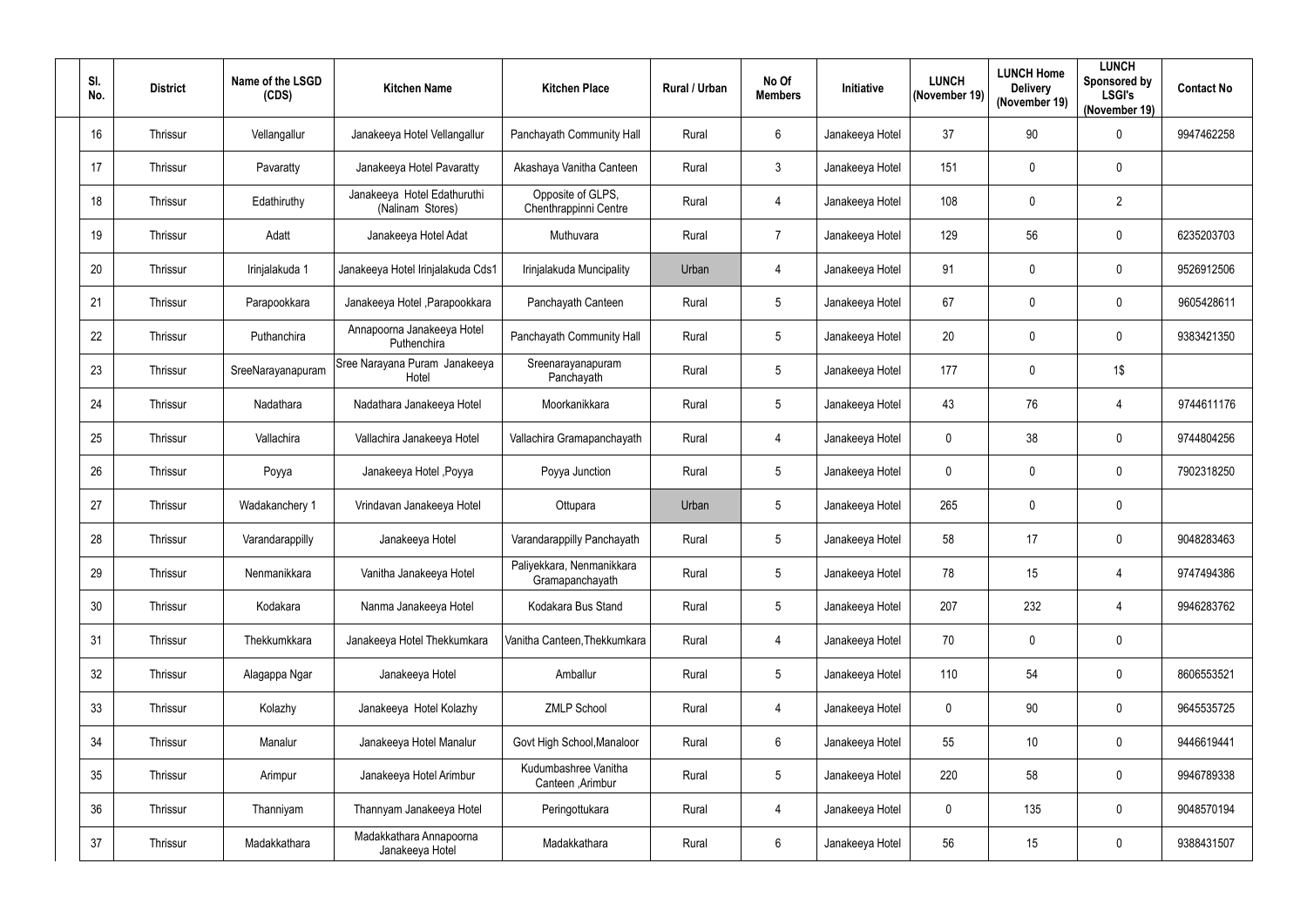| Sl. No. | District | Name of the LSGD (CDS) | Kitchen Name | Kitchen Place | Rural / Urban | No Of Members | Initiative | LUNCH (November 19) | LUNCH Home Delivery (November 19) | LUNCH Sponsored by LSGI's (November 19) | Contact No |
|---|---|---|---|---|---|---|---|---|---|---|---|
| 16 | Thrissur | Vellangallur | Janakeeya Hotel Vellangallur | Panchayath Community Hall | Rural | 6 | Janakeeya Hotel | 37 | 90 | 0 | 9947462258 |
| 17 | Thrissur | Pavaratty | Janakeeya Hotel Pavaratty | Akashaya Vanitha Canteen | Rural | 3 | Janakeeya Hotel | 151 | 0 | 0 | |
| 18 | Thrissur | Edathiruthy | Janakeeya Hotel Edathuruthi (Nalinam Stores) | Opposite of GLPS, Chenthrappinni Centre | Rural | 4 | Janakeeya Hotel | 108 | 0 | 2 | |
| 19 | Thrissur | Adatt | Janakeeya Hotel Adat | Muthuvara | Rural | 7 | Janakeeya Hotel | 129 | 56 | 0 | 6235203703 |
| 20 | Thrissur | Irinjalakuda 1 | Janakeeya Hotel Irinjalakuda Cds1 | Irinjalakuda Muncipality | Urban | 4 | Janakeeya Hotel | 91 | 0 | 0 | 9526912506 |
| 21 | Thrissur | Parapookkara | Janakeeya Hotel ,Parapookkara | Panchayath Canteen | Rural | 5 | Janakeeya Hotel | 67 | 0 | 0 | 9605428611 |
| 22 | Thrissur | Puthanchira | Annapoorna Janakeeya Hotel Puthenchira | Panchayath Community Hall | Rural | 5 | Janakeeya Hotel | 20 | 0 | 0 | 9383421350 |
| 23 | Thrissur | SreeNarayanapuram | Sree Narayana Puram Janakeeya Hotel | Sreenarayanapuram Panchayath | Rural | 5 | Janakeeya Hotel | 177 | 0 | 1$ | |
| 24 | Thrissur | Nadathara | Nadathara Janakeeya Hotel | Moorkanikkara | Rural | 5 | Janakeeya Hotel | 43 | 76 | 4 | 9744611176 |
| 25 | Thrissur | Vallachira | Vallachira Janakeeya Hotel | Vallachira Gramapanchayath | Rural | 4 | Janakeeya Hotel | 0 | 38 | 0 | 9744804256 |
| 26 | Thrissur | Poyya | Janakeeya Hotel ,Poyya | Poyya Junction | Rural | 5 | Janakeeya Hotel | 0 | 0 | 0 | 7902318250 |
| 27 | Thrissur | Wadakanchery 1 | Vrindavan Janakeeya Hotel | Ottupara | Urban | 5 | Janakeeya Hotel | 265 | 0 | 0 | |
| 28 | Thrissur | Varandarappilly | Janakeeya Hotel | Varandarappilly Panchayath | Rural | 5 | Janakeeya Hotel | 58 | 17 | 0 | 9048283463 |
| 29 | Thrissur | Nenmanikkara | Vanitha Janakeeya Hotel | Paliyekkara, Nenmanikkara Gramapanchayath | Rural | 5 | Janakeeya Hotel | 78 | 15 | 4 | 9747494386 |
| 30 | Thrissur | Kodakara | Nanma Janakeeya Hotel | Kodakara Bus Stand | Rural | 5 | Janakeeya Hotel | 207 | 232 | 4 | 9946283762 |
| 31 | Thrissur | Thekkumkkara | Janakeeya Hotel Thekkumkara | Vanitha Canteen,Thekkumkara | Rural | 4 | Janakeeya Hotel | 70 | 0 | 0 | |
| 32 | Thrissur | Alagappa Ngar | Janakeeya Hotel | Amballur | Rural | 5 | Janakeeya Hotel | 110 | 54 | 0 | 8606553521 |
| 33 | Thrissur | Kolazhy | Janakeeya Hotel Kolazhy | ZMLP School | Rural | 4 | Janakeeya Hotel | 0 | 90 | 0 | 9645535725 |
| 34 | Thrissur | Manalur | Janakeeya Hotel Manalur | Govt High School,Manaloor | Rural | 6 | Janakeeya Hotel | 55 | 10 | 0 | 9446619441 |
| 35 | Thrissur | Arimpur | Janakeeya Hotel Arimbur | Kudumbashree Vanitha Canteen ,Arimbur | Rural | 5 | Janakeeya Hotel | 220 | 58 | 0 | 9946789338 |
| 36 | Thrissur | Thanniyam | Thannyam Janakeeya Hotel | Peringottukara | Rural | 4 | Janakeeya Hotel | 0 | 135 | 0 | 9048570194 |
| 37 | Thrissur | Madakkathara | Madakkathara Annapoorna Janakeeya Hotel | Madakkathara | Rural | 6 | Janakeeya Hotel | 56 | 15 | 0 | 9388431507 |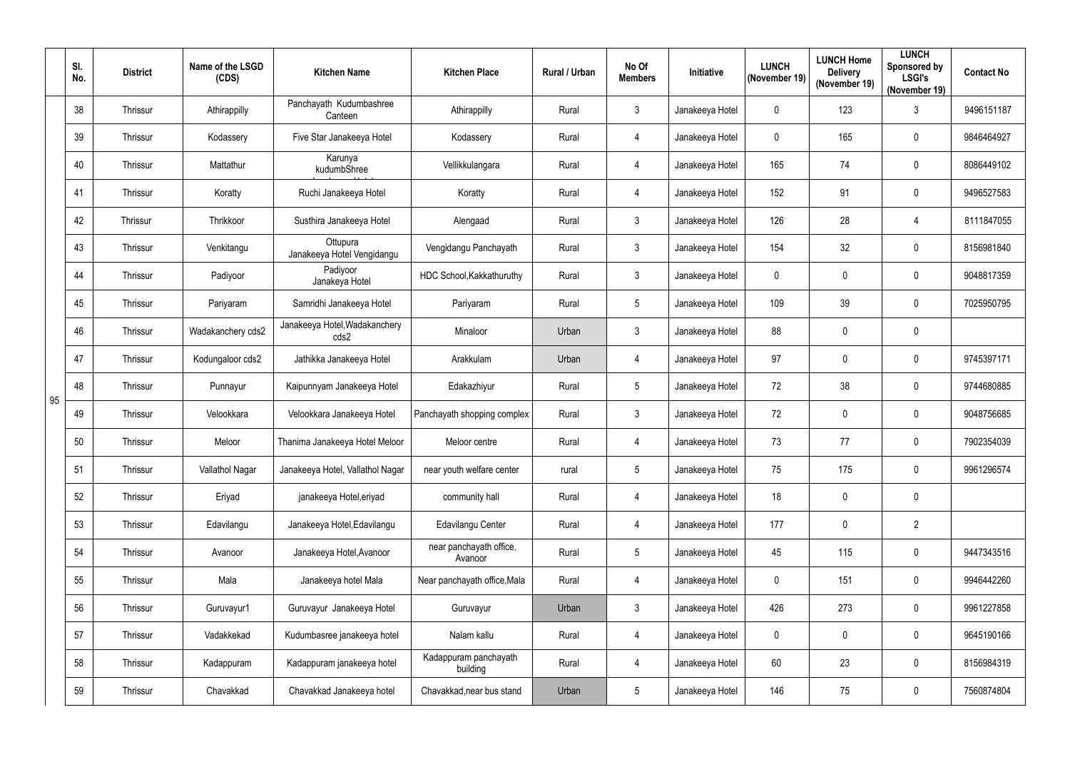|  | Sl. No. | District | Name of the LSGD (CDS) | Kitchen Name | Kitchen Place | Rural / Urban | No Of Members | Initiative | LUNCH (November 19) | LUNCH Home Delivery (November 19) | LUNCH Sponsored by LSGI's (November 19) | Contact No |
|---|---|---|---|---|---|---|---|---|---|---|---|---|
| 95 | 38 | Thrissur | Athirappilly | Panchayath Kudumbashree Canteen | Athirappilly | Rural | 3 | Janakeeya Hotel | 0 | 123 | 3 | 9496151187 |
|  | 39 | Thrissur | Kodassery | Five Star Janakeeya Hotel | Kodassery | Rural | 4 | Janakeeya Hotel | 0 | 165 | 0 | 9846464927 |
|  | 40 | Thrissur | Mattathur | Karunya kudumbShree | Vellikkulangara | Rural | 4 | Janakeeya Hotel | 165 | 74 | 0 | 8086449102 |
|  | 41 | Thrissur | Koratty | Ruchi Janakeeya Hotel | Koratty | Rural | 4 | Janakeeya Hotel | 152 | 91 | 0 | 9496527583 |
|  | 42 | Thrissur | Thrikkoor | Susthira Janakeeya Hotel | Alengaad | Rural | 3 | Janakeeya Hotel | 126 | 28 | 4 | 8111847055 |
|  | 43 | Thrissur | Venkitangu | Ottupura Janakeeya Hotel Vengidangu | Vengidangu Panchayath | Rural | 3 | Janakeeya Hotel | 154 | 32 | 0 | 8156981840 |
|  | 44 | Thrissur | Padiyoor | Padiyoor Janakeya Hotel | HDC School,Kakkathuruthy | Rural | 3 | Janakeeya Hotel | 0 | 0 | 0 | 9048817359 |
|  | 45 | Thrissur | Pariyaram | Samridhi Janakeeya Hotel | Pariyaram | Rural | 5 | Janakeeya Hotel | 109 | 39 | 0 | 7025950795 |
|  | 46 | Thrissur | Wadakanchery cds2 | Janakeeya Hotel,Wadakanchery cds2 | Minaloor | Urban | 3 | Janakeeya Hotel | 88 | 0 | 0 |  |
|  | 47 | Thrissur | Kodungaloor cds2 | Jathikka Janakeeya Hotel | Arakkulam | Urban | 4 | Janakeeya Hotel | 97 | 0 | 0 | 9745397171 |
|  | 48 | Thrissur | Punnayur | Kaipunnyam Janakeeya Hotel | Edakazhiyur | Rural | 5 | Janakeeya Hotel | 72 | 38 | 0 | 9744680885 |
|  | 49 | Thrissur | Velookkara | Velookkara Janakeeya Hotel | Panchayath shopping complex | Rural | 3 | Janakeeya Hotel | 72 | 0 | 0 | 9048756685 |
|  | 50 | Thrissur | Meloor | Thanima Janakeeya Hotel Meloor | Meloor centre | Rural | 4 | Janakeeya Hotel | 73 | 77 | 0 | 7902354039 |
|  | 51 | Thrissur | Vallathol Nagar | Janakeeya Hotel, Vallathol Nagar | near youth welfare center | rural | 5 | Janakeeya Hotel | 75 | 175 | 0 | 9961296574 |
|  | 52 | Thrissur | Eriyad | janakeeya Hotel,eriyad | community hall | Rural | 4 | Janakeeya Hotel | 18 | 0 | 0 |  |
|  | 53 | Thrissur | Edavilangu | Janakeeya Hotel,Edavilangu | Edavilangu Center | Rural | 4 | Janakeeya Hotel | 177 | 0 | 2 |  |
|  | 54 | Thrissur | Avanoor | Janakeeya Hotel,Avanoor | near panchayath office, Avanoor | Rural | 5 | Janakeeya Hotel | 45 | 115 | 0 | 9447343516 |
|  | 55 | Thrissur | Mala | Janakeeya hotel Mala | Near panchayath office,Mala | Rural | 4 | Janakeeya Hotel | 0 | 151 | 0 | 9946442260 |
|  | 56 | Thrissur | Guruvayur1 | Guruvayur Janakeeya Hotel | Guruvayur | Urban | 3 | Janakeeya Hotel | 426 | 273 | 0 | 9961227858 |
|  | 57 | Thrissur | Vadakkekad | Kudumbasree janakeeya hotel | Nalam kallu | Rural | 4 | Janakeeya Hotel | 0 | 0 | 0 | 9645190166 |
|  | 58 | Thrissur | Kadappuram | Kadappuram janakeeya hotel | Kadappuram panchayath building | Rural | 4 | Janakeeya Hotel | 60 | 23 | 0 | 8156984319 |
|  | 59 | Thrissur | Chavakkad | Chavakkad Janakeeya hotel | Chavakkad,near bus stand | Urban | 5 | Janakeeya Hotel | 146 | 75 | 0 | 7560874804 |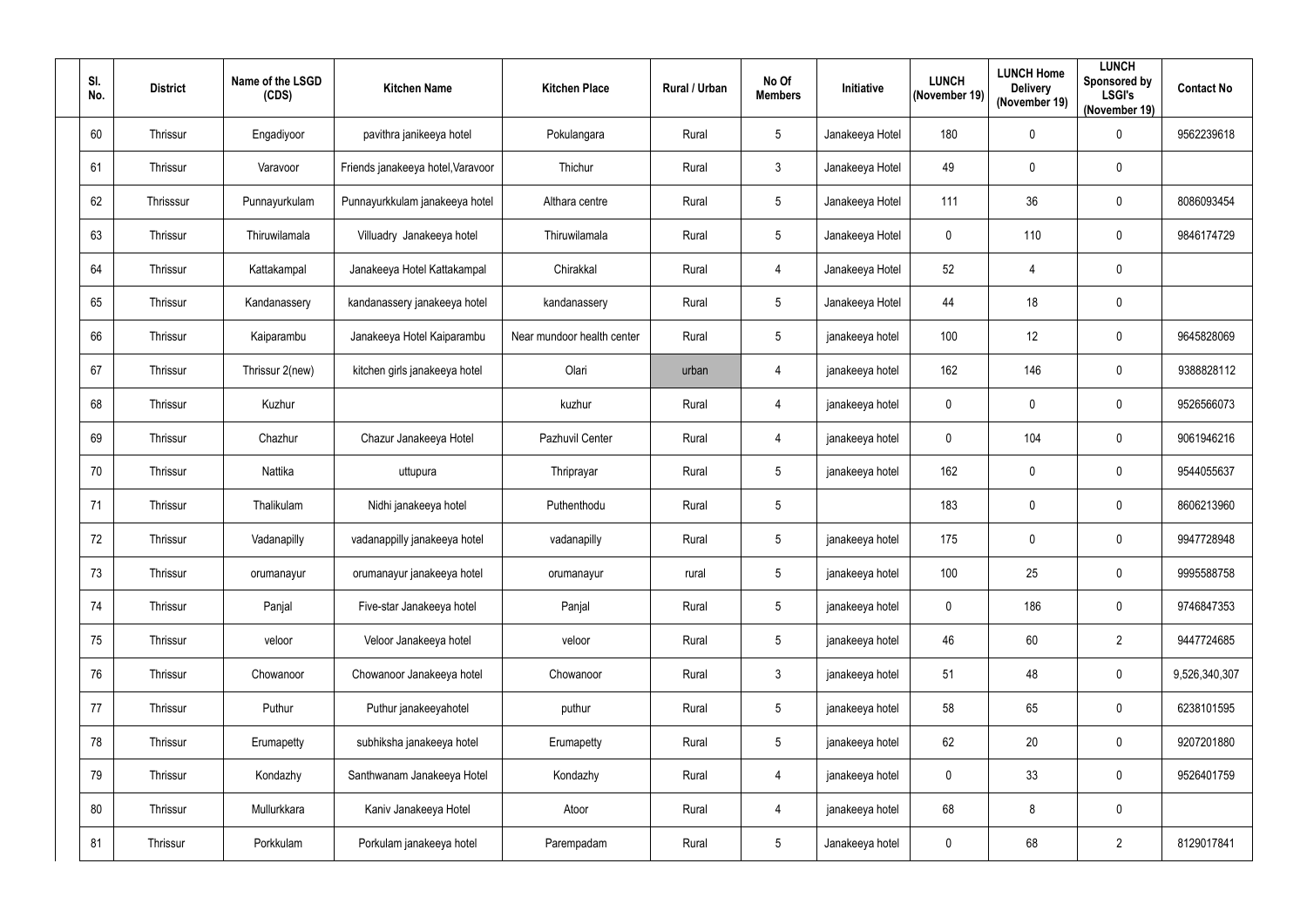| Sl. No. | District | Name of the LSGD (CDS) | Kitchen Name | Kitchen Place | Rural / Urban | No Of Members | Initiative | LUNCH (November 19) | LUNCH Home Delivery (November 19) | LUNCH Sponsored by LSGI's (November 19) | Contact No |
|---|---|---|---|---|---|---|---|---|---|---|---|
| 60 | Thrissur | Engadiyoor | pavithra janikeeya hotel | Pokulangara | Rural | 5 | Janakeeya Hotel | 180 | 0 | 0 | 9562239618 |
| 61 | Thrissur | Varavoor | Friends janakeeya hotel,Varavoor | Thichur | Rural | 3 | Janakeeya Hotel | 49 | 0 | 0 | |
| 62 | Thrisssur | Punnayurkulam | Punnayurkkulam janakeeya hotel | Althara centre | Rural | 5 | Janakeeya Hotel | 111 | 36 | 0 | 8086093454 |
| 63 | Thrissur | Thiruwilamala | Villuadry Janakeeya hotel | Thiruwilamala | Rural | 5 | Janakeeya Hotel | 0 | 110 | 0 | 9846174729 |
| 64 | Thrissur | Kattakampal | Janakeeya Hotel Kattakampal | Chirakkal | Rural | 4 | Janakeeya Hotel | 52 | 4 | 0 | |
| 65 | Thrissur | Kandanassery | kandanassery janakeeya hotel | kandanassery | Rural | 5 | Janakeeya Hotel | 44 | 18 | 0 | |
| 66 | Thrissur | Kaiparambu | Janakeeya Hotel Kaiparambu | Near mundoor health center | Rural | 5 | janakeeya hotel | 100 | 12 | 0 | 9645828069 |
| 67 | Thrissur | Thrissur 2(new) | kitchen girls janakeeya hotel | Olari | urban | 4 | janakeeya hotel | 162 | 146 | 0 | 9388828112 |
| 68 | Thrissur | Kuzhur | | kuzhur | Rural | 4 | janakeeya hotel | 0 | 0 | 0 | 9526566073 |
| 69 | Thrissur | Chazhur | Chazur Janakeeya Hotel | Pazhuvil Center | Rural | 4 | janakeeya hotel | 0 | 104 | 0 | 9061946216 |
| 70 | Thrissur | Nattika | uttupura | Thriprayar | Rural | 5 | janakeeya hotel | 162 | 0 | 0 | 9544055637 |
| 71 | Thrissur | Thalikulam | Nidhi janakeeya hotel | Puthenthodu | Rural | 5 | | 183 | 0 | 0 | 8606213960 |
| 72 | Thrissur | Vadanapilly | vadanappilly janakeeya hotel | vadanapilly | Rural | 5 | janakeeya hotel | 175 | 0 | 0 | 9947728948 |
| 73 | Thrissur | orumanayur | orumanayur janakeeya hotel | orumanayur | rural | 5 | janakeeya hotel | 100 | 25 | 0 | 9995588758 |
| 74 | Thrissur | Panjal | Five-star Janakeeya hotel | Panjal | Rural | 5 | janakeeya hotel | 0 | 186 | 0 | 9746847353 |
| 75 | Thrissur | veloor | Veloor Janakeeya hotel | veloor | Rural | 5 | janakeeya hotel | 46 | 60 | 2 | 9447724685 |
| 76 | Thrissur | Chowanoor | Chowanoor Janakeeya hotel | Chowanoor | Rural | 3 | janakeeya hotel | 51 | 48 | 0 | 9,526,340,307 |
| 77 | Thrissur | Puthur | Puthur janakeeyahotel | puthur | Rural | 5 | janakeeya hotel | 58 | 65 | 0 | 6238101595 |
| 78 | Thrissur | Erumapetty | subhiksha janakeeya hotel | Erumapetty | Rural | 5 | janakeeya hotel | 62 | 20 | 0 | 9207201880 |
| 79 | Thrissur | Kondazhy | Santhwanam Janakeeya Hotel | Kondazhy | Rural | 4 | janakeeya hotel | 0 | 33 | 0 | 9526401759 |
| 80 | Thrissur | Mullurkkara | Kaniv Janakeeya Hotel | Atoor | Rural | 4 | janakeeya hotel | 68 | 8 | 0 | |
| 81 | Thrissur | Porkkulam | Porkulam janakeeya hotel | Parempadam | Rural | 5 | Janakeeya hotel | 0 | 68 | 2 | 8129017841 |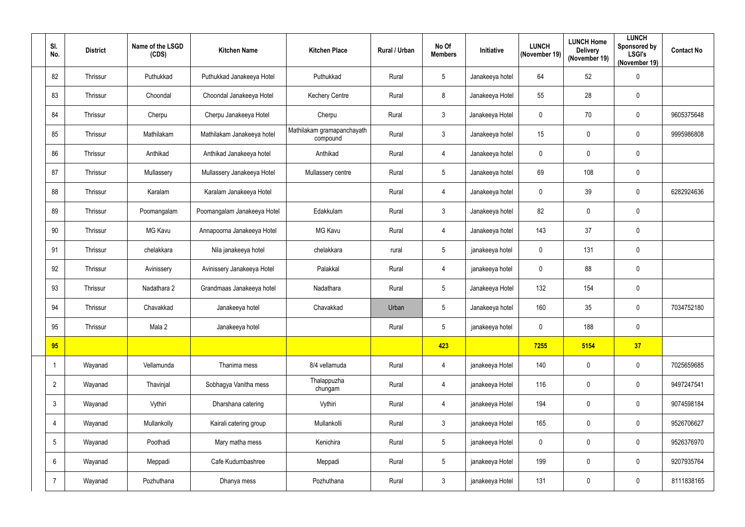| Sl. No. | District | Name of the LSGD (CDS) | Kitchen Name | Kitchen Place | Rural / Urban | No Of Members | Initiative | LUNCH (November 19) | LUNCH Home Delivery (November 19) | LUNCH Sponsored by LSGI's (November 19) | Contact No |
|---|---|---|---|---|---|---|---|---|---|---|---|
| 82 | Thrissur | Puthukkad | Puthukkad Janakeeya Hotel | Puthukkad | Rural | 5 | Janakeeya hotel | 64 | 52 | 0 | |
| 83 | Thrissur | Choondal | Choondal Janakeeya Hotel | Kechery Centre | Rural | 8 | Janakeeya Hotel | 55 | 28 | 0 | |
| 84 | Thrissur | Cherpu | Cherpu Janakeeya Hotel | Cherpu | Rural | 3 | Janakeeya Hotel | 0 | 70 | 0 | 9605375648 |
| 85 | Thrissur | Mathilakam | Mathilakam Janakeeya hotel | Mathilakam gramapanchayath compound | Rural | 3 | Janakeeya hotel | 15 | 0 | 0 | 9995986808 |
| 86 | Thrissur | Anthikad | Anthikad Janakeeya hotel | Anthikad | Rural | 4 | Janakeeya hotel | 0 | 0 | 0 | |
| 87 | Thrissur | Mullassery | Mullassery Janakeeya Hotel | Mullassery centre | Rural | 5 | Janakeeya hotel | 69 | 108 | 0 | |
| 88 | Thrissur | Karalam | Karalam Janakeeya Hotel | | Rural | 4 | Janakeeya hotel | 0 | 39 | 0 | 6282924636 |
| 89 | Thrissur | Poomangalam | Poomangalam Janakeeya Hotel | Edakkulam | Rural | 3 | Janakeeya hotel | 82 | 0 | 0 | |
| 90 | Thrissur | MG Kavu | Annapoorna Janakeeya Hotel | MG Kavu | Rural | 4 | Janakeeya hotel | 143 | 37 | 0 | |
| 91 | Thrissur | chelakkara | Nila janakeeya hotel | chelakkara | rural | 5 | janakeeya hotel | 0 | 131 | 0 | |
| 92 | Thrissur | Avinissery | Avinissery Janakeeya Hotel | Palakkal | Rural | 4 | janakeeya hotel | 0 | 88 | 0 | |
| 93 | Thrissur | Nadathara 2 | Grandmaas Janakeeya hotel | Nadathara | Rural | 5 | Janakeeya Hotel | 132 | 154 | 0 | |
| 94 | Thrissur | Chavakkad | Janakeeya hotel | Chavakkad | Urban | 5 | Janakeeya hotel | 160 | 35 | 0 | 7034752180 |
| 95 | Thrissur | Mala 2 | Janakeeya hotel | | Rural | 5 | janakeeya hotel | 0 | 188 | 0 | |
| **95** | | | | | | **423** | | **7255** | **5154** | **37** | |
| 1 | Wayanad | Vellamunda | Thanima mess | 8/4 vellamuda | Rural | 4 | janakeeya Hotel | 140 | 0 | 0 | 7025659685 |
| 2 | Wayanad | Thavinjal | Sobhagya Vanitha mess | Thalappuzha chungam | Rural | 4 | janakeeya Hotel | 116 | 0 | 0 | 9497247541 |
| 3 | Wayanad | Vythiri | Dharshana catering | Vythiri | Rural | 4 | janakeeya Hotel | 194 | 0 | 0 | 9074598184 |
| 4 | Wayanad | Mullankolly | Kairali catering group | Mullankolli | Rural | 3 | janakeeya Hotel | 165 | 0 | 0 | 9526706627 |
| 5 | Wayanad | Poothadi | Mary matha mess | Kenichira | Rural | 5 | janakeeya Hotel | 0 | 0 | 0 | 9526376970 |
| 6 | Wayanad | Meppadi | Cafe Kudumbashree | Meppadi | Rural | 5 | janakeeya Hotel | 199 | 0 | 0 | 9207935764 |
| 7 | Wayanad | Pozhuthana | Dhanya mess | Pozhuthana | Rural | 3 | janakeeya Hotel | 131 | 0 | 0 | 8111838165 |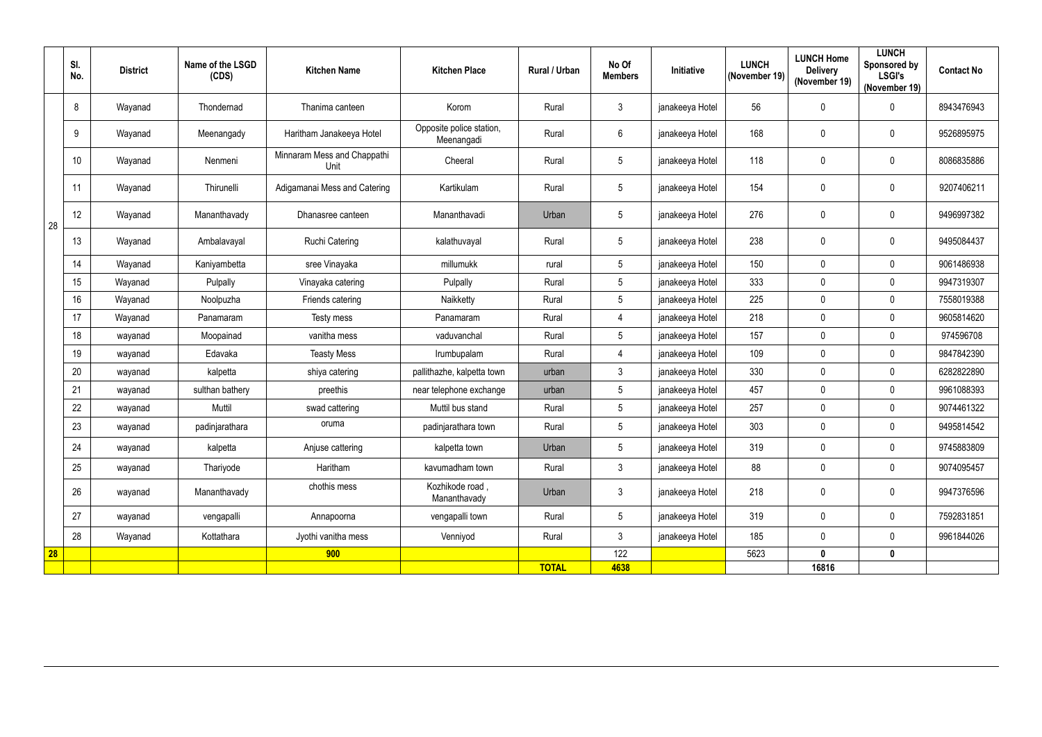|  | Sl. No. | District | Name of the LSGD (CDS) | Kitchen Name | Kitchen Place | Rural / Urban | No Of Members | Initiative | LUNCH (November 19) | LUNCH Home Delivery (November 19) | LUNCH Sponsored by LSGI's (November 19) | Contact No |
|---|---|---|---|---|---|---|---|---|---|---|---|---|
| 28 | 8 | Wayanad | Thondernad | Thanima canteen | Korom | Rural | 3 | janakeeya Hotel | 56 | 0 | 0 | 8943476943 |
|  | 9 | Wayanad | Meenangady | Haritham Janakeeya Hotel | Opposite police station, Meenangadi | Rural | 6 | janakeeya Hotel | 168 | 0 | 0 | 9526895975 |
|  | 10 | Wayanad | Nenmeni | Minnaram Mess and Chappathi Unit | Cheeral | Rural | 5 | janakeeya Hotel | 118 | 0 | 0 | 8086835886 |
|  | 11 | Wayanad | Thirunelli | Adigamanai Mess and Catering | Kartikulam | Rural | 5 | janakeeya Hotel | 154 | 0 | 0 | 9207406211 |
|  | 12 | Wayanad | Mananthavady | Dhanasree canteen | Mananthavadi | Urban | 5 | janakeeya Hotel | 276 | 0 | 0 | 9496997382 |
|  | 13 | Wayanad | Ambalavayal | Ruchi Catering | kalathuvayal | Rural | 5 | janakeeya Hotel | 238 | 0 | 0 | 9495084437 |
|  | 14 | Wayanad | Kaniyambetta | sree Vinayaka | millumukk | rural | 5 | janakeeya Hotel | 150 | 0 | 0 | 9061486938 |
|  | 15 | Wayanad | Pulpally | Vinayaka catering | Pulpally | Rural | 5 | janakeeya Hotel | 333 | 0 | 0 | 9947319307 |
|  | 16 | Wayanad | Noolpuzha | Friends catering | Naikketty | Rural | 5 | janakeeya Hotel | 225 | 0 | 0 | 7558019388 |
|  | 17 | Wayanad | Panamaram | Testy mess | Panamaram | Rural | 4 | janakeeya Hotel | 218 | 0 | 0 | 9605814620 |
|  | 18 | wayanad | Moopainad | vanitha mess | vaduvanchal | Rural | 5 | janakeeya Hotel | 157 | 0 | 0 | 974596708 |
|  | 19 | wayanad | Edavaka | Teasty Mess | Irumbupalam | Rural | 4 | janakeeya Hotel | 109 | 0 | 0 | 9847842390 |
|  | 20 | wayanad | kalpetta | shiya catering | pallithazhe, kalpetta town | urban | 3 | janakeeya Hotel | 330 | 0 | 0 | 6282822890 |
|  | 21 | wayanad | sulthan bathery | preethis | near telephone exchange | urban | 5 | janakeeya Hotel | 457 | 0 | 0 | 9961088393 |
|  | 22 | wayanad | Muttil | swad cattering | Muttil bus stand | Rural | 5 | janakeeya Hotel | 257 | 0 | 0 | 9074461322 |
|  | 23 | wayanad | padinjarathara | oruma | padinjarathara town | Rural | 5 | janakeeya Hotel | 303 | 0 | 0 | 9495814542 |
|  | 24 | wayanad | kalpetta | Anjuse cattering | kalpetta town | Urban | 5 | janakeeya Hotel | 319 | 0 | 0 | 9745883809 |
|  | 25 | wayanad | Thariyode | Haritham | kavumadham town | Rural | 3 | janakeeya Hotel | 88 | 0 | 0 | 9074095457 |
|  | 26 | wayanad | Mananthavady | chothis mess | Kozhikode road , Mananthavady | Urban | 3 | janakeeya Hotel | 218 | 0 | 0 | 9947376596 |
|  | 27 | wayanad | vengapalli | Annapoorna | vengapalli town | Rural | 5 | janakeeya Hotel | 319 | 0 | 0 | 7592831851 |
|  | 28 | Wayanad | Kottathara | Jyothi vanitha mess | Venniyod | Rural | 3 | janakeeya Hotel | 185 | 0 | 0 | 9961844026 |
| **28** |  |  |  | **900** |  |  | 122 |  | 5623 | **0** | **0** |  |
|  |  |  |  |  |  | **TOTAL** | **4638** |  |  | **16816** |  |  |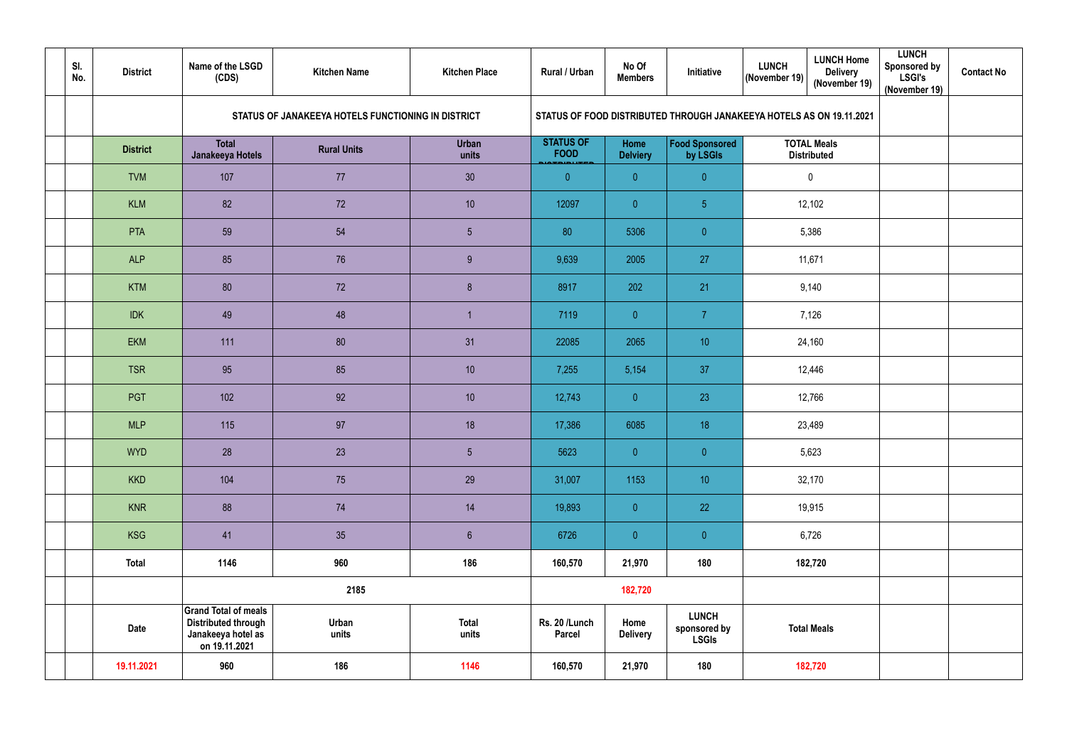| | Sl. No. | District | Name of the LSGD (CDS) | Kitchen Name | Kitchen Place | Rural / Urban | No Of Members | Initiative | LUNCH (November 19) | LUNCH Home Delivery (November 19) | LUNCH Sponsored by LSGI's (November 19) | Contact No |
|---|---|---|---|---|---|---|---|---|---|---|---|---|
| | | | STATUS OF JANAKEEYA HOTELS FUNCTIONING IN DISTRICT | | | STATUS OF FOOD DISTRIBUTED THROUGH JANAKEEYA HOTELS AS ON 19.11.2021 | | | | | | |
| | | District | Total Janakeeya Hotels | Rural Units | Urban units | STATUS OF FOOD DISTRIBUTED | Home Delviery | Food Sponsored by LSGIs | TOTAL Meals Distributed | | | |
| | | TVM | 107 | 77 | 30 | 0 | 0 | 0 | 0 | | | |
| | | KLM | 82 | 72 | 10 | 12097 | 0 | 5 | 12,102 | | | |
| | | PTA | 59 | 54 | 5 | 80 | 5306 | 0 | 5,386 | | | |
| | | ALP | 85 | 76 | 9 | 9,639 | 2005 | 27 | 11,671 | | | |
| | | KTM | 80 | 72 | 8 | 8917 | 202 | 21 | 9,140 | | | |
| | | IDK | 49 | 48 | 1 | 7119 | 0 | 7 | 7,126 | | | |
| | | EKM | 111 | 80 | 31 | 22085 | 2065 | 10 | 24,160 | | | |
| | | TSR | 95 | 85 | 10 | 7,255 | 5,154 | 37 | 12,446 | | | |
| | | PGT | 102 | 92 | 10 | 12,743 | 0 | 23 | 12,766 | | | |
| | | MLP | 115 | 97 | 18 | 17,386 | 6085 | 18 | 23,489 | | | |
| | | WYD | 28 | 23 | 5 | 5623 | 0 | 0 | 5,623 | | | |
| | | KKD | 104 | 75 | 29 | 31,007 | 1153 | 10 | 32,170 | | | |
| | | KNR | 88 | 74 | 14 | 19,893 | 0 | 22 | 19,915 | | | |
| | | KSG | 41 | 35 | 6 | 6726 | 0 | 0 | 6,726 | | | |
| | | Total | 1146 | 960 | 186 | 160,570 | 21,970 | 180 | 182,720 | | | |
| | | | 2185 | | | 182,720 | | | | | | |
| | | Date | Grand Total of meals Distributed through Janakeeya hotel as on 19.11.2021 | Urban units | Total units | Rs. 20 /Lunch Parcel | Home Delivery | LUNCH sponsored by LSGIs | Total Meals | | | |
| | | 19.11.2021 | 960 | 186 | 1146 | 160,570 | 21,970 | 180 | 182,720 | | | |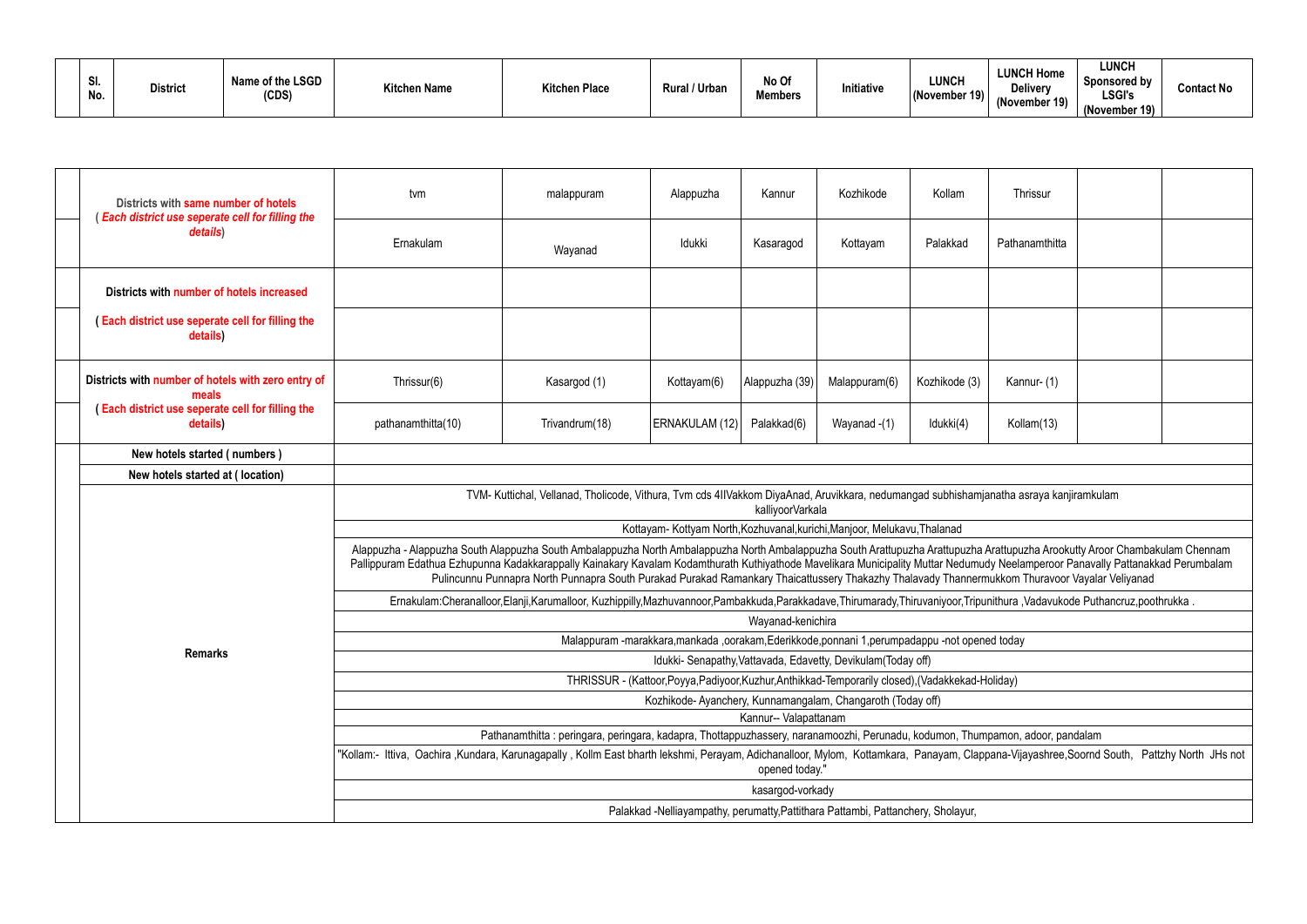| Sl. No. | District | Name of the LSGD (CDS) | Kitchen Name | Kitchen Place | Rural / Urban | No Of Members | Initiative | LUNCH (November 19) | LUNCH Home Delivery (November 19) | LUNCH Sponsored by LSGI's (November 19) | Contact No |
|---|---|---|---|---|---|---|---|---|---|---|---|

| | | | | | | | | | | |
|---|---|---|---|---|---|---|---|---|---|---|
| | Districts with same number of hotels ( *Each district use seperate cell for filling the details*) | tvm | malappuram | Alappuzha | Kannur | Kozhikode | Kollam | Thrissur | | |
| | | Ernakulam | Wayanad | Idukki | Kasaragod | Kottayam | Palakkad | Pathanamthitta | | |
| | Districts with number of hotels increased | | | | | | | | | |
| | ( Each district use seperate cell for filling the details) | | | | | | | | | |
| | Districts with number of hotels with zero entry of meals ( Each district use seperate cell for filling the details) | Thrissur(6) | Kasargod (1) | Kottayam(6) | Alappuzha (39) | Malappuram(6) | Kozhikode (3) | Kannur- (1) | | |
| | | pathanamthitta(10) | Trivandrum(18) | ERNAKULAM (12) | Palakkad(6) | Wayanad -(1) | Idukki(4) | Kollam(13) | | |
| | New hotels started ( numbers ) | | | | | | | | | |
| | New hotels started at ( location) | | | | | | | | | |
| | Remarks | TVM- Kuttichal, Vellanad, Tholicode, Vithura, Tvm cds 4IIVakkom DiyaAnad, Aruvikkara, nedumangad subhishamjanatha asraya kanjiramkulam kalliyoorVarkala | | | | | | | | |
| | | Kottayam- Kottyam North,Kozhuvanal,kurichi,Manjoor, Melukavu,Thalanad | | | | | | | | |
| | | Alappuzha - Alappuzha South Alappuzha South Ambalappuzha North Ambalappuzha North Ambalappuzha South Arattupuzha Arattupuzha Arattupuzha Arookutty Aroor Chambakulam Chennam Pallippuram Edathua Ezhupunna Kadakkarappally Kainakary Kavalam Kodamthurath Kuthiyathode Mavelikara Municipality Muttar Nedumudy Neelamperoor Panavally Pattanakkad Perumbalam Pulincunnu Punnapra North Punnapra South Purakad Purakad Ramankary Thaicattussery Thakazhy Thalavady Thannermukkom Thuravoor Vayalar Veliyanad | | | | | | | | |
| | | Ernakulam:Cheranalloor,Elanji,Karumalloor, Kuzhippilly,Mazhuvannoor,Pambakkuda,Parakkadave,Thirumarady,Thiruvaniyoor,Tripunithura ,Vadavukode Puthancruz,poothrukka . | | | | | | | | |
| | | Wayanad-kenichira | | | | | | | | |
| | | Malappuram -marakkara,mankada ,oorakam,Ederikkode,ponnani 1,perumpadappu -not opened today | | | | | | | | |
| | | Idukki- Senapathy,Vattavada, Edavetty, Devikulam(Today off) | | | | | | | | |
| | | THRISSUR - (Kattoor,Poyya,Padiyoor,Kuzhur,Anthikkad-Temporarily closed),(Vadakkekad-Holiday) | | | | | | | | |
| | | Kozhikode- Ayanchery, Kunnamangalam, Changaroth (Today off) | | | | | | | | |
| | | Kannur-- Valapattanam | | | | | | | | |
| | | Pathanamthitta : peringara, peringara, kadapra, Thottappuzhassery, naranamoozhi, Perunadu, kodumon, Thumpamon, adoor, pandalam | | | | | | | | |
| | | "Kollam:- Ittiva, Oachira ,Kundara, Karunagapally , Kollm East bharth lekshmi, Perayam, Adichanalloor, Mylom, Kottamkara, Panayam, Clappana-Vijayashree,Soornd South, Pattzhy North JHs not opened today." | | | | | | | | |
| | | kasargod-vorkady | | | | | | | | |
| | | Palakkad -Nelliayampathy, perumatty,Pattithara Pattambi, Pattanchery, Sholayur, | | | | | | | | |